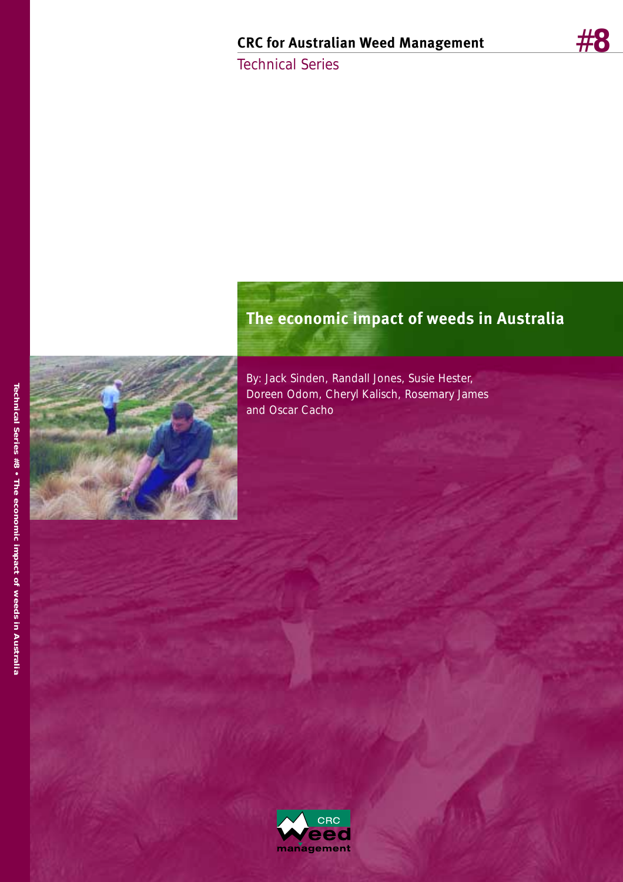**CRC for Australian Weed Management**

Technical Series

#8

# The economic impact of weeds in Australia

By: Jack Sinden, Randall Jones, Susie Hester, Doreen Odom, Cheryl Kalisch, Rosemary James and Oscar Cacho

Technical Series #8 • The economic impact of weeds in Australia

CRC Weed management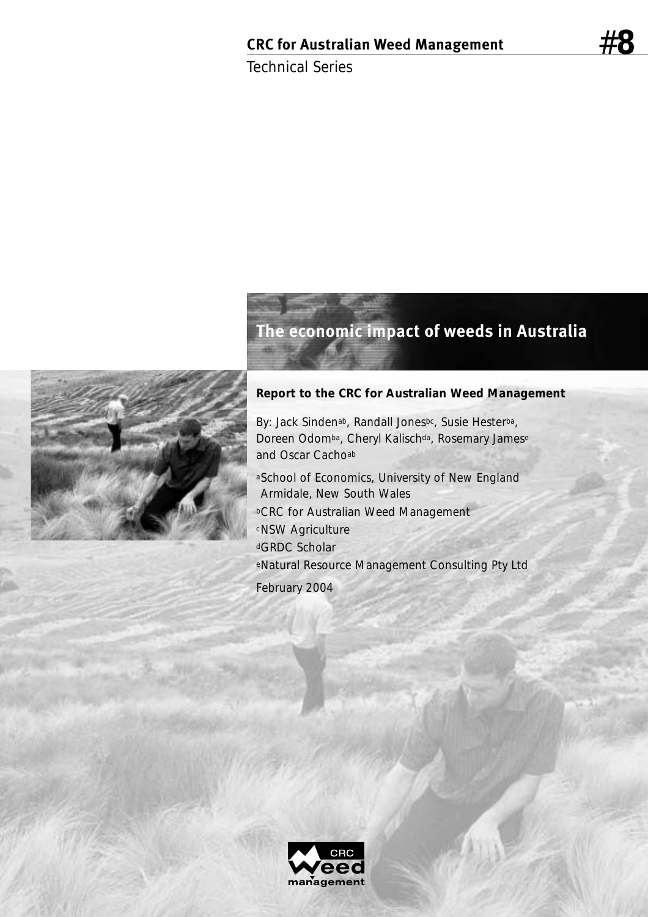**CRC for Australian Weed Management**

Technical Series

**#8**

# The economic impact of weeds in Australia

**Report to the CRC for Australian Weed Management**

By: Jack Sinden[ab], Randall Jones[bc], Susie Hester[ba], Doreen Odom[ba], Cheryl Kalisch[da], Rosemary James[e] and Oscar Cacho[ab]

[a]School of Economics, University of New England Armidale, New South Wales

[b]CRC for Australian Weed Management

[c]NSW Agriculture

[d]GRDC Scholar

[e]Natural Resource Management Consulting Pty Ltd

February 2004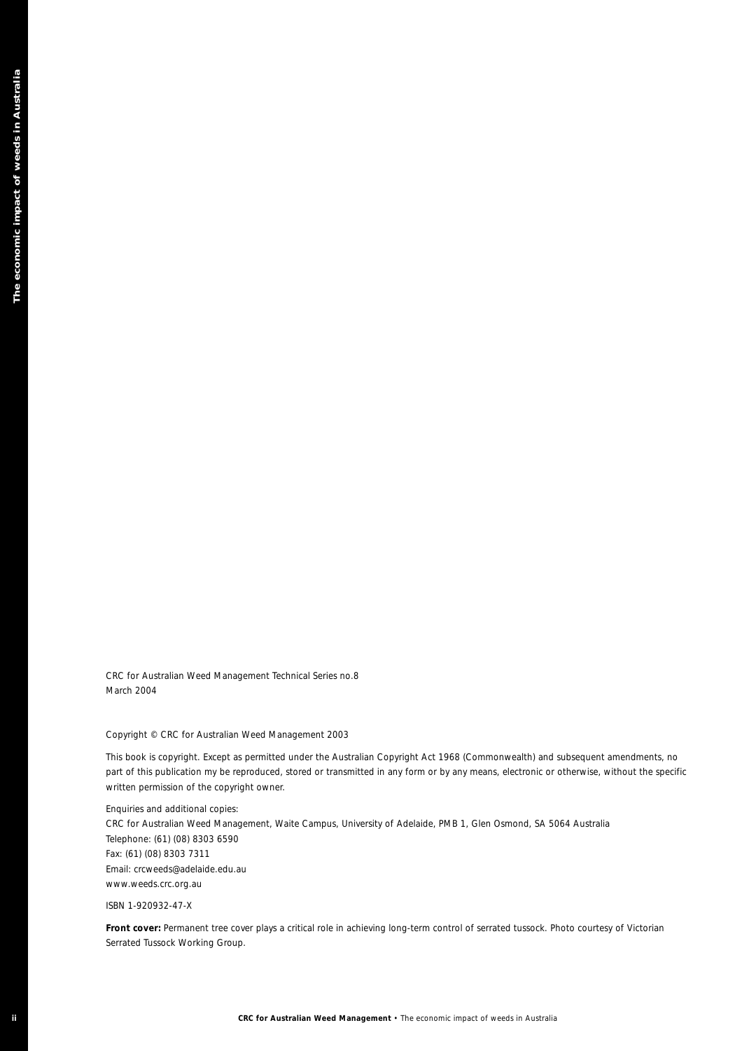CRC for Australian Weed Management Technical Series no.8
March 2004

Copyright © CRC for Australian Weed Management 2003

This book is copyright. Except as permitted under the Australian Copyright Act 1968 (Commonwealth) and subsequent amendments, no part of this publication my be reproduced, stored or transmitted in any form or by any means, electronic or otherwise, without the specific written permission of the copyright owner.

Enquiries and additional copies:
CRC for Australian Weed Management, Waite Campus, University of Adelaide, PMB 1, Glen Osmond, SA 5064 Australia
Telephone: (61) (08) 8303 6590
Fax: (61) (08) 8303 7311
Email: crcweeds@adelaide.edu.au
www.weeds.crc.org.au

ISBN 1-920932-47-X

**Front cover:** Permanent tree cover plays a critical role in achieving long-term control of serrated tussock. Photo courtesy of Victorian Serrated Tussock Working Group.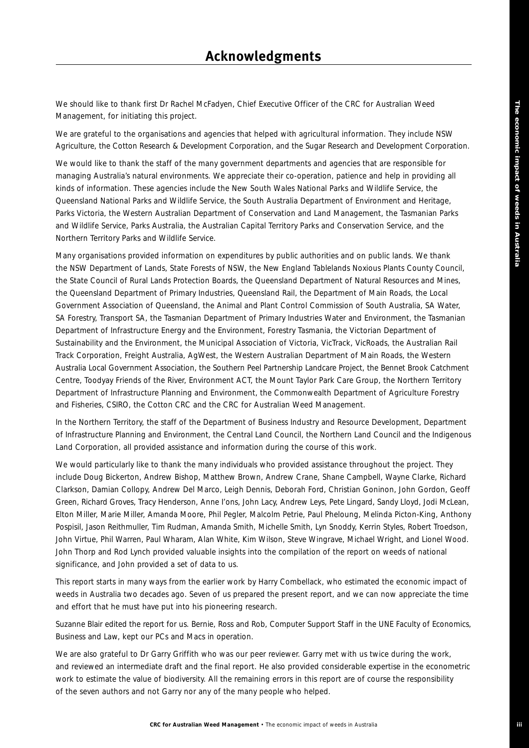# Acknowledgments

We should like to thank first Dr Rachel McFadyen, Chief Executive Officer of the CRC for Australian Weed Management, for initiating this project.

We are grateful to the organisations and agencies that helped with agricultural information. They include NSW Agriculture, the Cotton Research & Development Corporation, and the Sugar Research and Development Corporation.

We would like to thank the staff of the many government departments and agencies that are responsible for managing Australia's natural environments. We appreciate their co-operation, patience and help in providing all kinds of information. These agencies include the New South Wales National Parks and Wildlife Service, the Queensland National Parks and Wildlife Service, the South Australia Department of Environment and Heritage, Parks Victoria, the Western Australian Department of Conservation and Land Management, the Tasmanian Parks and Wildlife Service, Parks Australia, the Australian Capital Territory Parks and Conservation Service, and the Northern Territory Parks and Wildlife Service.

Many organisations provided information on expenditures by public authorities and on public lands. We thank the NSW Department of Lands, State Forests of NSW, the New England Tablelands Noxious Plants County Council, the State Council of Rural Lands Protection Boards, the Queensland Department of Natural Resources and Mines, the Queensland Department of Primary Industries, Queensland Rail, the Department of Main Roads, the Local Government Association of Queensland, the Animal and Plant Control Commission of South Australia, SA Water, SA Forestry, Transport SA, the Tasmanian Department of Primary Industries Water and Environment, the Tasmanian Department of Infrastructure Energy and the Environment, Forestry Tasmania, the Victorian Department of Sustainability and the Environment, the Municipal Association of Victoria, VicTrack, VicRoads, the Australian Rail Track Corporation, Freight Australia, AgWest, the Western Australian Department of Main Roads, the Western Australia Local Government Association, the Southern Peel Partnership Landcare Project, the Bennet Brook Catchment Centre, Toodyay Friends of the River, Environment ACT, the Mount Taylor Park Care Group, the Northern Territory Department of Infrastructure Planning and Environment, the Commonwealth Department of Agriculture Forestry and Fisheries, CSIRO, the Cotton CRC and the CRC for Australian Weed Management.

In the Northern Territory, the staff of the Department of Business Industry and Resource Development, Department of Infrastructure Planning and Environment, the Central Land Council, the Northern Land Council and the Indigenous Land Corporation, all provided assistance and information during the course of this work.

We would particularly like to thank the many individuals who provided assistance throughout the project. They include Doug Bickerton, Andrew Bishop, Matthew Brown, Andrew Crane, Shane Campbell, Wayne Clarke, Richard Clarkson, Damian Collopy, Andrew Del Marco, Leigh Dennis, Deborah Ford, Christian Goninon, John Gordon, Geoff Green, Richard Groves, Tracy Henderson, Anne I'ons, John Lacy, Andrew Leys, Pete Lingard, Sandy Lloyd, Jodi McLean, Elton Miller, Marie Miller, Amanda Moore, Phil Pegler, Malcolm Petrie, Paul Pheloung, Melinda Picton-King, Anthony Pospisil, Jason Reithmuller, Tim Rudman, Amanda Smith, Michelle Smith, Lyn Snoddy, Kerrin Styles, Robert Troedson, John Virtue, Phil Warren, Paul Wharam, Alan White, Kim Wilson, Steve Wingrave, Michael Wright, and Lionel Wood. John Thorp and Rod Lynch provided valuable insights into the compilation of the report on weeds of national significance, and John provided a set of data to us.

This report starts in many ways from the earlier work by Harry Combellack, who estimated the economic impact of weeds in Australia two decades ago. Seven of us prepared the present report, and we can now appreciate the time and effort that he must have put into his pioneering research.

Suzanne Blair edited the report for us. Bernie, Ross and Rob, Computer Support Staff in the UNE Faculty of Economics, Business and Law, kept our PCs and Macs in operation.

We are also grateful to Dr Garry Griffith who was our peer reviewer. Garry met with us twice during the work, and reviewed an intermediate draft and the final report. He also provided considerable expertise in the econometric work to estimate the value of biodiversity. All the remaining errors in this report are of course the responsibility of the seven authors and not Garry nor any of the many people who helped.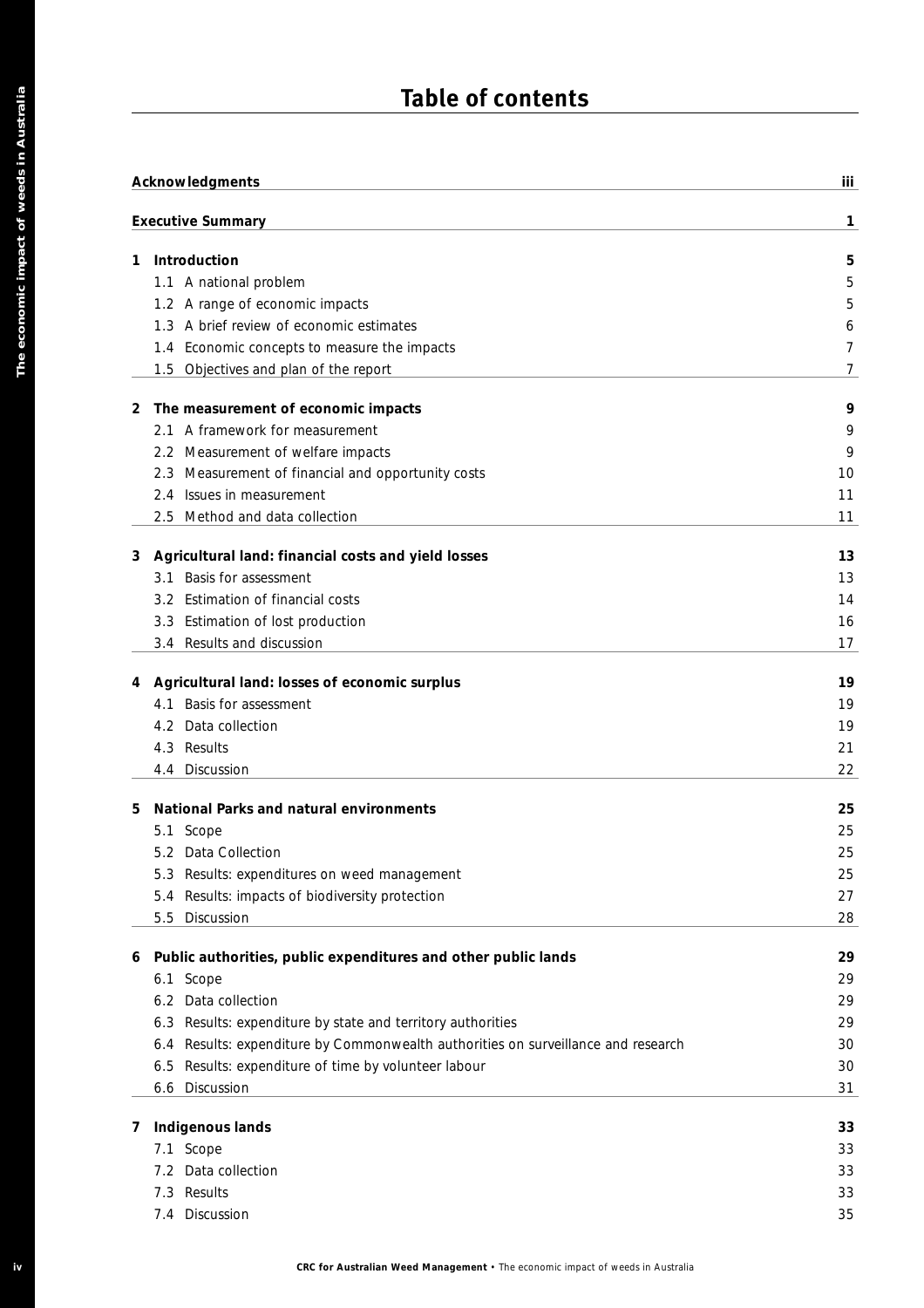# Table of contents

| | |
|---|---|
| **Acknowledgments** | **iii** |
| **Executive Summary** | **1** |
| **1 Introduction** | **5** |
| 1.1 A national problem | 5 |
| 1.2 A range of economic impacts | 5 |
| 1.3 A brief review of economic estimates | 6 |
| 1.4 Economic concepts to measure the impacts | 7 |
| 1.5 Objectives and plan of the report | 7 |
| **2 The measurement of economic impacts** | **9** |
| 2.1 A framework for measurement | 9 |
| 2.2 Measurement of welfare impacts | 9 |
| 2.3 Measurement of financial and opportunity costs | 10 |
| 2.4 Issues in measurement | 11 |
| 2.5 Method and data collection | 11 |
| **3 Agricultural land: financial costs and yield losses** | **13** |
| 3.1 Basis for assessment | 13 |
| 3.2 Estimation of financial costs | 14 |
| 3.3 Estimation of lost production | 16 |
| 3.4 Results and discussion | 17 |
| **4 Agricultural land: losses of economic surplus** | **19** |
| 4.1 Basis for assessment | 19 |
| 4.2 Data collection | 19 |
| 4.3 Results | 21 |
| 4.4 Discussion | 22 |
| **5 National Parks and natural environments** | **25** |
| 5.1 Scope | 25 |
| 5.2 Data Collection | 25 |
| 5.3 Results: expenditures on weed management | 25 |
| 5.4 Results: impacts of biodiversity protection | 27 |
| 5.5 Discussion | 28 |
| **6 Public authorities, public expenditures and other public lands** | **29** |
| 6.1 Scope | 29 |
| 6.2 Data collection | 29 |
| 6.3 Results: expenditure by state and territory authorities | 29 |
| 6.4 Results: expenditure by Commonwealth authorities on surveillance and research | 30 |
| 6.5 Results: expenditure of time by volunteer labour | 30 |
| 6.6 Discussion | 31 |
| **7 Indigenous lands** | **33** |
| 7.1 Scope | 33 |
| 7.2 Data collection | 33 |
| 7.3 Results | 33 |
| 7.4 Discussion | 35 |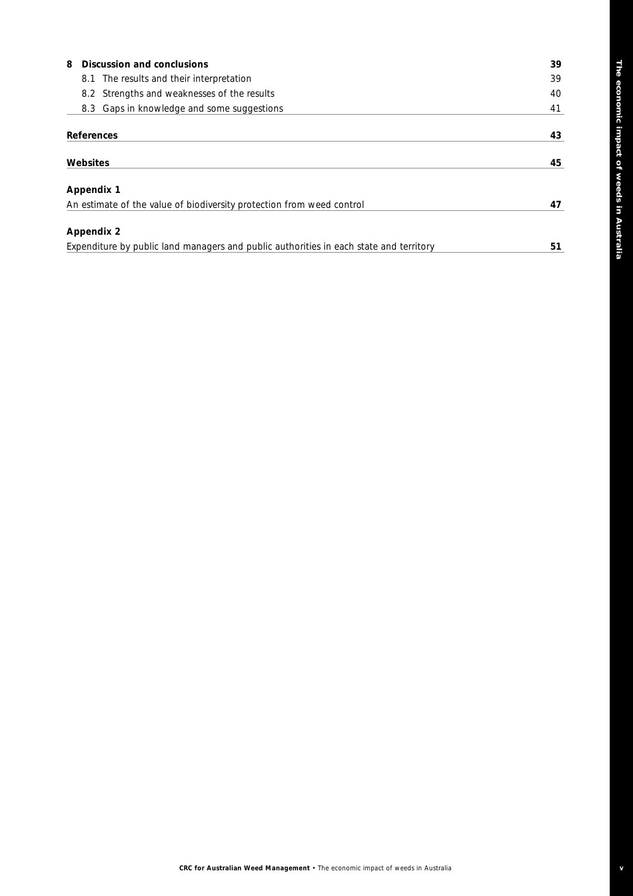| | |
|---|---|
| **8 Discussion and conclusions** | **39** |
| 8.1 The results and their interpretation | 39 |
| 8.2 Strengths and weaknesses of the results | 40 |
| 8.3 Gaps in knowledge and some suggestions | 41 |
| **References** | **43** |
| **Websites** | **45** |
| **Appendix 1** | |
| An estimate of the value of biodiversity protection from weed control | **47** |
| **Appendix 2** | |
| Expenditure by public land managers and public authorities in each state and territory | **51** |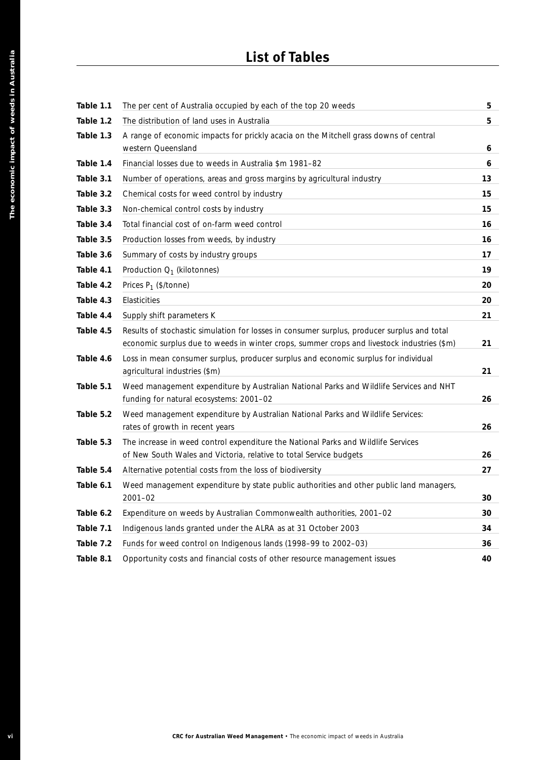# List of Tables

| | | |
|---|---|---|
| **Table 1.1** | The per cent of Australia occupied by each of the top 20 weeds | **5** |
| **Table 1.2** | The distribution of land uses in Australia | **5** |
| **Table 1.3** | A range of economic impacts for prickly acacia on the Mitchell grass downs of central western Queensland | **6** |
| **Table 1.4** | Financial losses due to weeds in Australia $m 1981–82 | **6** |
| **Table 3.1** | Number of operations, areas and gross margins by agricultural industry | **13** |
| **Table 3.2** | Chemical costs for weed control by industry | **15** |
| **Table 3.3** | Non-chemical control costs by industry | **15** |
| **Table 3.4** | Total financial cost of on-farm weed control | **16** |
| **Table 3.5** | Production losses from weeds, by industry | **16** |
| **Table 3.6** | Summary of costs by industry groups | **17** |
| **Table 4.1** | Production $Q_1$ (kilotonnes) | **19** |
| **Table 4.2** | Prices $P_1$ ($/tonne) | **20** |
| **Table 4.3** | Elasticities | **20** |
| **Table 4.4** | Supply shift parameters K | **21** |
| **Table 4.5** | Results of stochastic simulation for losses in consumer surplus, producer surplus and total economic surplus due to weeds in winter crops, summer crops and livestock industries ($m) | **21** |
| **Table 4.6** | Loss in mean consumer surplus, producer surplus and economic surplus for individual agricultural industries ($m) | **21** |
| **Table 5.1** | Weed management expenditure by Australian National Parks and Wildlife Services and NHT funding for natural ecosystems: 2001–02 | **26** |
| **Table 5.2** | Weed management expenditure by Australian National Parks and Wildlife Services: rates of growth in recent years | **26** |
| **Table 5.3** | The increase in weed control expenditure the National Parks and Wildlife Services of New South Wales and Victoria, relative to total Service budgets | **26** |
| **Table 5.4** | Alternative potential costs from the loss of biodiversity | **27** |
| **Table 6.1** | Weed management expenditure by state public authorities and other public land managers, 2001–02 | **30** |
| **Table 6.2** | Expenditure on weeds by Australian Commonwealth authorities, 2001–02 | **30** |
| **Table 7.1** | Indigenous lands granted under the ALRA as at 31 October 2003 | **34** |
| **Table 7.2** | Funds for weed control on Indigenous lands (1998–99 to 2002–03) | **36** |
| **Table 8.1** | Opportunity costs and financial costs of other resource management issues | **40** |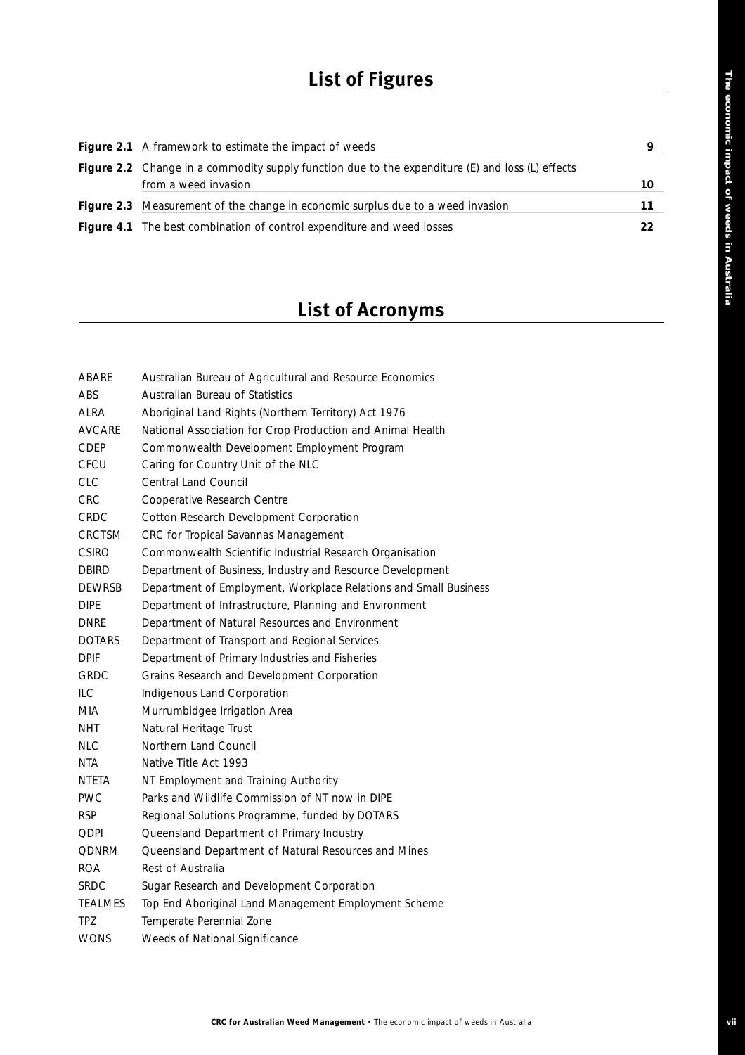# List of Figures

| | | |
|---|---|---|
| **Figure 2.1** | A framework to estimate the impact of weeds | 9 |
| **Figure 2.2** | Change in a commodity supply function due to the expenditure (E) and loss (L) effects from a weed invasion | 10 |
| **Figure 2.3** | Measurement of the change in economic surplus due to a weed invasion | 11 |
| **Figure 4.1** | The best combination of control expenditure and weed losses | 22 |

# List of Acronyms

| | |
|---|---|
| ABARE | Australian Bureau of Agricultural and Resource Economics |
| ABS | Australian Bureau of Statistics |
| ALRA | Aboriginal Land Rights (Northern Territory) Act 1976 |
| AVCARE | National Association for Crop Production and Animal Health |
| CDEP | Commonwealth Development Employment Program |
| CFCU | Caring for Country Unit of the NLC |
| CLC | Central Land Council |
| CRC | Cooperative Research Centre |
| CRDC | Cotton Research Development Corporation |
| CRCTSM | CRC for Tropical Savannas Management |
| CSIRO | Commonwealth Scientific Industrial Research Organisation |
| DBIRD | Department of Business, Industry and Resource Development |
| DEWRSB | Department of Employment, Workplace Relations and Small Business |
| DIPE | Department of Infrastructure, Planning and Environment |
| DNRE | Department of Natural Resources and Environment |
| DOTARS | Department of Transport and Regional Services |
| DPIF | Department of Primary Industries and Fisheries |
| GRDC | Grains Research and Development Corporation |
| ILC | Indigenous Land Corporation |
| MIA | Murrumbidgee Irrigation Area |
| NHT | Natural Heritage Trust |
| NLC | Northern Land Council |
| NTA | Native Title Act 1993 |
| NTETA | NT Employment and Training Authority |
| PWC | Parks and Wildlife Commission of NT now in DIPE |
| RSP | Regional Solutions Programme, funded by DOTARS |
| QDPI | Queensland Department of Primary Industry |
| QDNRM | Queensland Department of Natural Resources and Mines |
| ROA | Rest of Australia |
| SRDC | Sugar Research and Development Corporation |
| TEALMES | Top End Aboriginal Land Management Employment Scheme |
| TPZ | Temperate Perennial Zone |
| WONS | Weeds of National Significance |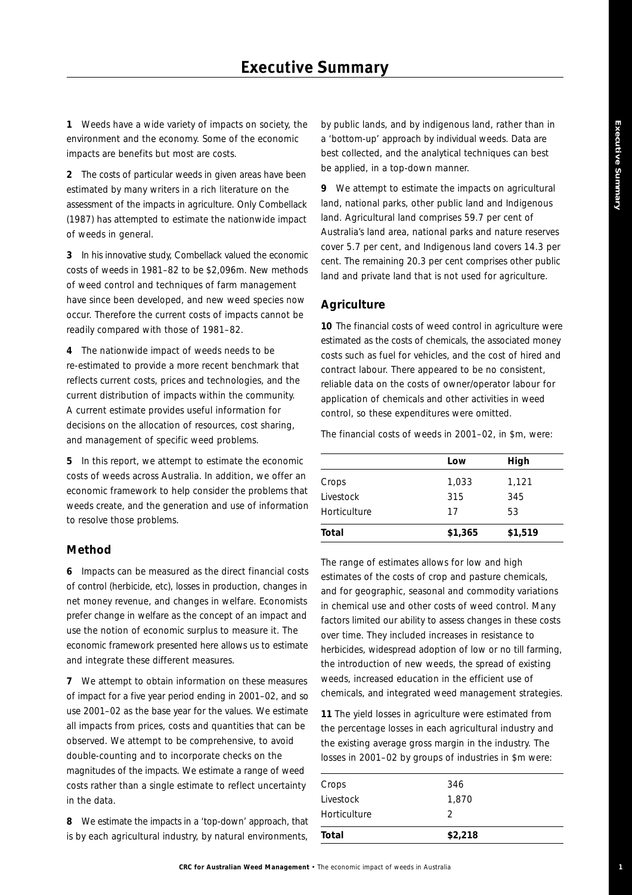# Executive Summary

**1** Weeds have a wide variety of impacts on society, the environment and the economy. Some of the economic impacts are benefits but most are costs.

**2** The costs of particular weeds in given areas have been estimated by many writers in a rich literature on the assessment of the impacts in agriculture. Only Combellack (1987) has attempted to estimate the nationwide impact of weeds in general.

**3** In his innovative study, Combellack valued the economic costs of weeds in 1981–82 to be $2,096m. New methods of weed control and techniques of farm management have since been developed, and new weed species now occur. Therefore the current costs of impacts cannot be readily compared with those of 1981–82.

**4** The nationwide impact of weeds needs to be re-estimated to provide a more recent benchmark that reflects current costs, prices and technologies, and the current distribution of impacts within the community. A current estimate provides useful information for decisions on the allocation of resources, cost sharing, and management of specific weed problems.

**5** In this report, we attempt to estimate the economic costs of weeds across Australia. In addition, we offer an economic framework to help consider the problems that weeds create, and the generation and use of information to resolve those problems.

## Method

**6** Impacts can be measured as the direct financial costs of control (herbicide, etc), losses in production, changes in net money revenue, and changes in welfare. Economists prefer change in welfare as the concept of an impact and use the notion of economic surplus to measure it. The economic framework presented here allows us to estimate and integrate these different measures.

**7** We attempt to obtain information on these measures of impact for a five year period ending in 2001–02, and so use 2001–02 as the base year for the values. We estimate all impacts from prices, costs and quantities that can be observed. We attempt to be comprehensive, to avoid double-counting and to incorporate checks on the magnitudes of the impacts. We estimate a range of weed costs rather than a single estimate to reflect uncertainty in the data.

**8** We estimate the impacts in a 'top-down' approach, that is by each agricultural industry, by natural environments, by public lands, and by indigenous land, rather than in a 'bottom-up' approach by individual weeds. Data are best collected, and the analytical techniques can best be applied, in a top-down manner.

**9** We attempt to estimate the impacts on agricultural land, national parks, other public land and Indigenous land. Agricultural land comprises 59.7 per cent of Australia's land area, national parks and nature reserves cover 5.7 per cent, and Indigenous land covers 14.3 per cent. The remaining 20.3 per cent comprises other public land and private land that is not used for agriculture.

## Agriculture

**10** The financial costs of weed control in agriculture were estimated as the costs of chemicals, the associated money costs such as fuel for vehicles, and the cost of hired and contract labour. There appeared to be no consistent, reliable data on the costs of owner/operator labour for application of chemicals and other activities in weed control, so these expenditures were omitted.

The financial costs of weeds in 2001–02, in $m, were:

| | Low | High |
|---|---|---|
| Crops | 1,033 | 1,121 |
| Livestock | 315 | 345 |
| Horticulture | 17 | 53 |
| **Total** | **$1,365** | **$1,519** |

The range of estimates allows for low and high estimates of the costs of crop and pasture chemicals, and for geographic, seasonal and commodity variations in chemical use and other costs of weed control. Many factors limited our ability to assess changes in these costs over time. They included increases in resistance to herbicides, widespread adoption of low or no till farming, the introduction of new weeds, the spread of existing weeds, increased education in the efficient use of chemicals, and integrated weed management strategies.

**11** The yield losses in agriculture were estimated from the percentage losses in each agricultural industry and the existing average gross margin in the industry. The losses in 2001–02 by groups of industries in $m were:

| | |
|---|---|
| Crops | 346 |
| Livestock | 1,870 |
| Horticulture | 2 |
| **Total** | **$2,218** |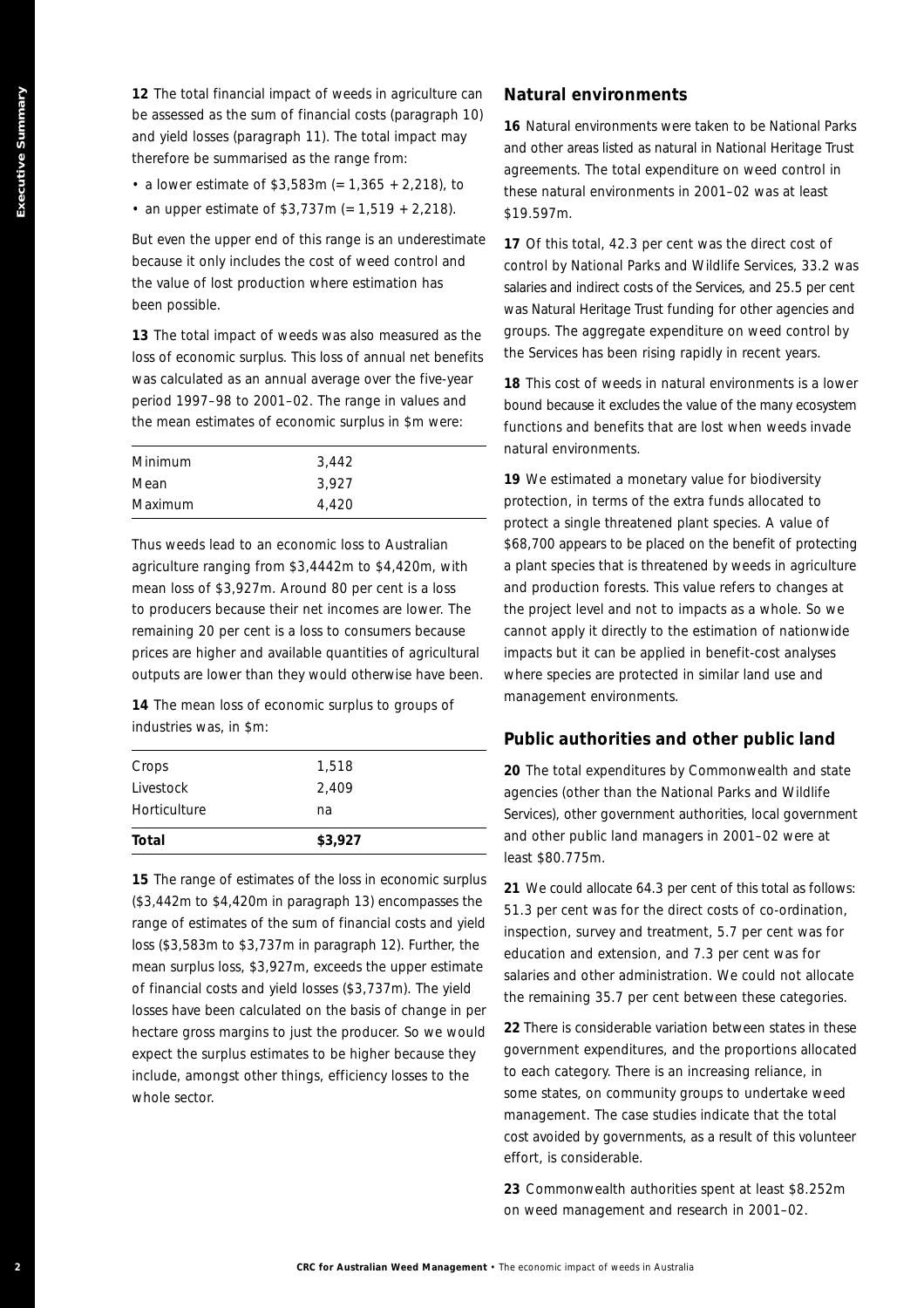**12** The total financial impact of weeds in agriculture can be assessed as the sum of financial costs (paragraph 10) and yield losses (paragraph 11). The total impact may therefore be summarised as the range from:

- a lower estimate of $3,583m (= 1,365 + 2,218), to
- an upper estimate of $3,737m (= 1,519 + 2,218).

But even the upper end of this range is an underestimate because it only includes the cost of weed control and the value of lost production where estimation has been possible.

**13** The total impact of weeds was also measured as the loss of economic surplus. This loss of annual net benefits was calculated as an annual average over the five-year period 1997–98 to 2001–02. The range in values and the mean estimates of economic surplus in $m were:

| | |
|---|---|
| Minimum | 3,442 |
| Mean | 3,927 |
| Maximum | 4,420 |

Thus weeds lead to an economic loss to Australian agriculture ranging from $3,4442m to $4,420m, with mean loss of $3,927m. Around 80 per cent is a loss to producers because their net incomes are lower. The remaining 20 per cent is a loss to consumers because prices are higher and available quantities of agricultural outputs are lower than they would otherwise have been.

**14** The mean loss of economic surplus to groups of industries was, in $m:

| | |
|---|---|
| Crops | 1,518 |
| Livestock | 2,409 |
| Horticulture | na |
| **Total** | **$3,927** |

**15** The range of estimates of the loss in economic surplus ($3,442m to $4,420m in paragraph 13) encompasses the range of estimates of the sum of financial costs and yield loss ($3,583m to $3,737m in paragraph 12). Further, the mean surplus loss, $3,927m, exceeds the upper estimate of financial costs and yield losses ($3,737m). The yield losses have been calculated on the basis of change in per hectare gross margins to just the producer. So we would expect the surplus estimates to be higher because they include, amongst other things, efficiency losses to the whole sector.

## Natural environments

**16** Natural environments were taken to be National Parks and other areas listed as natural in National Heritage Trust agreements. The total expenditure on weed control in these natural environments in 2001–02 was at least $19.597m.

**17** Of this total, 42.3 per cent was the direct cost of control by National Parks and Wildlife Services, 33.2 was salaries and indirect costs of the Services, and 25.5 per cent was Natural Heritage Trust funding for other agencies and groups. The aggregate expenditure on weed control by the Services has been rising rapidly in recent years.

**18** This cost of weeds in natural environments is a lower bound because it excludes the value of the many ecosystem functions and benefits that are lost when weeds invade natural environments.

**19** We estimated a monetary value for biodiversity protection, in terms of the extra funds allocated to protect a single threatened plant species. A value of $68,700 appears to be placed on the benefit of protecting a plant species that is threatened by weeds in agriculture and production forests. This value refers to changes at the project level and not to impacts as a whole. So we cannot apply it directly to the estimation of nationwide impacts but it can be applied in benefit-cost analyses where species are protected in similar land use and management environments.

## Public authorities and other public land

**20** The total expenditures by Commonwealth and state agencies (other than the National Parks and Wildlife Services), other government authorities, local government and other public land managers in 2001–02 were at least $80.775m.

**21** We could allocate 64.3 per cent of this total as follows: 51.3 per cent was for the direct costs of co-ordination, inspection, survey and treatment, 5.7 per cent was for education and extension, and 7.3 per cent was for salaries and other administration. We could not allocate the remaining 35.7 per cent between these categories.

**22** There is considerable variation between states in these government expenditures, and the proportions allocated to each category. There is an increasing reliance, in some states, on community groups to undertake weed management. The case studies indicate that the total cost avoided by governments, as a result of this volunteer effort, is considerable.

**23** Commonwealth authorities spent at least $8.252m on weed management and research in 2001–02.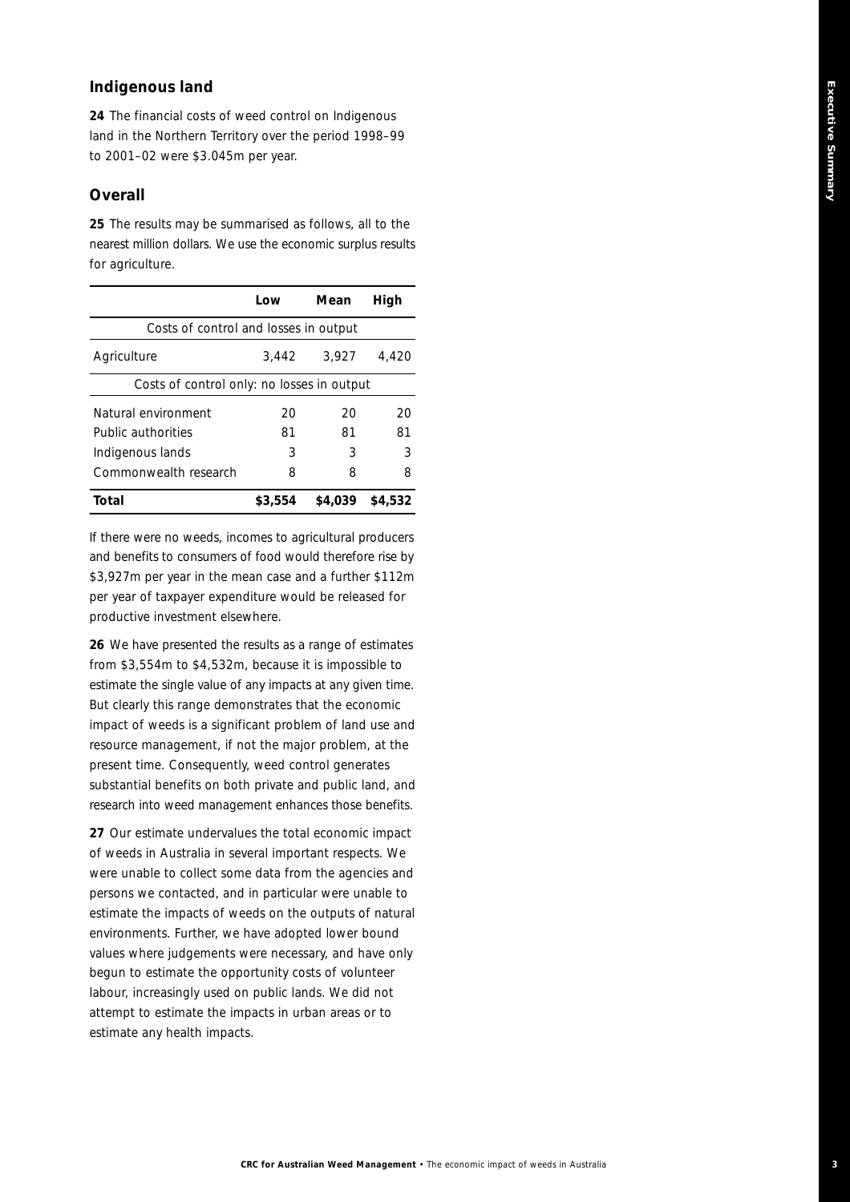### Indigenous land

**24** The financial costs of weed control on Indigenous land in the Northern Territory over the period 1998–99 to 2001–02 were $3.045m per year.

### Overall

**25** The results may be summarised as follows, all to the nearest million dollars. We use the economic surplus results for agriculture.

| | Low | Mean | High |
|---|---|---|---|
| Costs of control and losses in output | | | |
| Agriculture | 3,442 | 3,927 | 4,420 |
| Costs of control only: no losses in output | | | |
| Natural environment | 20 | 20 | 20 |
| Public authorities | 81 | 81 | 81 |
| Indigenous lands | 3 | 3 | 3 |
| Commonwealth research | 8 | 8 | 8 |
| **Total** | **$3,554** | **$4,039** | **$4,532** |

If there were no weeds, incomes to agricultural producers and benefits to consumers of food would therefore rise by $3,927m per year in the mean case and a further $112m per year of taxpayer expenditure would be released for productive investment elsewhere.

**26** We have presented the results as a range of estimates from $3,554m to $4,532m, because it is impossible to estimate the single value of any impacts at any given time. But clearly this range demonstrates that the economic impact of weeds is a significant problem of land use and resource management, if not the major problem, at the present time. Consequently, weed control generates substantial benefits on both private and public land, and research into weed management enhances those benefits.

**27** Our estimate undervalues the total economic impact of weeds in Australia in several important respects. We were unable to collect some data from the agencies and persons we contacted, and in particular were unable to estimate the impacts of weeds on the outputs of natural environments. Further, we have adopted lower bound values where judgements were necessary, and have only begun to estimate the opportunity costs of volunteer labour, increasingly used on public lands. We did not attempt to estimate the impacts in urban areas or to estimate any health impacts.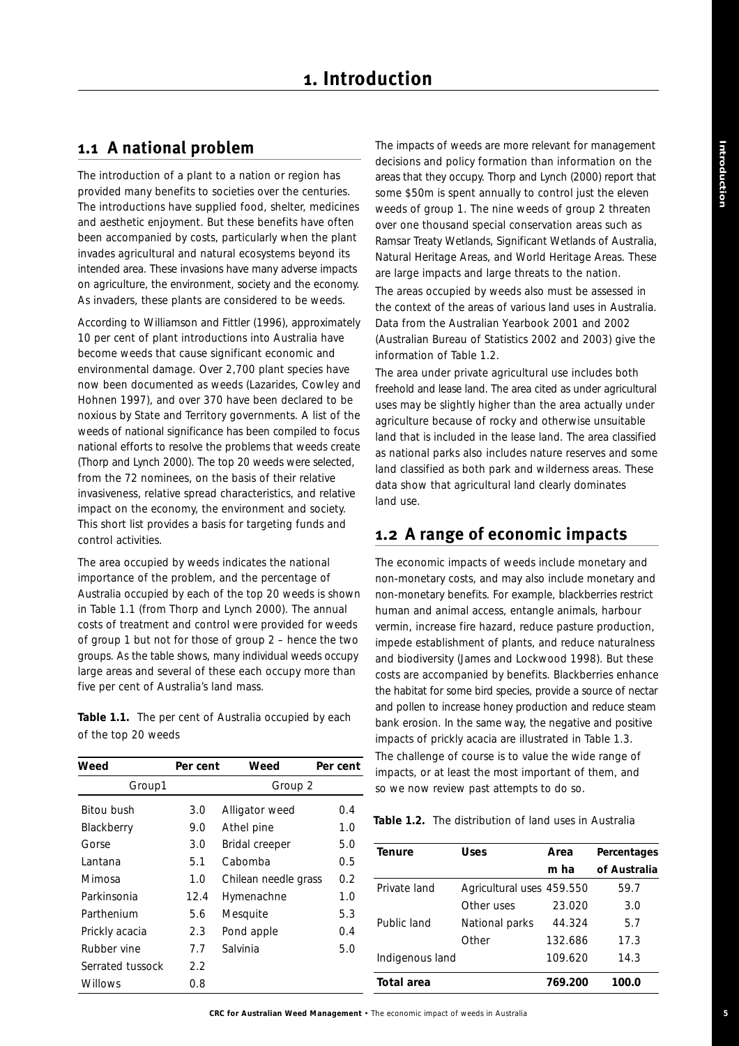# 1. Introduction

## 1.1 A national problem

The introduction of a plant to a nation or region has provided many benefits to societies over the centuries. The introductions have supplied food, shelter, medicines and aesthetic enjoyment. But these benefits have often been accompanied by costs, particularly when the plant invades agricultural and natural ecosystems beyond its intended area. These invasions have many adverse impacts on agriculture, the environment, society and the economy. As invaders, these plants are considered to be weeds.

According to Williamson and Fittler (1996), approximately 10 per cent of plant introductions into Australia have become weeds that cause significant economic and environmental damage. Over 2,700 plant species have now been documented as weeds (Lazarides, Cowley and Hohnen 1997), and over 370 have been declared to be noxious by State and Territory governments. A list of the weeds of national significance has been compiled to focus national efforts to resolve the problems that weeds create (Thorp and Lynch 2000). The top 20 weeds were selected, from the 72 nominees, on the basis of their relative invasiveness, relative spread characteristics, and relative impact on the economy, the environment and society. This short list provides a basis for targeting funds and control activities.

The area occupied by weeds indicates the national importance of the problem, and the percentage of Australia occupied by each of the top 20 weeds is shown in Table 1.1 (from Thorp and Lynch 2000). The annual costs of treatment and control were provided for weeds of group 1 but not for those of group 2 – hence the two groups. As the table shows, many individual weeds occupy large areas and several of these each occupy more than five per cent of Australia's land mass.

**Table 1.1.** The per cent of Australia occupied by each of the top 20 weeds

| Weed | Per cent | Weed | Per cent |
|---|---|---|---|
| Group1 | | Group 2 | |
| Bitou bush | 3.0 | Alligator weed | 0.4 |
| Blackberry | 9.0 | Athel pine | 1.0 |
| Gorse | 3.0 | Bridal creeper | 5.0 |
| Lantana | 5.1 | Cabomba | 0.5 |
| Mimosa | 1.0 | Chilean needle grass | 0.2 |
| Parkinsonia | 12.4 | Hymenachne | 1.0 |
| Parthenium | 5.6 | Mesquite | 5.3 |
| Prickly acacia | 2.3 | Pond apple | 0.4 |
| Rubber vine | 7.7 | Salvinia | 5.0 |
| Serrated tussock | 2.2 | | |
| Willows | 0.8 | | |

The impacts of weeds are more relevant for management decisions and policy formation than information on the areas that they occupy. Thorp and Lynch (2000) report that some $50m is spent annually to control just the eleven weeds of group 1. The nine weeds of group 2 threaten over one thousand special conservation areas such as Ramsar Treaty Wetlands, Significant Wetlands of Australia, Natural Heritage Areas, and World Heritage Areas. These are large impacts and large threats to the nation.

The areas occupied by weeds also must be assessed in the context of the areas of various land uses in Australia. Data from the Australian Yearbook 2001 and 2002 (Australian Bureau of Statistics 2002 and 2003) give the information of Table 1.2.

The area under private agricultural use includes both freehold and lease land. The area cited as under agricultural uses may be slightly higher than the area actually under agriculture because of rocky and otherwise unsuitable land that is included in the lease land. The area classified as national parks also includes nature reserves and some land classified as both park and wilderness areas. These data show that agricultural land clearly dominates land use.

## 1.2 A range of economic impacts

The economic impacts of weeds include monetary and non-monetary costs, and may also include monetary and non-monetary benefits. For example, blackberries restrict human and animal access, entangle animals, harbour vermin, increase fire hazard, reduce pasture production, impede establishment of plants, and reduce naturalness and biodiversity (James and Lockwood 1998). But these costs are accompanied by benefits. Blackberries enhance the habitat for some bird species, provide a source of nectar and pollen to increase honey production and reduce steam bank erosion. In the same way, the negative and positive impacts of prickly acacia are illustrated in Table 1.3. The challenge of course is to value the wide range of impacts, or at least the most important of them, and so we now review past attempts to do so.

**Table 1.2.** The distribution of land uses in Australia

| Tenure | Uses | Area m ha | Percentages of Australia |
|---|---|---|---|
| Private land | Agricultural uses | 459.550 | 59.7 |
| | Other uses | 23.020 | 3.0 |
| Public land | National parks | 44.324 | 5.7 |
| | Other | 132.686 | 17.3 |
| Indigenous land | | 109.620 | 14.3 |
| **Total area** | | **769.200** | **100.0** |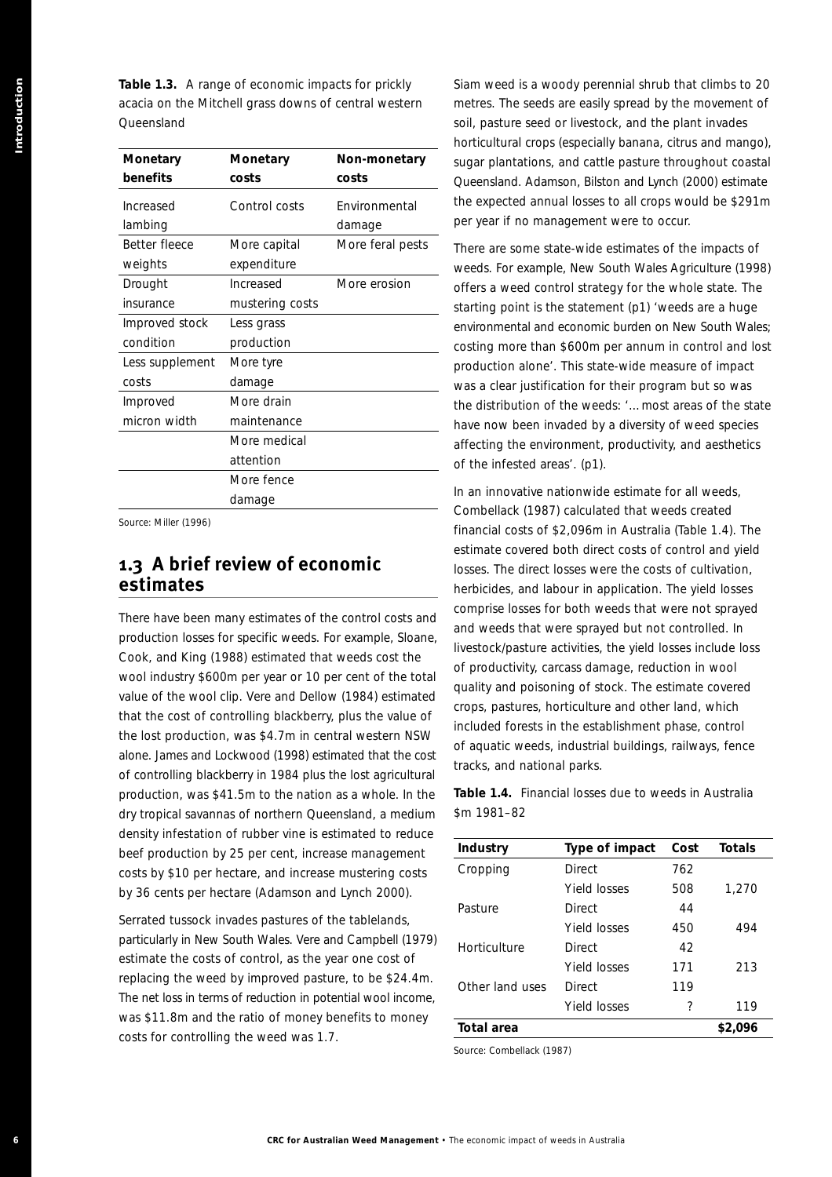**Table 1.3.** A range of economic impacts for prickly acacia on the Mitchell grass downs of central western Queensland

| Monetary benefits | Monetary costs | Non-monetary costs |
|---|---|---|
| Increased lambing | Control costs | Environmental damage |
| Better fleece weights | More capital expenditure | More feral pests |
| Drought insurance | Increased mustering costs | More erosion |
| Improved stock condition | Less grass production | |
| Less supplement costs | More tyre damage | |
| Improved micron width | More drain maintenance | |
| | More medical attention | |
| | More fence damage | |

Source: Miller (1996)

## 1.3 A brief review of economic estimates

There have been many estimates of the control costs and production losses for specific weeds. For example, Sloane, Cook, and King (1988) estimated that weeds cost the wool industry $600m per year or 10 per cent of the total value of the wool clip. Vere and Dellow (1984) estimated that the cost of controlling blackberry, plus the value of the lost production, was $4.7m in central western NSW alone. James and Lockwood (1998) estimated that the cost of controlling blackberry in 1984 plus the lost agricultural production, was $41.5m to the nation as a whole. In the dry tropical savannas of northern Queensland, a medium density infestation of rubber vine is estimated to reduce beef production by 25 per cent, increase management costs by $10 per hectare, and increase mustering costs by 36 cents per hectare (Adamson and Lynch 2000).

Serrated tussock invades pastures of the tablelands, particularly in New South Wales. Vere and Campbell (1979) estimate the costs of control, as the year one cost of replacing the weed by improved pasture, to be $24.4m. The net loss in terms of reduction in potential wool income, was $11.8m and the ratio of money benefits to money costs for controlling the weed was 1.7.

Siam weed is a woody perennial shrub that climbs to 20 metres. The seeds are easily spread by the movement of soil, pasture seed or livestock, and the plant invades horticultural crops (especially banana, citrus and mango), sugar plantations, and cattle pasture throughout coastal Queensland. Adamson, Bilston and Lynch (2000) estimate the expected annual losses to all crops would be $291m per year if no management were to occur.

There are some state-wide estimates of the impacts of weeds. For example, New South Wales Agriculture (1998) offers a weed control strategy for the whole state. The starting point is the statement (p1) 'weeds are a huge environmental and economic burden on New South Wales; costing more than $600m per annum in control and lost production alone'. This state-wide measure of impact was a clear justification for their program but so was the distribution of the weeds: '…most areas of the state have now been invaded by a diversity of weed species affecting the environment, productivity, and aesthetics of the infested areas'. (p1).

In an innovative nationwide estimate for all weeds, Combellack (1987) calculated that weeds created financial costs of $2,096m in Australia (Table 1.4). The estimate covered both direct costs of control and yield losses. The direct losses were the costs of cultivation, herbicides, and labour in application. The yield losses comprise losses for both weeds that were not sprayed and weeds that were sprayed but not controlled. In livestock/pasture activities, the yield losses include loss of productivity, carcass damage, reduction in wool quality and poisoning of stock. The estimate covered crops, pastures, horticulture and other land, which included forests in the establishment phase, control of aquatic weeds, industrial buildings, railways, fence tracks, and national parks.

**Table 1.4.** Financial losses due to weeds in Australia $m 1981–82

| Industry | Type of impact | Cost | Totals |
|---|---|---|---|
| Cropping | Direct | 762 | |
| | Yield losses | 508 | 1,270 |
| Pasture | Direct | 44 | |
| | Yield losses | 450 | 494 |
| Horticulture | Direct | 42 | |
| | Yield losses | 171 | 213 |
| Other land uses | Direct | 119 | |
| | Yield losses | ? | 119 |
| **Total area** | | | **$2,096** |

Source: Combellack (1987)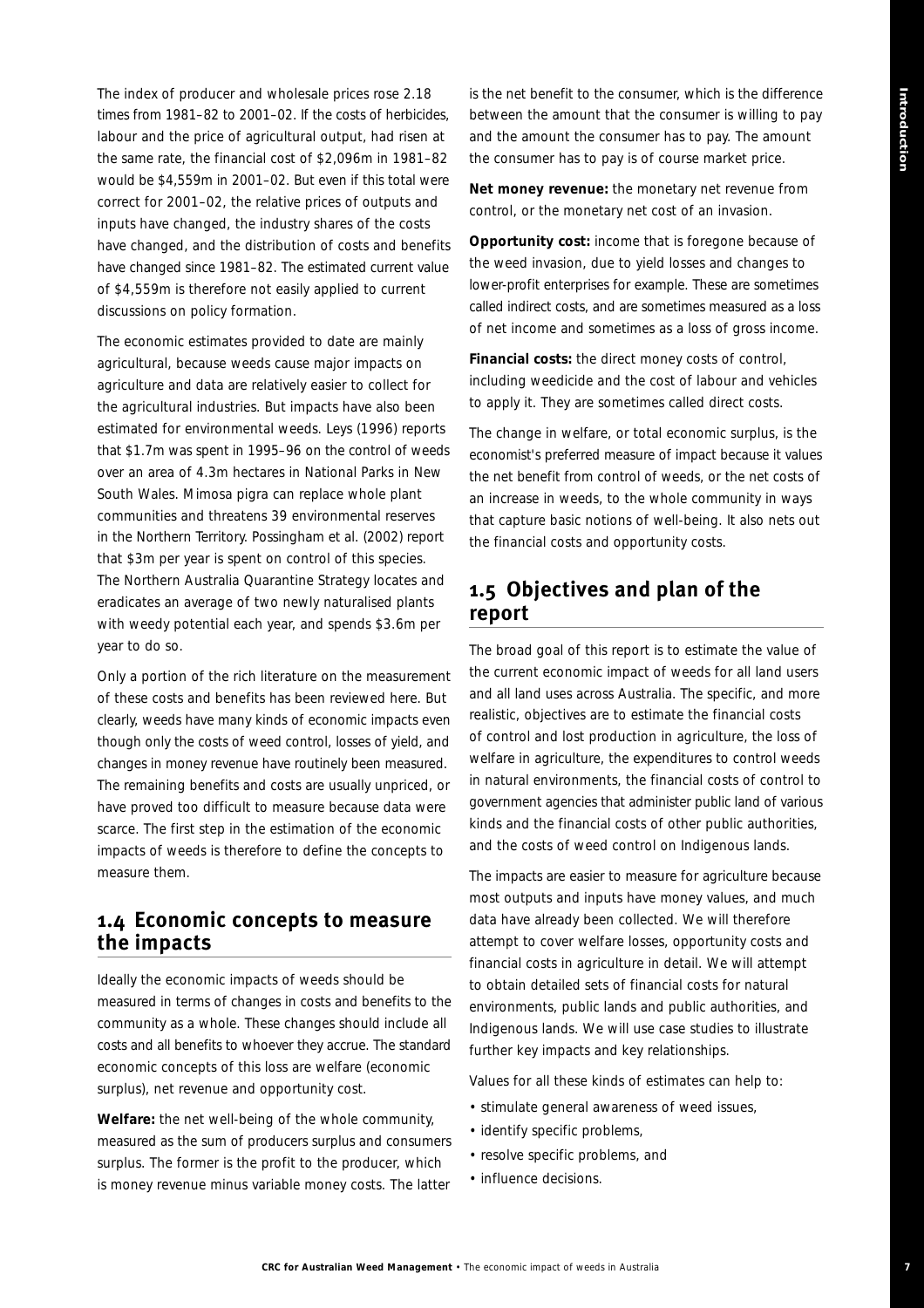The index of producer and wholesale prices rose 2.18 times from 1981–82 to 2001–02. If the costs of herbicides, labour and the price of agricultural output, had risen at the same rate, the financial cost of $2,096m in 1981–82 would be $4,559m in 2001–02. But even if this total were correct for 2001–02, the relative prices of outputs and inputs have changed, the industry shares of the costs have changed, and the distribution of costs and benefits have changed since 1981–82. The estimated current value of $4,559m is therefore not easily applied to current discussions on policy formation.

The economic estimates provided to date are mainly agricultural, because weeds cause major impacts on agriculture and data are relatively easier to collect for the agricultural industries. But impacts have also been estimated for environmental weeds. Leys (1996) reports that $1.7m was spent in 1995–96 on the control of weeds over an area of 4.3m hectares in National Parks in New South Wales. Mimosa pigra can replace whole plant communities and threatens 39 environmental reserves in the Northern Territory. Possingham et al. (2002) report that $3m per year is spent on control of this species. The Northern Australia Quarantine Strategy locates and eradicates an average of two newly naturalised plants with weedy potential each year, and spends $3.6m per year to do so.

Only a portion of the rich literature on the measurement of these costs and benefits has been reviewed here. But clearly, weeds have many kinds of economic impacts even though only the costs of weed control, losses of yield, and changes in money revenue have routinely been measured. The remaining benefits and costs are usually unpriced, or have proved too difficult to measure because data were scarce. The first step in the estimation of the economic impacts of weeds is therefore to define the concepts to measure them.

## 1.4 Economic concepts to measure the impacts

Ideally the economic impacts of weeds should be measured in terms of changes in costs and benefits to the community as a whole. These changes should include all costs and all benefits to whoever they accrue. The standard economic concepts of this loss are welfare (economic surplus), net revenue and opportunity cost.

**Welfare:** the net well-being of the whole community, measured as the sum of producers surplus and consumers surplus. The former is the profit to the producer, which is money revenue minus variable money costs. The latter is the net benefit to the consumer, which is the difference between the amount that the consumer is willing to pay and the amount the consumer has to pay. The amount the consumer has to pay is of course market price.

**Net money revenue:** the monetary net revenue from control, or the monetary net cost of an invasion.

**Opportunity cost:** income that is foregone because of the weed invasion, due to yield losses and changes to lower-profit enterprises for example. These are sometimes called indirect costs, and are sometimes measured as a loss of net income and sometimes as a loss of gross income.

**Financial costs:** the direct money costs of control, including weedicide and the cost of labour and vehicles to apply it. They are sometimes called direct costs.

The change in welfare, or total economic surplus, is the economist's preferred measure of impact because it values the net benefit from control of weeds, or the net costs of an increase in weeds, to the whole community in ways that capture basic notions of well-being. It also nets out the financial costs and opportunity costs.

## 1.5 Objectives and plan of the report

The broad goal of this report is to estimate the value of the current economic impact of weeds for all land users and all land uses across Australia. The specific, and more realistic, objectives are to estimate the financial costs of control and lost production in agriculture, the loss of welfare in agriculture, the expenditures to control weeds in natural environments, the financial costs of control to government agencies that administer public land of various kinds and the financial costs of other public authorities, and the costs of weed control on Indigenous lands.

The impacts are easier to measure for agriculture because most outputs and inputs have money values, and much data have already been collected. We will therefore attempt to cover welfare losses, opportunity costs and financial costs in agriculture in detail. We will attempt to obtain detailed sets of financial costs for natural environments, public lands and public authorities, and Indigenous lands. We will use case studies to illustrate further key impacts and key relationships.

Values for all these kinds of estimates can help to:

- stimulate general awareness of weed issues,
- identify specific problems,
- resolve specific problems, and
- influence decisions.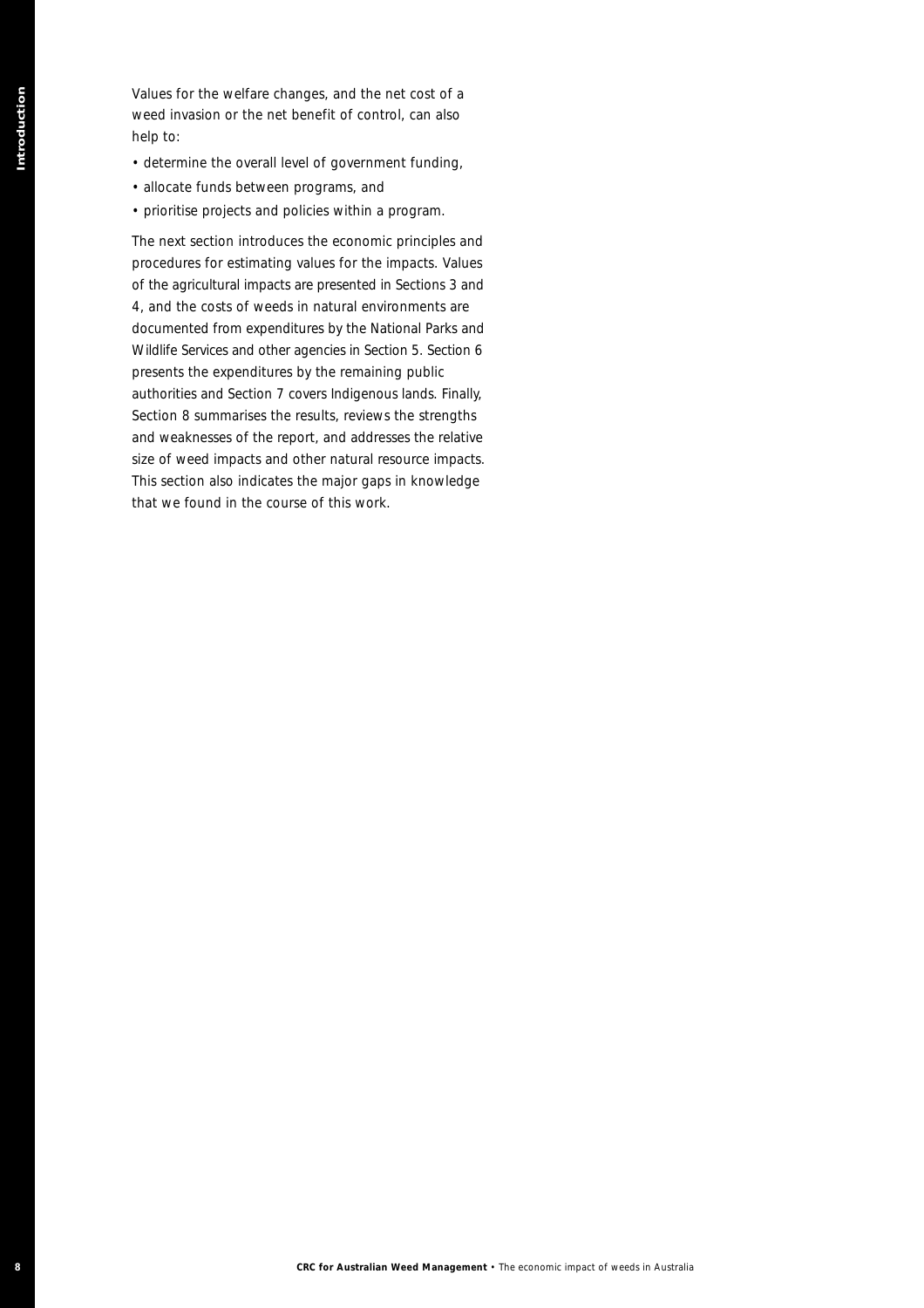Values for the welfare changes, and the net cost of a weed invasion or the net benefit of control, can also help to:

- determine the overall level of government funding,
- allocate funds between programs, and
- prioritise projects and policies within a program.

The next section introduces the economic principles and procedures for estimating values for the impacts. Values of the agricultural impacts are presented in Sections 3 and 4, and the costs of weeds in natural environments are documented from expenditures by the National Parks and Wildlife Services and other agencies in Section 5. Section 6 presents the expenditures by the remaining public authorities and Section 7 covers Indigenous lands. Finally, Section 8 summarises the results, reviews the strengths and weaknesses of the report, and addresses the relative size of weed impacts and other natural resource impacts. This section also indicates the major gaps in knowledge that we found in the course of this work.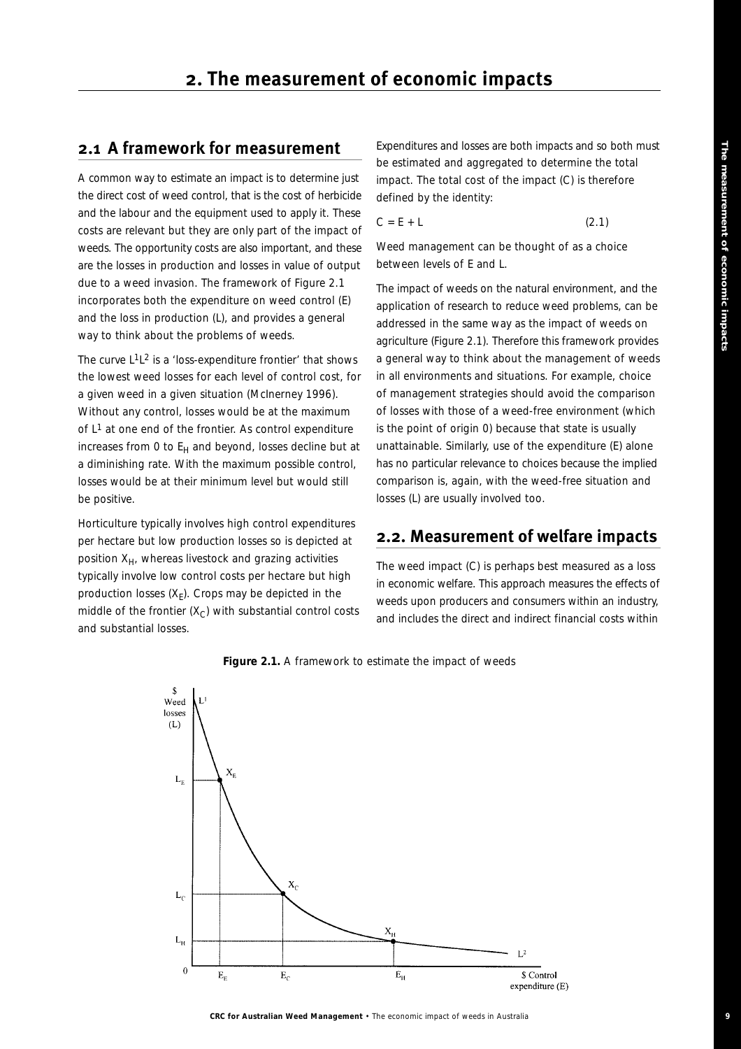# 2. The measurement of economic impacts

## 2.1 A framework for measurement

A common way to estimate an impact is to determine just the direct cost of weed control, that is the cost of herbicide and the labour and the equipment used to apply it. These costs are relevant but they are only part of the impact of weeds. The opportunity costs are also important, and these are the losses in production and losses in value of output due to a weed invasion. The framework of Figure 2.1 incorporates both the expenditure on weed control (E) and the loss in production (L), and provides a general way to think about the problems of weeds.

The curve $L^1L^2$ is a 'loss-expenditure frontier' that shows the lowest weed losses for each level of control cost, for a given weed in a given situation (McInerney 1996). Without any control, losses would be at the maximum of $L^1$ at one end of the frontier. As control expenditure increases from 0 to $E_H$ and beyond, losses decline but at a diminishing rate. With the maximum possible control, losses would be at their minimum level but would still be positive.

Horticulture typically involves high control expenditures per hectare but low production losses so is depicted at position $X_H$, whereas livestock and grazing activities typically involve low control costs per hectare but high production losses ($X_E$). Crops may be depicted in the middle of the frontier ($X_C$) with substantial control costs and substantial losses.

Expenditures and losses are both impacts and so both must be estimated and aggregated to determine the total impact. The total cost of the impact (C) is therefore defined by the identity:

$$C = E + L \qquad (2.1)$$

Weed management can be thought of as a choice between levels of E and L.

The impact of weeds on the natural environment, and the application of research to reduce weed problems, can be addressed in the same way as the impact of weeds on agriculture (Figure 2.1). Therefore this framework provides a general way to think about the management of weeds in all environments and situations. For example, choice of management strategies should avoid the comparison of losses with those of a weed-free environment (which is the point of origin 0) because that state is usually unattainable. Similarly, use of the expenditure (E) alone has no particular relevance to choices because the implied comparison is, again, with the weed-free situation and losses (L) are usually involved too.

## 2.2. Measurement of welfare impacts

The weed impact (C) is perhaps best measured as a loss in economic welfare. This approach measures the effects of weeds upon producers and consumers within an industry, and includes the direct and indirect financial costs within

**Figure 2.1.** A framework to estimate the impact of weeds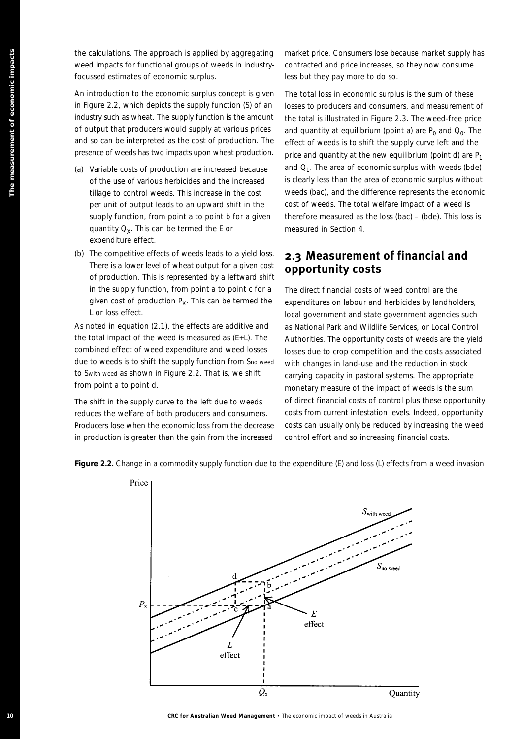the calculations. The approach is applied by aggregating weed impacts for functional groups of weeds in industry-focussed estimates of economic surplus.

An introduction to the economic surplus concept is given in Figure 2.2, which depicts the supply function (S) of an industry such as wheat. The supply function is the amount of output that producers would supply at various prices and so can be interpreted as the cost of production. The presence of weeds has two impacts upon wheat production.

(a) Variable costs of production are increased because of the use of various herbicides and the increased tillage to control weeds. This increase in the cost per unit of output leads to an upward shift in the supply function, from point a to point b for a given quantity $Q_X$. This can be termed the E or expenditure effect.

(b) The competitive effects of weeds leads to a yield loss. There is a lower level of wheat output for a given cost of production. This is represented by a leftward shift in the supply function, from point a to point c for a given cost of production $P_X$. This can be termed the L or loss effect.

As noted in equation (2.1), the effects are additive and the total impact of the weed is measured as (E+L). The combined effect of weed expenditure and weed losses due to weeds is to shift the supply function from $S_{no\ weed}$ to $S_{with\ weed}$ as shown in Figure 2.2. That is, we shift from point a to point d.

The shift in the supply curve to the left due to weeds reduces the welfare of both producers and consumers. Producers lose when the economic loss from the decrease in production is greater than the gain from the increased market price. Consumers lose because market supply has contracted and price increases, so they now consume less but they pay more to do so.

The total loss in economic surplus is the sum of these losses to producers and consumers, and measurement of the total is illustrated in Figure 2.3. The weed-free price and quantity at equilibrium (point a) are $P_0$ and $Q_0$. The effect of weeds is to shift the supply curve left and the price and quantity at the new equilibrium (point d) are $P_1$ and $Q_1$. The area of economic surplus with weeds (bde) is clearly less than the area of economic surplus without weeds (bac), and the difference represents the economic cost of weeds. The total welfare impact of a weed is therefore measured as the loss (bac) – (bde). This loss is measured in Section 4.

## 2.3 Measurement of financial and opportunity costs

The direct financial costs of weed control are the expenditures on labour and herbicides by landholders, local government and state government agencies such as National Park and Wildlife Services, or Local Control Authorities. The opportunity costs of weeds are the yield losses due to crop competition and the costs associated with changes in land-use and the reduction in stock carrying capacity in pastoral systems. The appropriate monetary measure of the impact of weeds is the sum of direct financial costs of control plus these opportunity costs from current infestation levels. Indeed, opportunity costs can usually only be reduced by increasing the weed control effort and so increasing financial costs.

**Figure 2.2.** Change in a commodity supply function due to the expenditure (E) and loss (L) effects from a weed invasion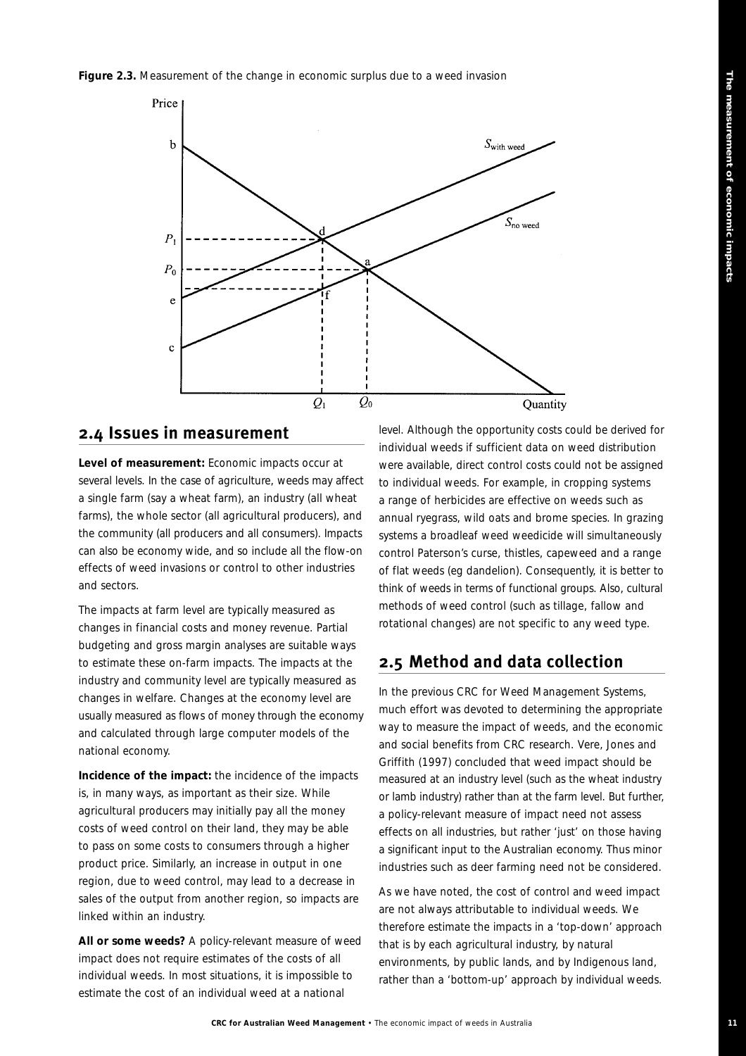**Figure 2.3.** Measurement of the change in economic surplus due to a weed invasion

## 2.4 Issues in measurement

**Level of measurement:** Economic impacts occur at several levels. In the case of agriculture, weeds may affect a single farm (say a wheat farm), an industry (all wheat farms), the whole sector (all agricultural producers), and the community (all producers and all consumers). Impacts can also be economy wide, and so include all the flow-on effects of weed invasions or control to other industries and sectors.

The impacts at farm level are typically measured as changes in financial costs and money revenue. Partial budgeting and gross margin analyses are suitable ways to estimate these on-farm impacts. The impacts at the industry and community level are typically measured as changes in welfare. Changes at the economy level are usually measured as flows of money through the economy and calculated through large computer models of the national economy.

**Incidence of the impact:** the incidence of the impacts is, in many ways, as important as their size. While agricultural producers may initially pay all the money costs of weed control on their land, they may be able to pass on some costs to consumers through a higher product price. Similarly, an increase in output in one region, due to weed control, may lead to a decrease in sales of the output from another region, so impacts are linked within an industry.

**All or some weeds?** A policy-relevant measure of weed impact does not require estimates of the costs of all individual weeds. In most situations, it is impossible to estimate the cost of an individual weed at a national level. Although the opportunity costs could be derived for individual weeds if sufficient data on weed distribution were available, direct control costs could not be assigned to individual weeds. For example, in cropping systems a range of herbicides are effective on weeds such as annual ryegrass, wild oats and brome species. In grazing systems a broadleaf weed weedicide will simultaneously control Paterson's curse, thistles, capeweed and a range of flat weeds (eg dandelion). Consequently, it is better to think of weeds in terms of functional groups. Also, cultural methods of weed control (such as tillage, fallow and rotational changes) are not specific to any weed type.

## 2.5 Method and data collection

In the previous CRC for Weed Management Systems, much effort was devoted to determining the appropriate way to measure the impact of weeds, and the economic and social benefits from CRC research. Vere, Jones and Griffith (1997) concluded that weed impact should be measured at an industry level (such as the wheat industry or lamb industry) rather than at the farm level. But further, a policy-relevant measure of impact need not assess effects on all industries, but rather 'just' on those having a significant input to the Australian economy. Thus minor industries such as deer farming need not be considered.

As we have noted, the cost of control and weed impact are not always attributable to individual weeds. We therefore estimate the impacts in a 'top-down' approach that is by each agricultural industry, by natural environments, by public lands, and by Indigenous land, rather than a 'bottom-up' approach by individual weeds.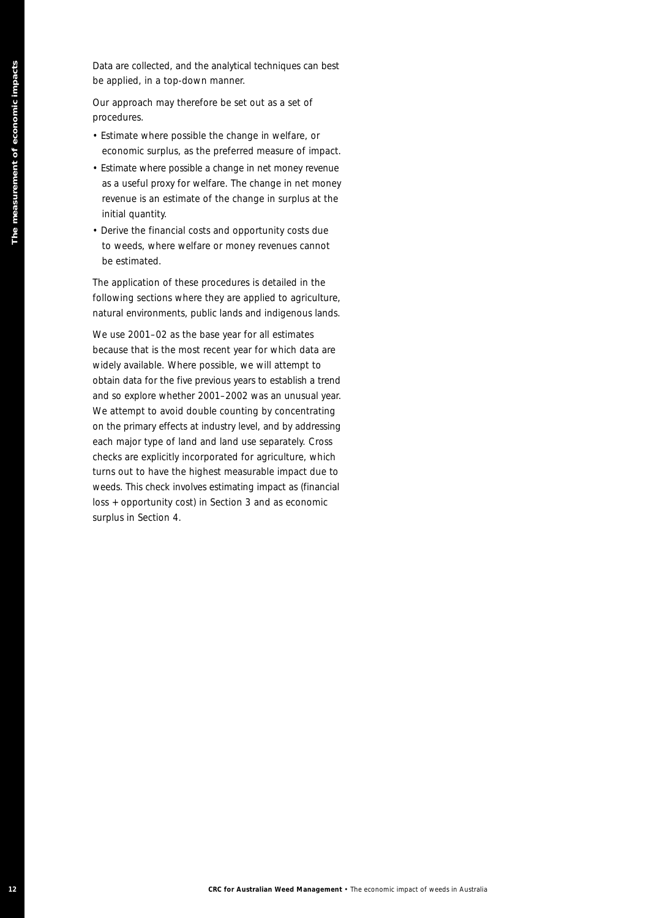Data are collected, and the analytical techniques can best be applied, in a top-down manner.

Our approach may therefore be set out as a set of procedures.

- Estimate where possible the change in welfare, or economic surplus, as the preferred measure of impact.
- Estimate where possible a change in net money revenue as a useful proxy for welfare. The change in net money revenue is an estimate of the change in surplus at the initial quantity.
- Derive the financial costs and opportunity costs due to weeds, where welfare or money revenues cannot be estimated.

The application of these procedures is detailed in the following sections where they are applied to agriculture, natural environments, public lands and indigenous lands.

We use 2001–02 as the base year for all estimates because that is the most recent year for which data are widely available. Where possible, we will attempt to obtain data for the five previous years to establish a trend and so explore whether 2001–2002 was an unusual year. We attempt to avoid double counting by concentrating on the primary effects at industry level, and by addressing each major type of land and land use separately. Cross checks are explicitly incorporated for agriculture, which turns out to have the highest measurable impact due to weeds. This check involves estimating impact as (financial loss + opportunity cost) in Section 3 and as economic surplus in Section 4.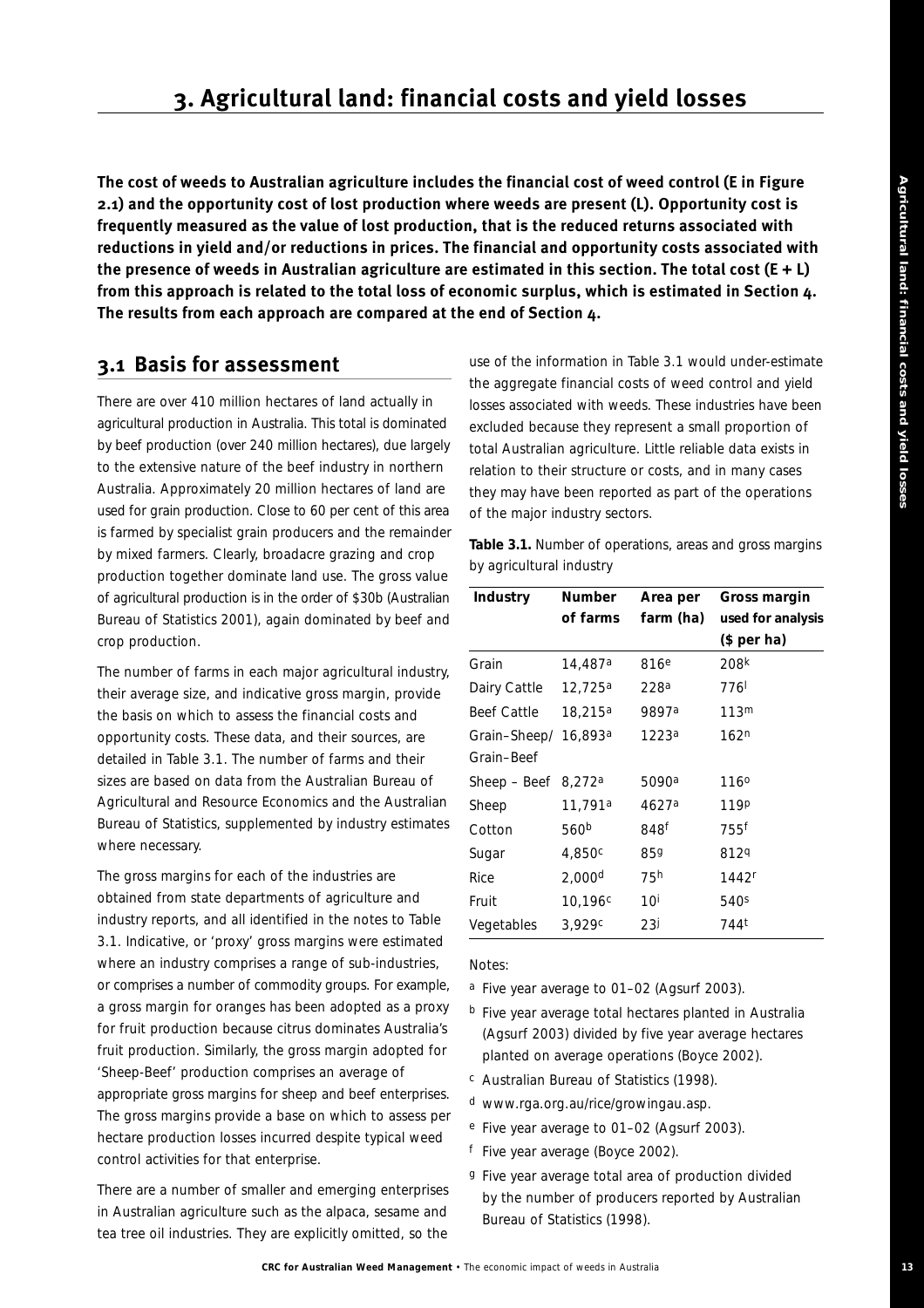# 3. Agricultural land: financial costs and yield losses

**The cost of weeds to Australian agriculture includes the financial cost of weed control (E in Figure 2.1) and the opportunity cost of lost production where weeds are present (L). Opportunity cost is frequently measured as the value of lost production, that is the reduced returns associated with reductions in yield and/or reductions in prices. The financial and opportunity costs associated with the presence of weeds in Australian agriculture are estimated in this section. The total cost (E + L) from this approach is related to the total loss of economic surplus, which is estimated in Section 4. The results from each approach are compared at the end of Section 4.**

## 3.1 Basis for assessment

There are over 410 million hectares of land actually in agricultural production in Australia. This total is dominated by beef production (over 240 million hectares), due largely to the extensive nature of the beef industry in northern Australia. Approximately 20 million hectares of land are used for grain production. Close to 60 per cent of this area is farmed by specialist grain producers and the remainder by mixed farmers. Clearly, broadacre grazing and crop production together dominate land use. The gross value of agricultural production is in the order of $30b (Australian Bureau of Statistics 2001), again dominated by beef and crop production.

The number of farms in each major agricultural industry, their average size, and indicative gross margin, provide the basis on which to assess the financial costs and opportunity costs. These data, and their sources, are detailed in Table 3.1. The number of farms and their sizes are based on data from the Australian Bureau of Agricultural and Resource Economics and the Australian Bureau of Statistics, supplemented by industry estimates where necessary.

The gross margins for each of the industries are obtained from state departments of agriculture and industry reports, and all identified in the notes to Table 3.1. Indicative, or 'proxy' gross margins were estimated where an industry comprises a range of sub-industries, or comprises a number of commodity groups. For example, a gross margin for oranges has been adopted as a proxy for fruit production because citrus dominates Australia's fruit production. Similarly, the gross margin adopted for 'Sheep-Beef' production comprises an average of appropriate gross margins for sheep and beef enterprises. The gross margins provide a base on which to assess per hectare production losses incurred despite typical weed control activities for that enterprise.

There are a number of smaller and emerging enterprises in Australian agriculture such as the alpaca, sesame and tea tree oil industries. They are explicitly omitted, so the use of the information in Table 3.1 would under-estimate the aggregate financial costs of weed control and yield losses associated with weeds. These industries have been excluded because they represent a small proportion of total Australian agriculture. Little reliable data exists in relation to their structure or costs, and in many cases they may have been reported as part of the operations of the major industry sectors.

**Table 3.1.** Number of operations, areas and gross margins by agricultural industry

| Industry | Number of farms | Area per farm (ha) | Gross margin used for analysis ($ per ha) |
|---|---|---|---|
| Grain | 14,487[a] | 816[e] | 208[k] |
| Dairy Cattle | 12,725[a] | 228[a] | 776[l] |
| Beef Cattle | 18,215[a] | 9897[a] | 113[m] |
| Grain–Sheep/ Grain–Beef | 16,893[a] | 1223[a] | 162[n] |
| Sheep – Beef | 8,272[a] | 5090[a] | 116[o] |
| Sheep | 11,791[a] | 4627[a] | 119[p] |
| Cotton | 560[b] | 848[f] | 755[f] |
| Sugar | 4,850[c] | 85[g] | 812[q] |
| Rice | 2,000[d] | 75[h] | 1442[r] |
| Fruit | 10,196[c] | 10[i] | 540[s] |
| Vegetables | 3,929[c] | 23[j] | 744[t] |

Notes:

[a] Five year average to 01–02 (Agsurf 2003).

[b] Five year average total hectares planted in Australia (Agsurf 2003) divided by five year average hectares planted on average operations (Boyce 2002).

[c] Australian Bureau of Statistics (1998).

[d] www.rga.org.au/rice/growingau.asp.

[e] Five year average to 01–02 (Agsurf 2003).

[f] Five year average (Boyce 2002).

[g] Five year average total area of production divided by the number of producers reported by Australian Bureau of Statistics (1998).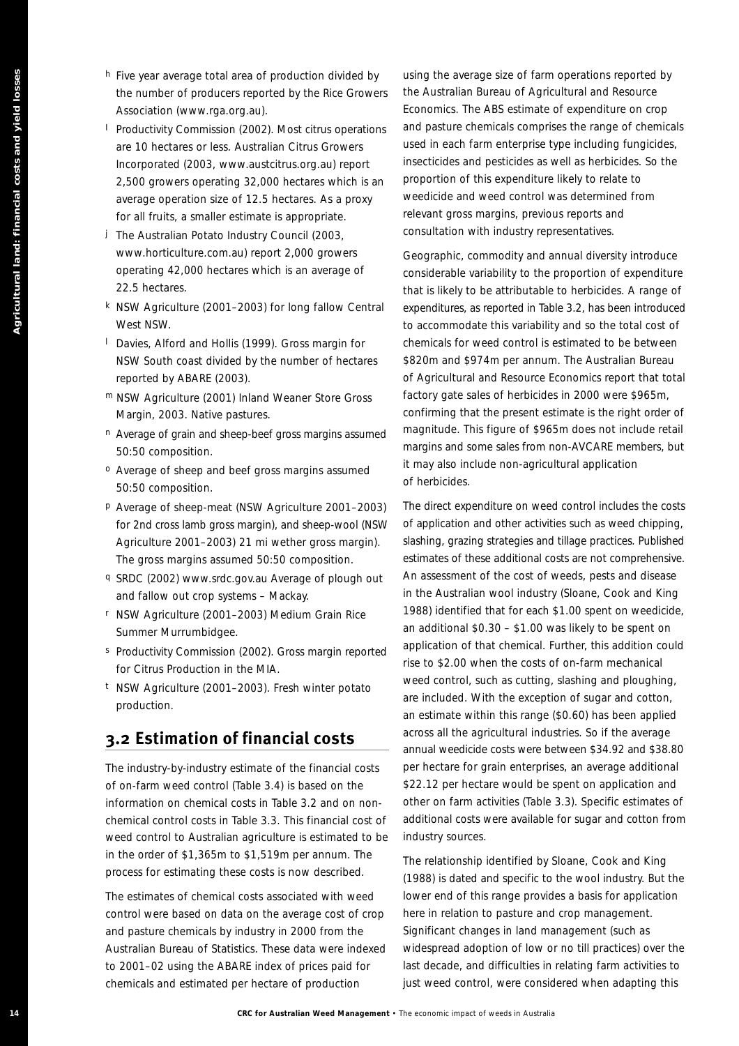[h] Five year average total area of production divided by the number of producers reported by the Rice Growers Association (www.rga.org.au).

[i] Productivity Commission (2002). Most citrus operations are 10 hectares or less. Australian Citrus Growers Incorporated (2003, www.austcitrus.org.au) report 2,500 growers operating 32,000 hectares which is an average operation size of 12.5 hectares. As a proxy for all fruits, a smaller estimate is appropriate.

[j] The Australian Potato Industry Council (2003, www.horticulture.com.au) report 2,000 growers operating 42,000 hectares which is an average of 22.5 hectares.

[k] NSW Agriculture (2001–2003) for long fallow Central West NSW.

[l] Davies, Alford and Hollis (1999). Gross margin for NSW South coast divided by the number of hectares reported by ABARE (2003).

[m] NSW Agriculture (2001) Inland Weaner Store Gross Margin, 2003. Native pastures.

[n] Average of grain and sheep-beef gross margins assumed 50:50 composition.

[o] Average of sheep and beef gross margins assumed 50:50 composition.

[p] Average of sheep-meat (NSW Agriculture 2001–2003) for 2nd cross lamb gross margin), and sheep-wool (NSW Agriculture 2001–2003) 21 mi wether gross margin). The gross margins assumed 50:50 composition.

[q] SRDC (2002) www.srdc.gov.au Average of plough out and fallow out crop systems – Mackay.

[r] NSW Agriculture (2001–2003) Medium Grain Rice Summer Murrumbidgee.

[s] Productivity Commission (2002). Gross margin reported for Citrus Production in the MIA.

[t] NSW Agriculture (2001–2003). Fresh winter potato production.

## 3.2 Estimation of financial costs

The industry-by-industry estimate of the financial costs of on-farm weed control (Table 3.4) is based on the information on chemical costs in Table 3.2 and on non-chemical control costs in Table 3.3. This financial cost of weed control to Australian agriculture is estimated to be in the order of $1,365m to $1,519m per annum. The process for estimating these costs is now described.

The estimates of chemical costs associated with weed control were based on data on the average cost of crop and pasture chemicals by industry in 2000 from the Australian Bureau of Statistics. These data were indexed to 2001–02 using the ABARE index of prices paid for chemicals and estimated per hectare of production using the average size of farm operations reported by the Australian Bureau of Agricultural and Resource Economics. The ABS estimate of expenditure on crop and pasture chemicals comprises the range of chemicals used in each farm enterprise type including fungicides, insecticides and pesticides as well as herbicides. So the proportion of this expenditure likely to relate to weedicide and weed control was determined from relevant gross margins, previous reports and consultation with industry representatives.

Geographic, commodity and annual diversity introduce considerable variability to the proportion of expenditure that is likely to be attributable to herbicides. A range of expenditures, as reported in Table 3.2, has been introduced to accommodate this variability and so the total cost of chemicals for weed control is estimated to be between $820m and $974m per annum. The Australian Bureau of Agricultural and Resource Economics report that total factory gate sales of herbicides in 2000 were $965m, confirming that the present estimate is the right order of magnitude. This figure of $965m does not include retail margins and some sales from non-AVCARE members, but it may also include non-agricultural application of herbicides.

The direct expenditure on weed control includes the costs of application and other activities such as weed chipping, slashing, grazing strategies and tillage practices. Published estimates of these additional costs are not comprehensive. An assessment of the cost of weeds, pests and disease in the Australian wool industry (Sloane, Cook and King 1988) identified that for each $1.00 spent on weedicide, an additional $0.30 – $1.00 was likely to be spent on application of that chemical. Further, this addition could rise to $2.00 when the costs of on-farm mechanical weed control, such as cutting, slashing and ploughing, are included. With the exception of sugar and cotton, an estimate within this range ($0.60) has been applied across all the agricultural industries. So if the average annual weedicide costs were between $34.92 and $38.80 per hectare for grain enterprises, an average additional $22.12 per hectare would be spent on application and other on farm activities (Table 3.3). Specific estimates of additional costs were available for sugar and cotton from industry sources.

The relationship identified by Sloane, Cook and King (1988) is dated and specific to the wool industry. But the lower end of this range provides a basis for application here in relation to pasture and crop management. Significant changes in land management (such as widespread adoption of low or no till practices) over the last decade, and difficulties in relating farm activities to just weed control, were considered when adapting this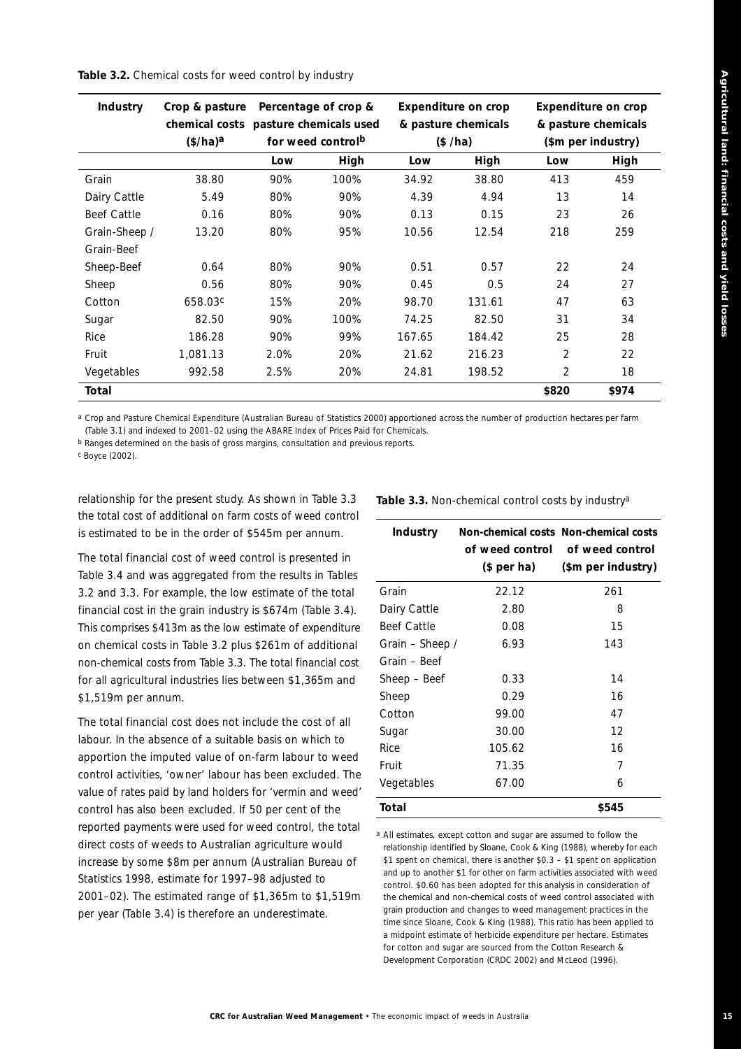**Table 3.2.** Chemical costs for weed control by industry

| Industry | Crop & pasture chemical costs ($/ha)[a] | Percentage of crop & pasture chemicals used for weed control[b] | | Expenditure on crop & pasture chemicals ($ /ha) | | Expenditure on crop & pasture chemicals ($m per industry) | |
|---|---|---|---|---|---|---|---|
| | | Low | High | Low | High | Low | High |
| Grain | 38.80 | 90% | 100% | 34.92 | 38.80 | 413 | 459 |
| Dairy Cattle | 5.49 | 80% | 90% | 4.39 | 4.94 | 13 | 14 |
| Beef Cattle | 0.16 | 80% | 90% | 0.13 | 0.15 | 23 | 26 |
| Grain-Sheep / Grain-Beef | 13.20 | 80% | 95% | 10.56 | 12.54 | 218 | 259 |
| Sheep-Beef | 0.64 | 80% | 90% | 0.51 | 0.57 | 22 | 24 |
| Sheep | 0.56 | 80% | 90% | 0.45 | 0.5 | 24 | 27 |
| Cotton | 658.03[c] | 15% | 20% | 98.70 | 131.61 | 47 | 63 |
| Sugar | 82.50 | 90% | 100% | 74.25 | 82.50 | 31 | 34 |
| Rice | 186.28 | 90% | 99% | 167.65 | 184.42 | 25 | 28 |
| Fruit | 1,081.13 | 2.0% | 20% | 21.62 | 216.23 | 2 | 22 |
| Vegetables | 992.58 | 2.5% | 20% | 24.81 | 198.52 | 2 | 18 |
| **Total** | | | | | | **$820** | **$974** |

[a] Crop and Pasture Chemical Expenditure (Australian Bureau of Statistics 2000) apportioned across the number of production hectares per farm (Table 3.1) and indexed to 2001–02 using the ABARE Index of Prices Paid for Chemicals.

[b] Ranges determined on the basis of gross margins, consultation and previous reports.

[c] Boyce (2002).

relationship for the present study. As shown in Table 3.3 the total cost of additional on farm costs of weed control is estimated to be in the order of $545m per annum.

The total financial cost of weed control is presented in Table 3.4 and was aggregated from the results in Tables 3.2 and 3.3. For example, the low estimate of the total financial cost in the grain industry is $674m (Table 3.4). This comprises $413m as the low estimate of expenditure on chemical costs in Table 3.2 plus $261m of additional non-chemical costs from Table 3.3. The total financial cost for all agricultural industries lies between $1,365m and $1,519m per annum.

The total financial cost does not include the cost of all labour. In the absence of a suitable basis on which to apportion the imputed value of on-farm labour to weed control activities, 'owner' labour has been excluded. The value of rates paid by land holders for 'vermin and weed' control has also been excluded. If 50 per cent of the reported payments were used for weed control, the total direct costs of weeds to Australian agriculture would increase by some $8m per annum (Australian Bureau of Statistics 1998, estimate for 1997–98 adjusted to 2001–02). The estimated range of $1,365m to $1,519m per year (Table 3.4) is therefore an underestimate.

**Table 3.3.** Non-chemical control costs by industry[a]

| Industry | Non-chemical costs of weed control ($ per ha) | Non-chemical costs of weed control ($m per industry) |
|---|---|---|
| Grain | 22.12 | 261 |
| Dairy Cattle | 2.80 | 8 |
| Beef Cattle | 0.08 | 15 |
| Grain – Sheep / Grain – Beef | 6.93 | 143 |
| Sheep – Beef | 0.33 | 14 |
| Sheep | 0.29 | 16 |
| Cotton | 99.00 | 47 |
| Sugar | 30.00 | 12 |
| Rice | 105.62 | 16 |
| Fruit | 71.35 | 7 |
| Vegetables | 67.00 | 6 |
| **Total** | | **$545** |

[a] All estimates, except cotton and sugar are assumed to follow the relationship identified by Sloane, Cook & King (1988), whereby for each $1 spent on chemical, there is another $0.3 – $1 spent on application and up to another $1 for other on farm activities associated with weed control. $0.60 has been adopted for this analysis in consideration of the chemical and non-chemical costs of weed control associated with grain production and changes to weed management practices in the time since Sloane, Cook & King (1988). This ratio has been applied to a midpoint estimate of herbicide expenditure per hectare. Estimates for cotton and sugar are sourced from the Cotton Research & Development Corporation (CRDC 2002) and McLeod (1996).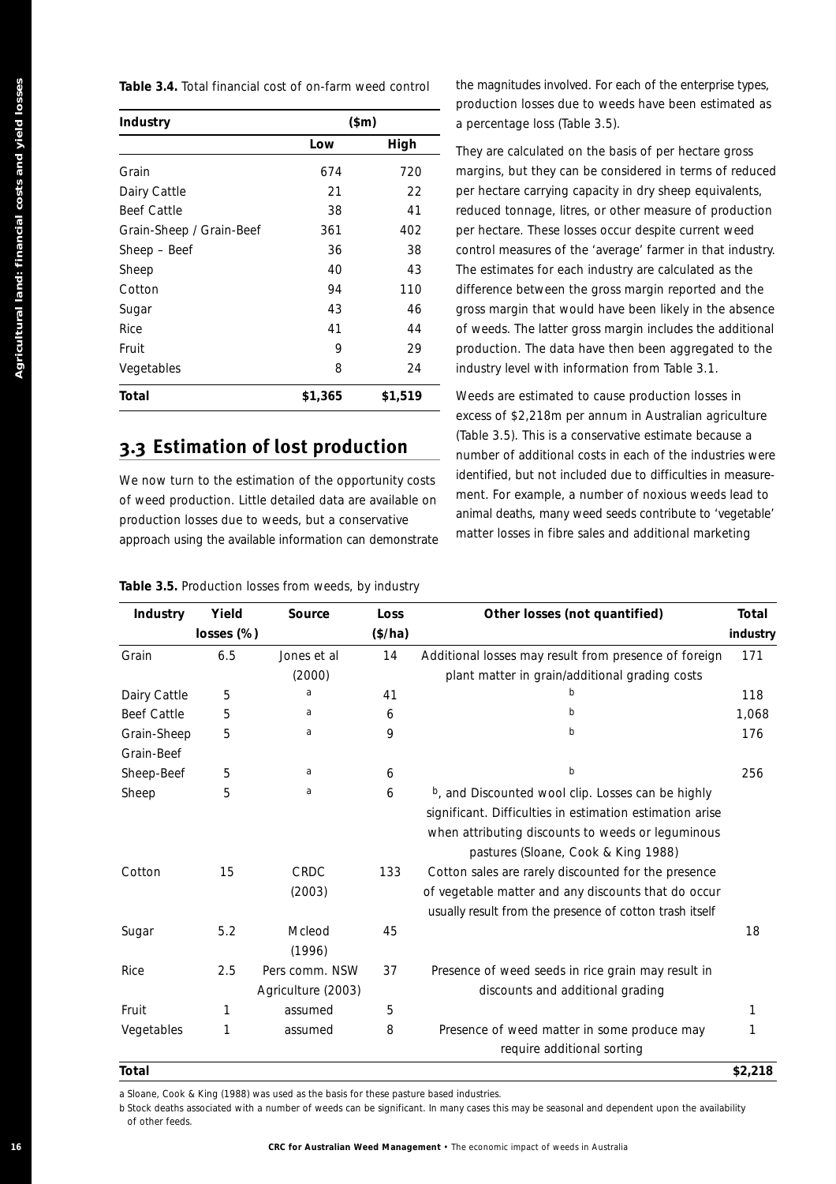**Table 3.4.** Total financial cost of on-farm weed control

| Industry | ($m) | |
|---|---|---|
| | Low | High |
| Grain | 674 | 720 |
| Dairy Cattle | 21 | 22 |
| Beef Cattle | 38 | 41 |
| Grain-Sheep / Grain-Beef | 361 | 402 |
| Sheep – Beef | 36 | 38 |
| Sheep | 40 | 43 |
| Cotton | 94 | 110 |
| Sugar | 43 | 46 |
| Rice | 41 | 44 |
| Fruit | 9 | 29 |
| Vegetables | 8 | 24 |
| **Total** | **$1,365** | **$1,519** |

## 3.3 Estimation of lost production

We now turn to the estimation of the opportunity costs of weed production. Little detailed data are available on production losses due to weeds, but a conservative approach using the available information can demonstrate the magnitudes involved. For each of the enterprise types, production losses due to weeds have been estimated as a percentage loss (Table 3.5).

They are calculated on the basis of per hectare gross margins, but they can be considered in terms of reduced per hectare carrying capacity in dry sheep equivalents, reduced tonnage, litres, or other measure of production per hectare. These losses occur despite current weed control measures of the 'average' farmer in that industry. The estimates for each industry are calculated as the difference between the gross margin reported and the gross margin that would have been likely in the absence of weeds. The latter gross margin includes the additional production. The data have then been aggregated to the industry level with information from Table 3.1.

Weeds are estimated to cause production losses in excess of $2,218m per annum in Australian agriculture (Table 3.5). This is a conservative estimate because a number of additional costs in each of the industries were identified, but not included due to difficulties in measurement. For example, a number of noxious weeds lead to animal deaths, many weed seeds contribute to 'vegetable' matter losses in fibre sales and additional marketing

**Table 3.5.** Production losses from weeds, by industry

| Industry | Yield losses (%) | Source | Loss ($/ha) | Other losses (not quantified) | Total industry |
|---|---|---|---|---|---|
| Grain | 6.5 | Jones et al (2000) | 14 | Additional losses may result from presence of foreign plant matter in grain/additional grading costs | 171 |
| Dairy Cattle | 5 | a | 41 | b | 118 |
| Beef Cattle | 5 | a | 6 | b | 1,068 |
| Grain-Sheep Grain-Beef | 5 | a | 9 | b | 176 |
| Sheep-Beef | 5 | a | 6 | b | 256 |
| Sheep | 5 | a | 6 | b, and Discounted wool clip. Losses can be highly significant. Difficulties in estimation estimation arise when attributing discounts to weeds or leguminous pastures (Sloane, Cook & King 1988) | |
| Cotton | 15 | CRDC (2003) | 133 | Cotton sales are rarely discounted for the presence of vegetable matter and any discounts that do occur usually result from the presence of cotton trash itself | |
| Sugar | 5.2 | Mcleod (1996) | 45 | | 18 |
| Rice | 2.5 | Pers comm. NSW Agriculture (2003) | 37 | Presence of weed seeds in rice grain may result in discounts and additional grading | |
| Fruit | 1 | assumed | 5 | | 1 |
| Vegetables | 1 | assumed | 8 | Presence of weed matter in some produce may require additional sorting | 1 |
| **Total** | | | | | **$2,218** |

a Sloane, Cook & King (1988) was used as the basis for these pasture based industries.

b Stock deaths associated with a number of weeds can be significant. In many cases this may be seasonal and dependent upon the availability of other feeds.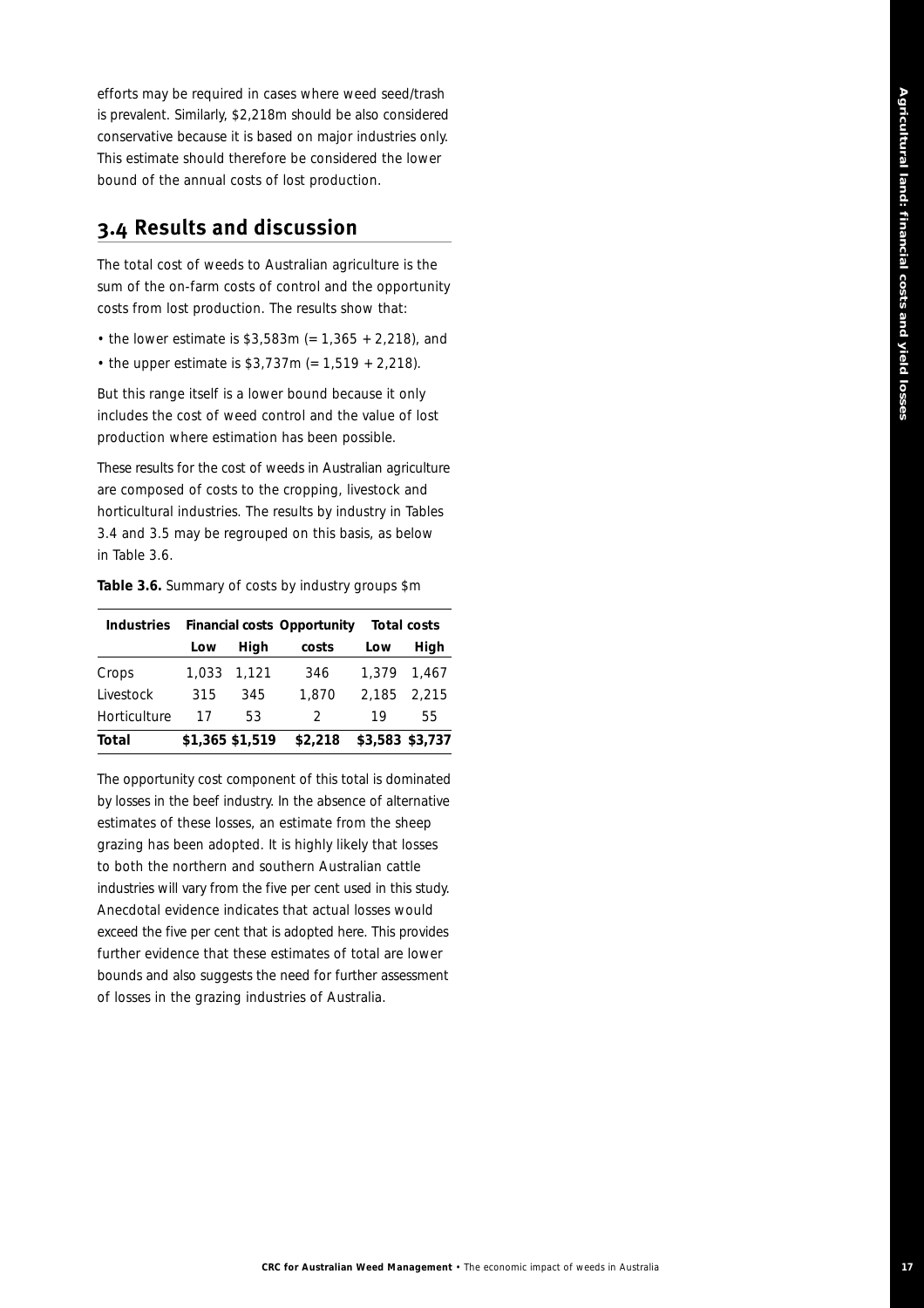efforts may be required in cases where weed seed/trash is prevalent. Similarly, \$2,218m should be also considered conservative because it is based on major industries only. This estimate should therefore be considered the lower bound of the annual costs of lost production.

## 3.4 Results and discussion

The total cost of weeds to Australian agriculture is the sum of the on-farm costs of control and the opportunity costs from lost production. The results show that:

- the lower estimate is \$3,583m (= 1,365 + 2,218), and
- the upper estimate is \$3,737m (= 1,519 + 2,218).

But this range itself is a lower bound because it only includes the cost of weed control and the value of lost production where estimation has been possible.

These results for the cost of weeds in Australian agriculture are composed of costs to the cropping, livestock and horticultural industries. The results by industry in Tables 3.4 and 3.5 may be regrouped on this basis, as below in Table 3.6.

**Table 3.6.** Summary of costs by industry groups \$m

| Industries | Financial costs | | Opportunity | Total costs | |
|---|---|---|---|---|---|
| | Low | High | costs | Low | High |
| Crops | 1,033 | 1,121 | 346 | 1,379 | 1,467 |
| Livestock | 315 | 345 | 1,870 | 2,185 | 2,215 |
| Horticulture | 17 | 53 | 2 | 19 | 55 |
| **Total** | **\$1,365** | **\$1,519** | **\$2,218** | **\$3,583** | **\$3,737** |

The opportunity cost component of this total is dominated by losses in the beef industry. In the absence of alternative estimates of these losses, an estimate from the sheep grazing has been adopted. It is highly likely that losses to both the northern and southern Australian cattle industries will vary from the five per cent used in this study. Anecdotal evidence indicates that actual losses would exceed the five per cent that is adopted here. This provides further evidence that these estimates of total are lower bounds and also suggests the need for further assessment of losses in the grazing industries of Australia.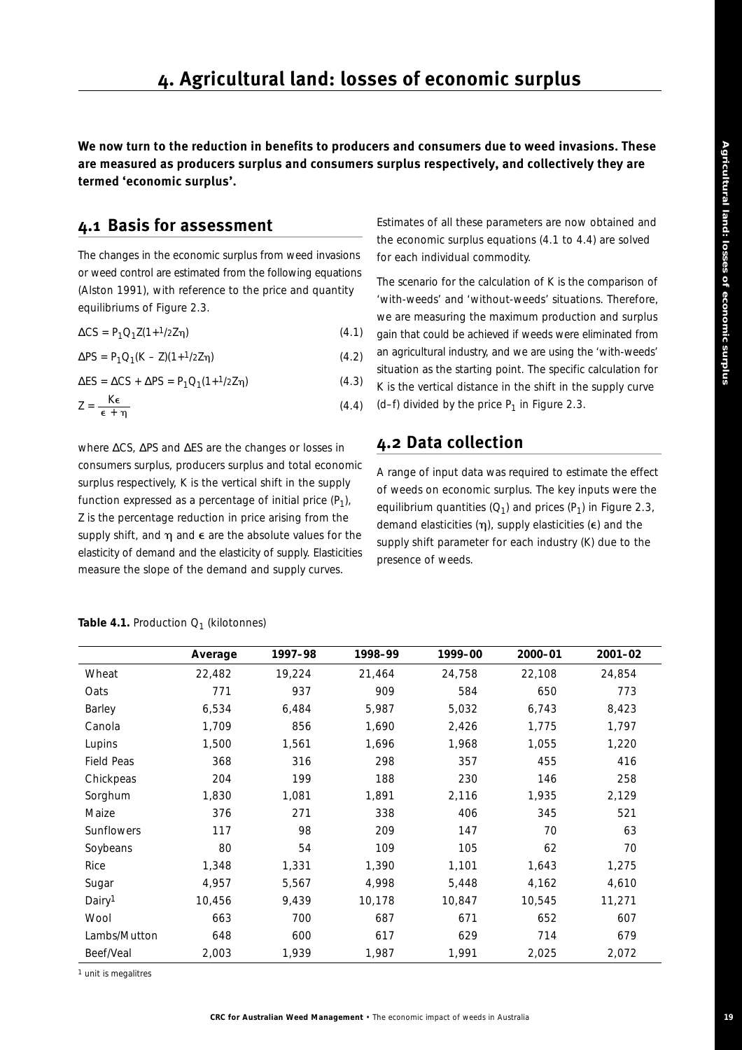# 4. Agricultural land: losses of economic surplus

**We now turn to the reduction in benefits to producers and consumers due to weed invasions. These are measured as producers surplus and consumers surplus respectively, and collectively they are termed 'economic surplus'.**

## 4.1 Basis for assessment

The changes in the economic surplus from weed invasions or weed control are estimated from the following equations (Alston 1991), with reference to the price and quantity equilibriums of Figure 2.3.

$$\Delta CS = P_1Q_1Z(1+{}^1\!/_2Z\eta) \quad (4.1)$$

$$\Delta PS = P_1Q_1(K - Z)(1+{}^1\!/_2Z\eta) \quad (4.2)$$

$$\Delta ES = \Delta CS + \Delta PS = P_1Q_1(1+{}^1\!/_2Z\eta) \quad (4.3)$$

$$Z = \frac{K\epsilon}{\epsilon + \eta} \quad (4.4)$$

where $\Delta CS$, $\Delta PS$ and $\Delta ES$ are the changes or losses in consumers surplus, producers surplus and total economic surplus respectively, K is the vertical shift in the supply function expressed as a percentage of initial price ($P_1$), Z is the percentage reduction in price arising from the supply shift, and $\eta$ and $\epsilon$ are the absolute values for the elasticity of demand and the elasticity of supply. Elasticities measure the slope of the demand and supply curves.

Estimates of all these parameters are now obtained and the economic surplus equations (4.1 to 4.4) are solved for each individual commodity.

The scenario for the calculation of K is the comparison of 'with-weeds' and 'without-weeds' situations. Therefore, we are measuring the maximum production and surplus gain that could be achieved if weeds were eliminated from an agricultural industry, and we are using the 'with-weeds' situation as the starting point. The specific calculation for K is the vertical distance in the shift in the supply curve (d–f) divided by the price $P_1$ in Figure 2.3.

## 4.2 Data collection

A range of input data was required to estimate the effect of weeds on economic surplus. The key inputs were the equilibrium quantities ($Q_1$) and prices ($P_1$) in Figure 2.3, demand elasticities ($\eta$), supply elasticities ($\epsilon$) and the supply shift parameter for each industry (K) due to the presence of weeds.

**Table 4.1.** Production $Q_1$ (kilotonnes)

| | Average | 1997–98 | 1998–99 | 1999–00 | 2000–01 | 2001–02 |
|---|---|---|---|---|---|---|
| Wheat | 22,482 | 19,224 | 21,464 | 24,758 | 22,108 | 24,854 |
| Oats | 771 | 937 | 909 | 584 | 650 | 773 |
| Barley | 6,534 | 6,484 | 5,987 | 5,032 | 6,743 | 8,423 |
| Canola | 1,709 | 856 | 1,690 | 2,426 | 1,775 | 1,797 |
| Lupins | 1,500 | 1,561 | 1,696 | 1,968 | 1,055 | 1,220 |
| Field Peas | 368 | 316 | 298 | 357 | 455 | 416 |
| Chickpeas | 204 | 199 | 188 | 230 | 146 | 258 |
| Sorghum | 1,830 | 1,081 | 1,891 | 2,116 | 1,935 | 2,129 |
| Maize | 376 | 271 | 338 | 406 | 345 | 521 |
| Sunflowers | 117 | 98 | 209 | 147 | 70 | 63 |
| Soybeans | 80 | 54 | 109 | 105 | 62 | 70 |
| Rice | 1,348 | 1,331 | 1,390 | 1,101 | 1,643 | 1,275 |
| Sugar | 4,957 | 5,567 | 4,998 | 5,448 | 4,162 | 4,610 |
| Dairy[1] | 10,456 | 9,439 | 10,178 | 10,847 | 10,545 | 11,271 |
| Wool | 663 | 700 | 687 | 671 | 652 | 607 |
| Lambs/Mutton | 648 | 600 | 617 | 629 | 714 | 679 |
| Beef/Veal | 2,003 | 1,939 | 1,987 | 1,991 | 2,025 | 2,072 |

[1] unit is megalitres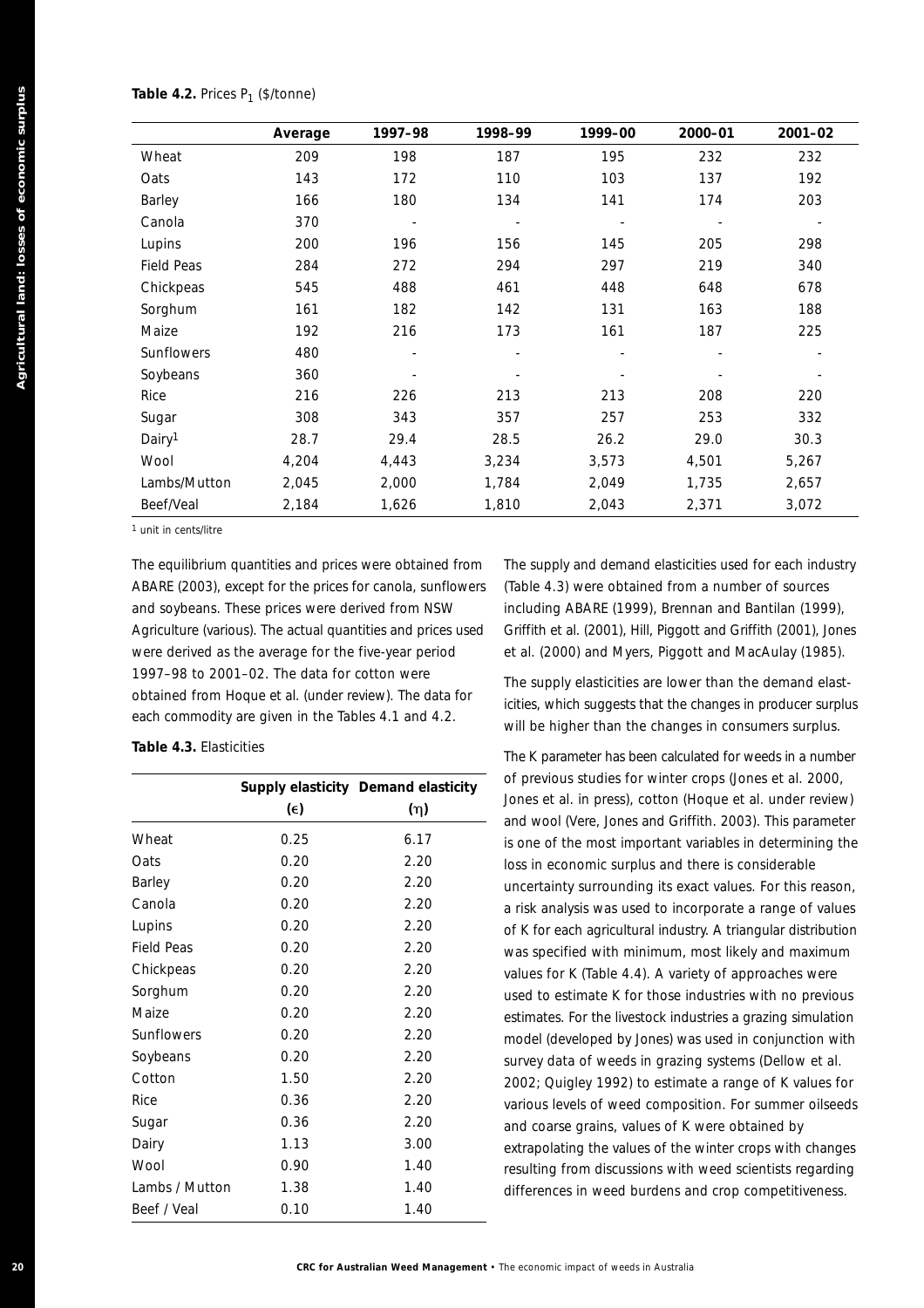**Table 4.2.** Prices $P_1$ ($/tonne)

| | Average | 1997–98 | 1998–99 | 1999–00 | 2000–01 | 2001–02 |
|---|---|---|---|---|---|---|
| Wheat | 209 | 198 | 187 | 195 | 232 | 232 |
| Oats | 143 | 172 | 110 | 103 | 137 | 192 |
| Barley | 166 | 180 | 134 | 141 | 174 | 203 |
| Canola | 370 | - | - | - | - | - |
| Lupins | 200 | 196 | 156 | 145 | 205 | 298 |
| Field Peas | 284 | 272 | 294 | 297 | 219 | 340 |
| Chickpeas | 545 | 488 | 461 | 448 | 648 | 678 |
| Sorghum | 161 | 182 | 142 | 131 | 163 | 188 |
| Maize | 192 | 216 | 173 | 161 | 187 | 225 |
| Sunflowers | 480 | - | - | - | - | - |
| Soybeans | 360 | - | - | - | - | - |
| Rice | 216 | 226 | 213 | 213 | 208 | 220 |
| Sugar | 308 | 343 | 357 | 257 | 253 | 332 |
| Dairy[1] | 28.7 | 29.4 | 28.5 | 26.2 | 29.0 | 30.3 |
| Wool | 4,204 | 4,443 | 3,234 | 3,573 | 4,501 | 5,267 |
| Lambs/Mutton | 2,045 | 2,000 | 1,784 | 2,049 | 1,735 | 2,657 |
| Beef/Veal | 2,184 | 1,626 | 1,810 | 2,043 | 2,371 | 3,072 |

[1] unit in cents/litre

The equilibrium quantities and prices were obtained from ABARE (2003), except for the prices for canola, sunflowers and soybeans. These prices were derived from NSW Agriculture (various). The actual quantities and prices used were derived as the average for the five-year period 1997–98 to 2001–02. The data for cotton were obtained from Hoque et al. (under review). The data for each commodity are given in the Tables 4.1 and 4.2.

**Table 4.3.** Elasticities

| | Supply elasticity ($\epsilon$) | Demand elasticity ($\eta$) |
|---|---|---|
| Wheat | 0.25 | 6.17 |
| Oats | 0.20 | 2.20 |
| Barley | 0.20 | 2.20 |
| Canola | 0.20 | 2.20 |
| Lupins | 0.20 | 2.20 |
| Field Peas | 0.20 | 2.20 |
| Chickpeas | 0.20 | 2.20 |
| Sorghum | 0.20 | 2.20 |
| Maize | 0.20 | 2.20 |
| Sunflowers | 0.20 | 2.20 |
| Soybeans | 0.20 | 2.20 |
| Cotton | 1.50 | 2.20 |
| Rice | 0.36 | 2.20 |
| Sugar | 0.36 | 2.20 |
| Dairy | 1.13 | 3.00 |
| Wool | 0.90 | 1.40 |
| Lambs / Mutton | 1.38 | 1.40 |
| Beef / Veal | 0.10 | 1.40 |

The supply and demand elasticities used for each industry (Table 4.3) were obtained from a number of sources including ABARE (1999), Brennan and Bantilan (1999), Griffith et al. (2001), Hill, Piggott and Griffith (2001), Jones et al. (2000) and Myers, Piggott and MacAulay (1985).

The supply elasticities are lower than the demand elasticities, which suggests that the changes in producer surplus will be higher than the changes in consumers surplus.

The K parameter has been calculated for weeds in a number of previous studies for winter crops (Jones et al. 2000, Jones et al. in press), cotton (Hoque et al. under review) and wool (Vere, Jones and Griffith. 2003). This parameter is one of the most important variables in determining the loss in economic surplus and there is considerable uncertainty surrounding its exact values. For this reason, a risk analysis was used to incorporate a range of values of K for each agricultural industry. A triangular distribution was specified with minimum, most likely and maximum values for K (Table 4.4). A variety of approaches were used to estimate K for those industries with no previous estimates. For the livestock industries a grazing simulation model (developed by Jones) was used in conjunction with survey data of weeds in grazing systems (Dellow et al. 2002; Quigley 1992) to estimate a range of K values for various levels of weed composition. For summer oilseeds and coarse grains, values of K were obtained by extrapolating the values of the winter crops with changes resulting from discussions with weed scientists regarding differences in weed burdens and crop competitiveness.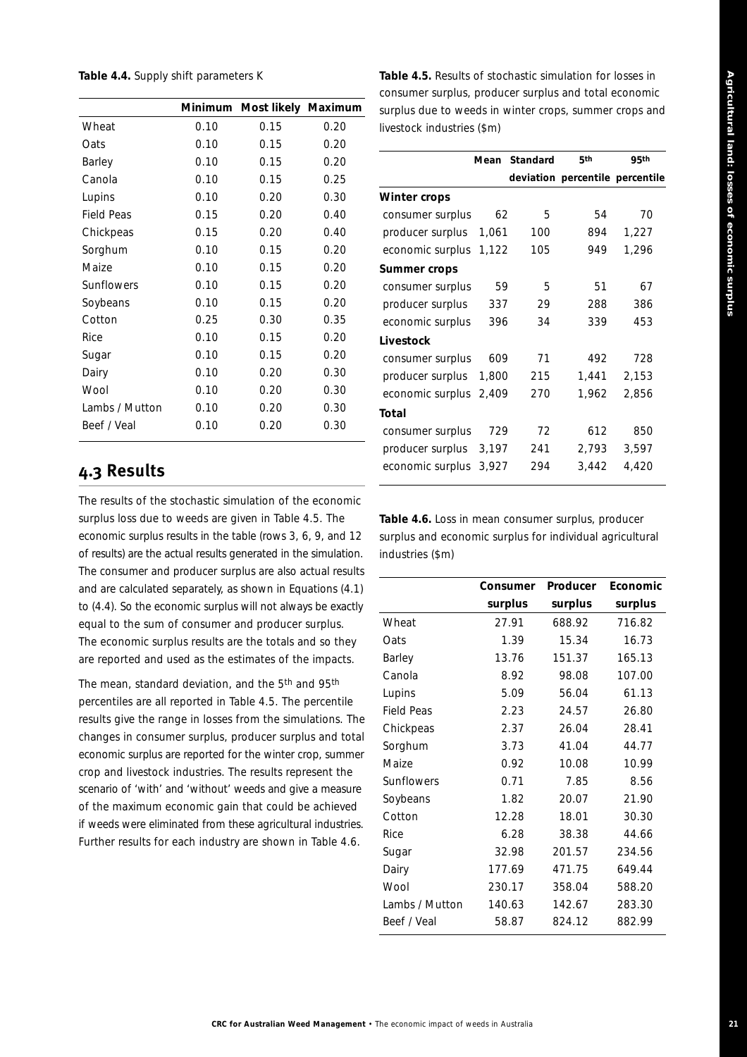**Table 4.4.** Supply shift parameters K

| | Minimum | Most likely | Maximum |
|---|---|---|---|
| Wheat | 0.10 | 0.15 | 0.20 |
| Oats | 0.10 | 0.15 | 0.20 |
| Barley | 0.10 | 0.15 | 0.20 |
| Canola | 0.10 | 0.15 | 0.25 |
| Lupins | 0.10 | 0.20 | 0.30 |
| Field Peas | 0.15 | 0.20 | 0.40 |
| Chickpeas | 0.15 | 0.20 | 0.40 |
| Sorghum | 0.10 | 0.15 | 0.20 |
| Maize | 0.10 | 0.15 | 0.20 |
| Sunflowers | 0.10 | 0.15 | 0.20 |
| Soybeans | 0.10 | 0.15 | 0.20 |
| Cotton | 0.25 | 0.30 | 0.35 |
| Rice | 0.10 | 0.15 | 0.20 |
| Sugar | 0.10 | 0.15 | 0.20 |
| Dairy | 0.10 | 0.20 | 0.30 |
| Wool | 0.10 | 0.20 | 0.30 |
| Lambs / Mutton | 0.10 | 0.20 | 0.30 |
| Beef / Veal | 0.10 | 0.20 | 0.30 |

## 4.3 Results

The results of the stochastic simulation of the economic surplus loss due to weeds are given in Table 4.5. The economic surplus results in the table (rows 3, 6, 9, and 12 of results) are the actual results generated in the simulation. The consumer and producer surplus are also actual results and are calculated separately, as shown in Equations (4.1) to (4.4). So the economic surplus will not always be exactly equal to the sum of consumer and producer surplus. The economic surplus results are the totals and so they are reported and used as the estimates of the impacts.

The mean, standard deviation, and the 5th and 95th percentiles are all reported in Table 4.5. The percentile results give the range in losses from the simulations. The changes in consumer surplus, producer surplus and total economic surplus are reported for the winter crop, summer crop and livestock industries. The results represent the scenario of 'with' and 'without' weeds and give a measure of the maximum economic gain that could be achieved if weeds were eliminated from these agricultural industries. Further results for each industry are shown in Table 4.6.

**Table 4.5.** Results of stochastic simulation for losses in consumer surplus, producer surplus and total economic surplus due to weeds in winter crops, summer crops and livestock industries ($m)

| | Mean | Standard deviation | 5th percentile | 95th percentile |
|---|---|---|---|---|
| **Winter crops** | | | | |
| consumer surplus | 62 | 5 | 54 | 70 |
| producer surplus | 1,061 | 100 | 894 | 1,227 |
| economic surplus | 1,122 | 105 | 949 | 1,296 |
| **Summer crops** | | | | |
| consumer surplus | 59 | 5 | 51 | 67 |
| producer surplus | 337 | 29 | 288 | 386 |
| economic surplus | 396 | 34 | 339 | 453 |
| **Livestock** | | | | |
| consumer surplus | 609 | 71 | 492 | 728 |
| producer surplus | 1,800 | 215 | 1,441 | 2,153 |
| economic surplus | 2,409 | 270 | 1,962 | 2,856 |
| **Total** | | | | |
| consumer surplus | 729 | 72 | 612 | 850 |
| producer surplus | 3,197 | 241 | 2,793 | 3,597 |
| economic surplus | 3,927 | 294 | 3,442 | 4,420 |

**Table 4.6.** Loss in mean consumer surplus, producer surplus and economic surplus for individual agricultural industries ($m)

| | Consumer surplus | Producer surplus | Economic surplus |
|---|---|---|---|
| Wheat | 27.91 | 688.92 | 716.82 |
| Oats | 1.39 | 15.34 | 16.73 |
| Barley | 13.76 | 151.37 | 165.13 |
| Canola | 8.92 | 98.08 | 107.00 |
| Lupins | 5.09 | 56.04 | 61.13 |
| Field Peas | 2.23 | 24.57 | 26.80 |
| Chickpeas | 2.37 | 26.04 | 28.41 |
| Sorghum | 3.73 | 41.04 | 44.77 |
| Maize | 0.92 | 10.08 | 10.99 |
| Sunflowers | 0.71 | 7.85 | 8.56 |
| Soybeans | 1.82 | 20.07 | 21.90 |
| Cotton | 12.28 | 18.01 | 30.30 |
| Rice | 6.28 | 38.38 | 44.66 |
| Sugar | 32.98 | 201.57 | 234.56 |
| Dairy | 177.69 | 471.75 | 649.44 |
| Wool | 230.17 | 358.04 | 588.20 |
| Lambs / Mutton | 140.63 | 142.67 | 283.30 |
| Beef / Veal | 58.87 | 824.12 | 882.99 |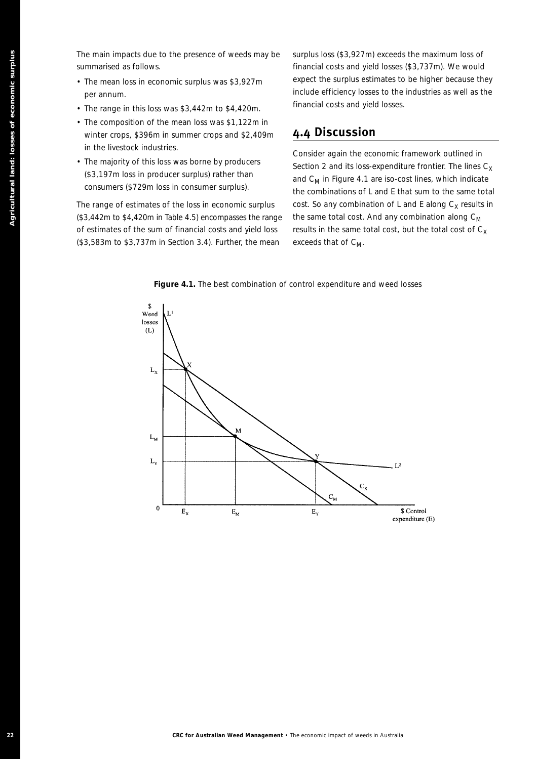The main impacts due to the presence of weeds may be summarised as follows.

- The mean loss in economic surplus was $3,927m per annum.
- The range in this loss was $3,442m to $4,420m.
- The composition of the mean loss was $1,122m in winter crops, $396m in summer crops and $2,409m in the livestock industries.
- The majority of this loss was borne by producers ($3,197m loss in producer surplus) rather than consumers ($729m loss in consumer surplus).

The range of estimates of the loss in economic surplus ($3,442m to $4,420m in Table 4.5) encompasses the range of estimates of the sum of financial costs and yield loss ($3,583m to $3,737m in Section 3.4). Further, the mean surplus loss ($3,927m) exceeds the maximum loss of financial costs and yield losses ($3,737m). We would expect the surplus estimates to be higher because they include efficiency losses to the industries as well as the financial costs and yield losses.

## 4.4 Discussion

Consider again the economic framework outlined in Section 2 and its loss-expenditure frontier. The lines $C_X$ and $C_M$ in Figure 4.1 are iso-cost lines, which indicate the combinations of L and E that sum to the same total cost. So any combination of L and E along $C_X$ results in the same total cost. And any combination along $C_M$ results in the same total cost, but the total cost of $C_X$ exceeds that of $C_M$.

**Figure 4.1.** The best combination of control expenditure and weed losses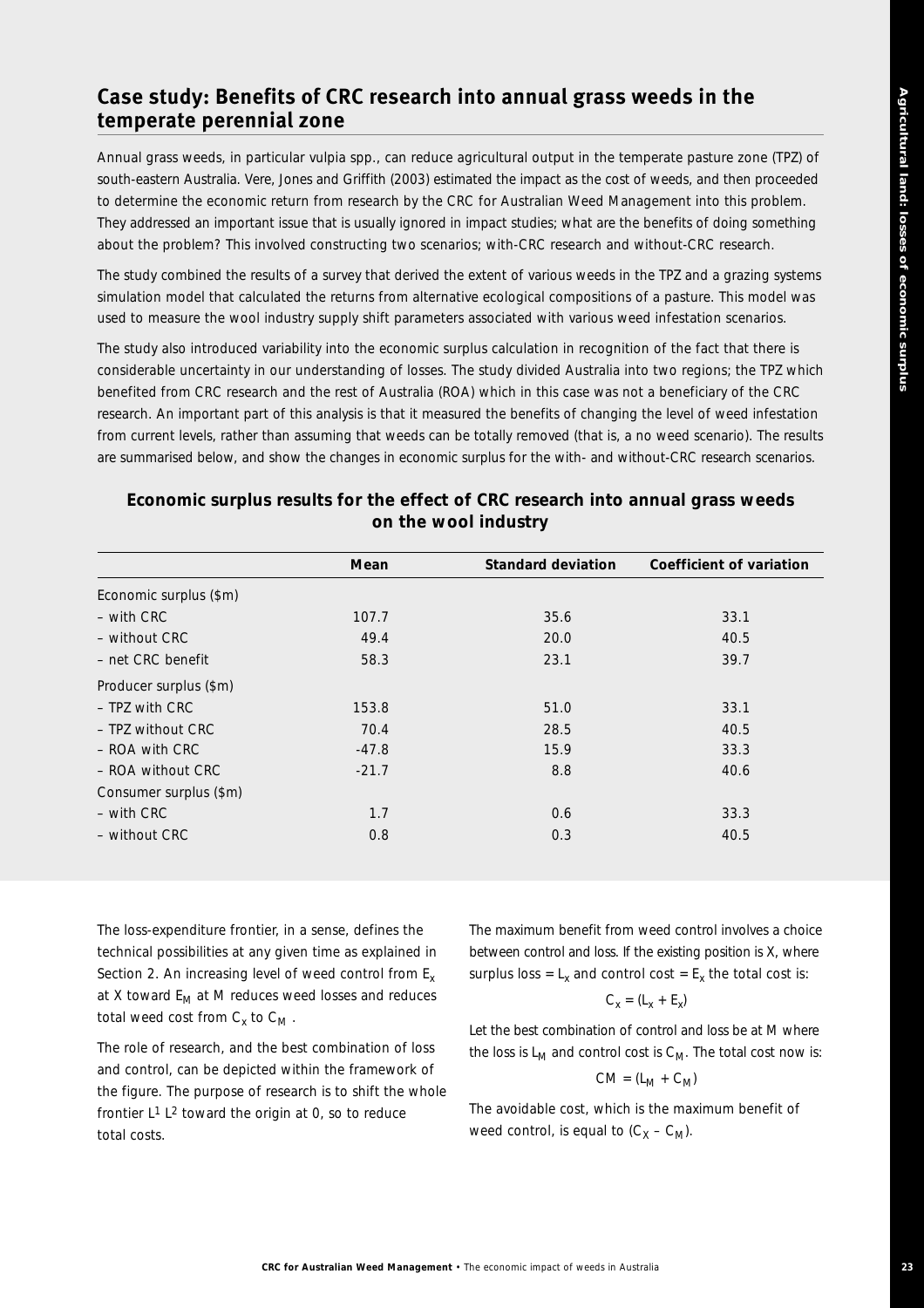## Case study: Benefits of CRC research into annual grass weeds in the temperate perennial zone

Annual grass weeds, in particular vulpia spp., can reduce agricultural output in the temperate pasture zone (TPZ) of south-eastern Australia. Vere, Jones and Griffith (2003) estimated the impact as the cost of weeds, and then proceeded to determine the economic return from research by the CRC for Australian Weed Management into this problem. They addressed an important issue that is usually ignored in impact studies; what are the benefits of doing something about the problem? This involved constructing two scenarios; with-CRC research and without-CRC research.

The study combined the results of a survey that derived the extent of various weeds in the TPZ and a grazing systems simulation model that calculated the returns from alternative ecological compositions of a pasture. This model was used to measure the wool industry supply shift parameters associated with various weed infestation scenarios.

The study also introduced variability into the economic surplus calculation in recognition of the fact that there is considerable uncertainty in our understanding of losses. The study divided Australia into two regions; the TPZ which benefited from CRC research and the rest of Australia (ROA) which in this case was not a beneficiary of the CRC research. An important part of this analysis is that it measured the benefits of changing the level of weed infestation from current levels, rather than assuming that weeds can be totally removed (that is, a no weed scenario). The results are summarised below, and show the changes in economic surplus for the with- and without-CRC research scenarios.

### Economic surplus results for the effect of CRC research into annual grass weeds on the wool industry

| | Mean | Standard deviation | Coefficient of variation |
|---|---|---|---|
| Economic surplus ($m) | | | |
| – with CRC | 107.7 | 35.6 | 33.1 |
| – without CRC | 49.4 | 20.0 | 40.5 |
| – net CRC benefit | 58.3 | 23.1 | 39.7 |
| Producer surplus ($m) | | | |
| – TPZ with CRC | 153.8 | 51.0 | 33.1 |
| – TPZ without CRC | 70.4 | 28.5 | 40.5 |
| – ROA with CRC | -47.8 | 15.9 | 33.3 |
| – ROA without CRC | -21.7 | 8.8 | 40.6 |
| Consumer surplus ($m) | | | |
| – with CRC | 1.7 | 0.6 | 33.3 |
| – without CRC | 0.8 | 0.3 | 40.5 |

The loss-expenditure frontier, in a sense, defines the technical possibilities at any given time as explained in Section 2. An increasing level of weed control from $E_x$ at X toward $E_M$ at M reduces weed losses and reduces total weed cost from $C_x$ to $C_M$.

The role of research, and the best combination of loss and control, can be depicted within the framework of the figure. The purpose of research is to shift the whole frontier $L^1 L^2$ toward the origin at 0, so to reduce total costs.

The maximum benefit from weed control involves a choice between control and loss. If the existing position is X, where surplus loss = $L_x$ and control cost = $E_x$ the total cost is:

$$C_x = (L_x + E_x)$$

Let the best combination of control and loss be at M where the loss is $L_M$ and control cost is $C_M$. The total cost now is:

$$CM = (L_M + C_M)$$

The avoidable cost, which is the maximum benefit of weed control, is equal to $(C_X - C_M)$.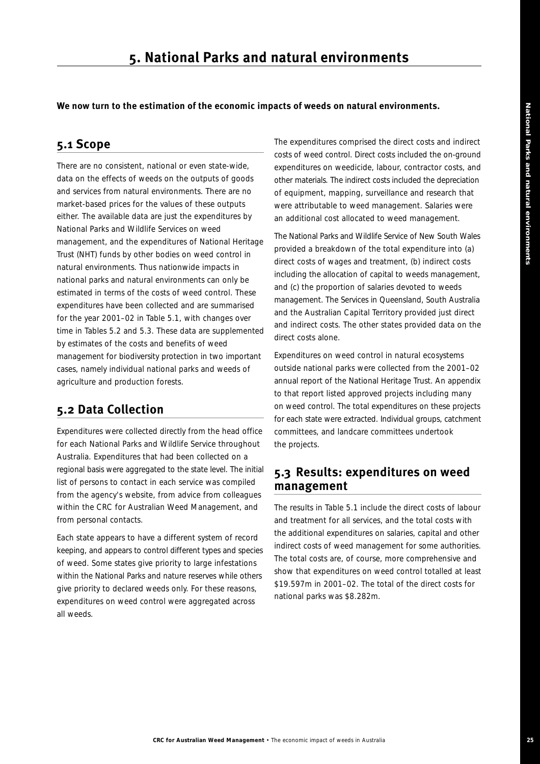# 5. National Parks and natural environments

**We now turn to the estimation of the economic impacts of weeds on natural environments.**

## 5.1 Scope

There are no consistent, national or even state-wide, data on the effects of weeds on the outputs of goods and services from natural environments. There are no market-based prices for the values of these outputs either. The available data are just the expenditures by National Parks and Wildlife Services on weed management, and the expenditures of National Heritage Trust (NHT) funds by other bodies on weed control in natural environments. Thus nationwide impacts in national parks and natural environments can only be estimated in terms of the costs of weed control. These expenditures have been collected and are summarised for the year 2001–02 in Table 5.1, with changes over time in Tables 5.2 and 5.3. These data are supplemented by estimates of the costs and benefits of weed management for biodiversity protection in two important cases, namely individual national parks and weeds of agriculture and production forests.

## 5.2 Data Collection

Expenditures were collected directly from the head office for each National Parks and Wildlife Service throughout Australia. Expenditures that had been collected on a regional basis were aggregated to the state level. The initial list of persons to contact in each service was compiled from the agency's website, from advice from colleagues within the CRC for Australian Weed Management, and from personal contacts.

Each state appears to have a different system of record keeping, and appears to control different types and species of weed. Some states give priority to large infestations within the National Parks and nature reserves while others give priority to declared weeds only. For these reasons, expenditures on weed control were aggregated across all weeds.

The expenditures comprised the direct costs and indirect costs of weed control. Direct costs included the on-ground expenditures on weedicide, labour, contractor costs, and other materials. The indirect costs included the depreciation of equipment, mapping, surveillance and research that were attributable to weed management. Salaries were an additional cost allocated to weed management.

The National Parks and Wildlife Service of New South Wales provided a breakdown of the total expenditure into (a) direct costs of wages and treatment, (b) indirect costs including the allocation of capital to weeds management, and (c) the proportion of salaries devoted to weeds management. The Services in Queensland, South Australia and the Australian Capital Territory provided just direct and indirect costs. The other states provided data on the direct costs alone.

Expenditures on weed control in natural ecosystems outside national parks were collected from the 2001–02 annual report of the National Heritage Trust. An appendix to that report listed approved projects including many on weed control. The total expenditures on these projects for each state were extracted. Individual groups, catchment committees, and landcare committees undertook the projects.

## 5.3 Results: expenditures on weed management

The results in Table 5.1 include the direct costs of labour and treatment for all services, and the total costs with the additional expenditures on salaries, capital and other indirect costs of weed management for some authorities. The total costs are, of course, more comprehensive and show that expenditures on weed control totalled at least \$19.597m in 2001–02. The total of the direct costs for national parks was \$8.282m.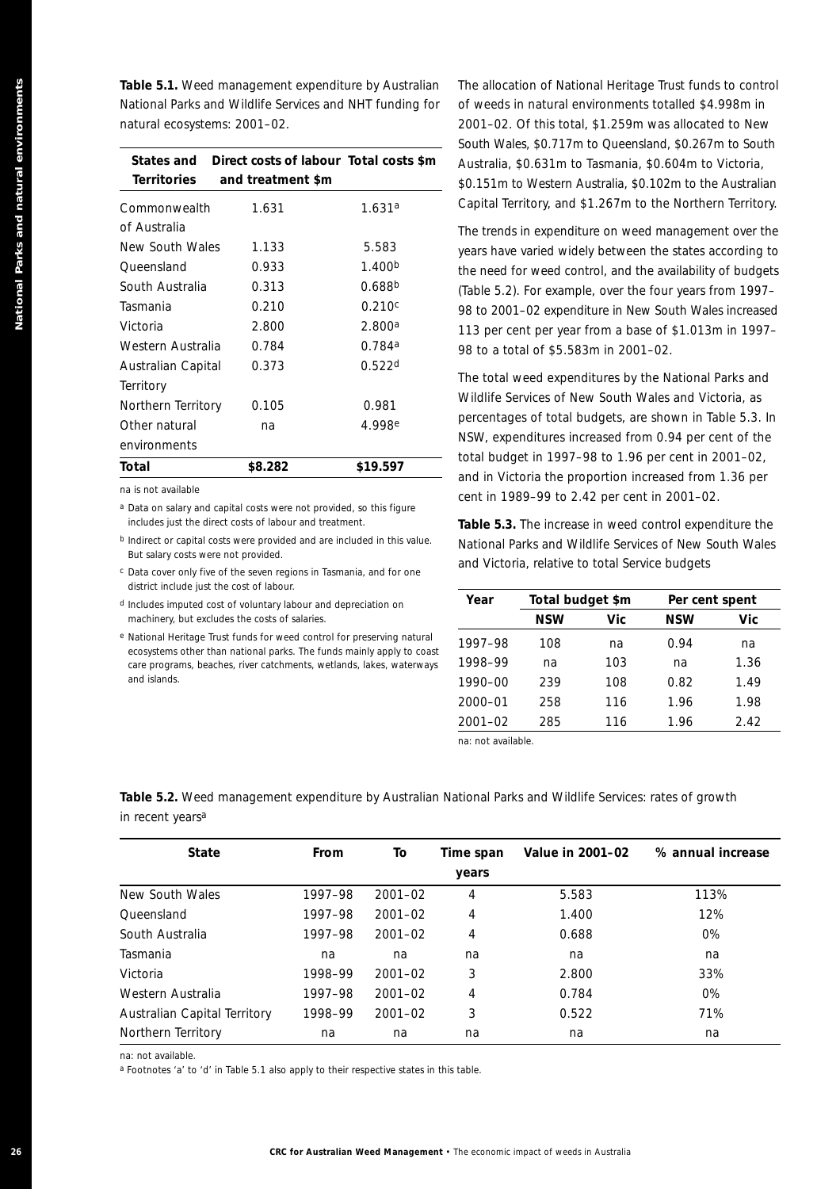**Table 5.1.** Weed management expenditure by Australian National Parks and Wildlife Services and NHT funding for natural ecosystems: 2001–02.

| States and Territories | Direct costs of labour and treatment $m | Total costs $m |
|---|---|---|
| Commonwealth of Australia | 1.631 | 1.631[a] |
| New South Wales | 1.133 | 5.583 |
| Queensland | 0.933 | 1.400[b] |
| South Australia | 0.313 | 0.688[b] |
| Tasmania | 0.210 | 0.210[c] |
| Victoria | 2.800 | 2.800[a] |
| Western Australia | 0.784 | 0.784[a] |
| Australian Capital Territory | 0.373 | 0.522[d] |
| Northern Territory | 0.105 | 0.981 |
| Other natural environments | na | 4.998[e] |
| **Total** | **$8.282** | **$19.597** |

na is not available

[a] Data on salary and capital costs were not provided, so this figure includes just the direct costs of labour and treatment.

[b] Indirect or capital costs were provided and are included in this value. But salary costs were not provided.

[c] Data cover only five of the seven regions in Tasmania, and for one district include just the cost of labour.

[d] Includes imputed cost of voluntary labour and depreciation on machinery, but excludes the costs of salaries.

[e] National Heritage Trust funds for weed control for preserving natural ecosystems other than national parks. The funds mainly apply to coast care programs, beaches, river catchments, wetlands, lakes, waterways and islands.

The allocation of National Heritage Trust funds to control of weeds in natural environments totalled $4.998m in 2001–02. Of this total, $1.259m was allocated to New South Wales, $0.717m to Queensland, $0.267m to South Australia, $0.631m to Tasmania, $0.604m to Victoria, $0.151m to Western Australia, $0.102m to the Australian Capital Territory, and $1.267m to the Northern Territory.

The trends in expenditure on weed management over the years have varied widely between the states according to the need for weed control, and the availability of budgets (Table 5.2). For example, over the four years from 1997–98 to 2001–02 expenditure in New South Wales increased 113 per cent per year from a base of $1.013m in 1997–98 to a total of $5.583m in 2001–02.

The total weed expenditures by the National Parks and Wildlife Services of New South Wales and Victoria, as percentages of total budgets, are shown in Table 5.3. In NSW, expenditures increased from 0.94 per cent of the total budget in 1997–98 to 1.96 per cent in 2001–02, and in Victoria the proportion increased from 1.36 per cent in 1989–99 to 2.42 per cent in 2001–02.

**Table 5.3.** The increase in weed control expenditure the National Parks and Wildlife Services of New South Wales and Victoria, relative to total Service budgets

| Year | Total budget $m | | Per cent spent | |
|---|---|---|---|---|
| | **NSW** | **Vic** | **NSW** | **Vic** |
| 1997–98 | 108 | na | 0.94 | na |
| 1998–99 | na | 103 | na | 1.36 |
| 1990–00 | 239 | 108 | 0.82 | 1.49 |
| 2000–01 | 258 | 116 | 1.96 | 1.98 |
| 2001–02 | 285 | 116 | 1.96 | 2.42 |

na: not available.

**Table 5.2.** Weed management expenditure by Australian National Parks and Wildlife Services: rates of growth in recent years[a]

| State | From | To | Time span years | Value in 2001–02 | % annual increase |
|---|---|---|---|---|---|
| New South Wales | 1997–98 | 2001–02 | 4 | 5.583 | 113% |
| Queensland | 1997–98 | 2001–02 | 4 | 1.400 | 12% |
| South Australia | 1997–98 | 2001–02 | 4 | 0.688 | 0% |
| Tasmania | na | na | na | na | na |
| Victoria | 1998–99 | 2001–02 | 3 | 2.800 | 33% |
| Western Australia | 1997–98 | 2001–02 | 4 | 0.784 | 0% |
| Australian Capital Territory | 1998–99 | 2001–02 | 3 | 0.522 | 71% |
| Northern Territory | na | na | na | na | na |

na: not available.

[a] Footnotes 'a' to 'd' in Table 5.1 also apply to their respective states in this table.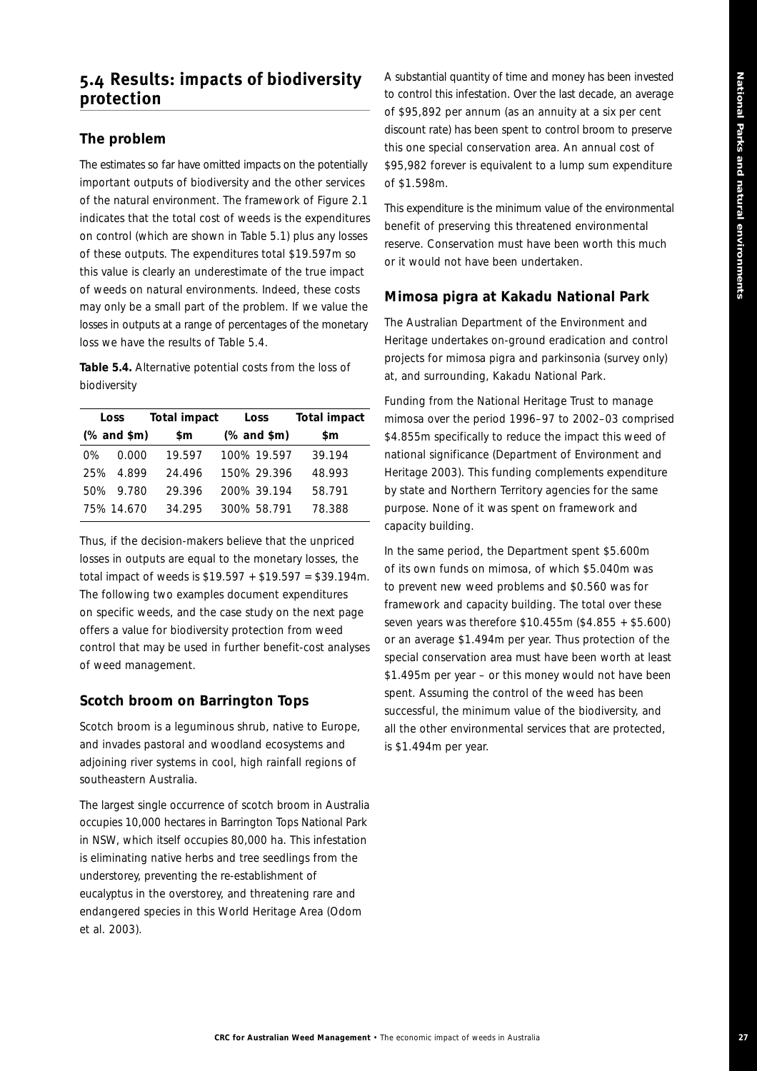## 5.4 Results: impacts of biodiversity protection

### The problem

The estimates so far have omitted impacts on the potentially important outputs of biodiversity and the other services of the natural environment. The framework of Figure 2.1 indicates that the total cost of weeds is the expenditures on control (which are shown in Table 5.1) plus any losses of these outputs. The expenditures total $19.597m so this value is clearly an underestimate of the true impact of weeds on natural environments. Indeed, these costs may only be a small part of the problem. If we value the losses in outputs at a range of percentages of the monetary loss we have the results of Table 5.4.

**Table 5.4.** Alternative potential costs from the loss of biodiversity

| Loss (% and $m) | | Total impact $m | Loss (% and $m) | | Total impact $m |
|---|---|---|---|---|---|
| 0% | 0.000 | 19.597 | 100% | 19.597 | 39.194 |
| 25% | 4.899 | 24.496 | 150% | 29.396 | 48.993 |
| 50% | 9.780 | 29.396 | 200% | 39.194 | 58.791 |
| 75% | 14.670 | 34.295 | 300% | 58.791 | 78.388 |

Thus, if the decision-makers believe that the unpriced losses in outputs are equal to the monetary losses, the total impact of weeds is $19.597 + $19.597 = $39.194m. The following two examples document expenditures on specific weeds, and the case study on the next page offers a value for biodiversity protection from weed control that may be used in further benefit-cost analyses of weed management.

### Scotch broom on Barrington Tops

Scotch broom is a leguminous shrub, native to Europe, and invades pastoral and woodland ecosystems and adjoining river systems in cool, high rainfall regions of southeastern Australia.

The largest single occurrence of scotch broom in Australia occupies 10,000 hectares in Barrington Tops National Park in NSW, which itself occupies 80,000 ha. This infestation is eliminating native herbs and tree seedlings from the understorey, preventing the re-establishment of eucalyptus in the overstorey, and threatening rare and endangered species in this World Heritage Area (Odom et al. 2003).

A substantial quantity of time and money has been invested to control this infestation. Over the last decade, an average of $95,892 per annum (as an annuity at a six per cent discount rate) has been spent to control broom to preserve this one special conservation area. An annual cost of $95,982 forever is equivalent to a lump sum expenditure of $1.598m.

This expenditure is the minimum value of the environmental benefit of preserving this threatened environmental reserve. Conservation must have been worth this much or it would not have been undertaken.

### Mimosa pigra at Kakadu National Park

The Australian Department of the Environment and Heritage undertakes on-ground eradication and control projects for mimosa pigra and parkinsonia (survey only) at, and surrounding, Kakadu National Park.

Funding from the National Heritage Trust to manage mimosa over the period 1996–97 to 2002–03 comprised $4.855m specifically to reduce the impact this weed of national significance (Department of Environment and Heritage 2003). This funding complements expenditure by state and Northern Territory agencies for the same purpose. None of it was spent on framework and capacity building.

In the same period, the Department spent $5.600m of its own funds on mimosa, of which $5.040m was to prevent new weed problems and $0.560 was for framework and capacity building. The total over these seven years was therefore $10.455m ($4.855 + $5.600) or an average $1.494m per year. Thus protection of the special conservation area must have been worth at least $1.495m per year – or this money would not have been spent. Assuming the control of the weed has been successful, the minimum value of the biodiversity, and all the other environmental services that are protected, is $1.494m per year.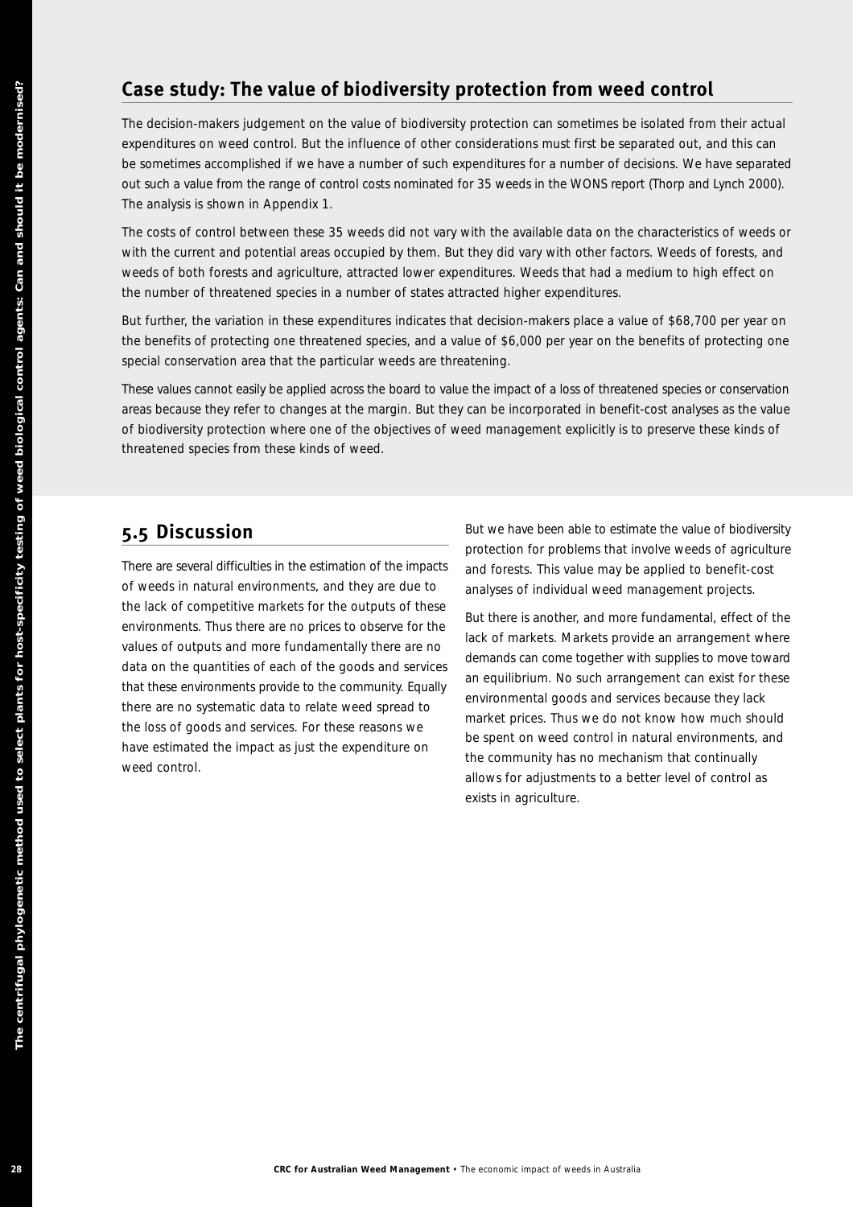## Case study: The value of biodiversity protection from weed control

The decision-makers judgement on the value of biodiversity protection can sometimes be isolated from their actual expenditures on weed control. But the influence of other considerations must first be separated out, and this can be sometimes accomplished if we have a number of such expenditures for a number of decisions. We have separated out such a value from the range of control costs nominated for 35 weeds in the WONS report (Thorp and Lynch 2000). The analysis is shown in Appendix 1.

The costs of control between these 35 weeds did not vary with the available data on the characteristics of weeds or with the current and potential areas occupied by them. But they did vary with other factors. Weeds of forests, and weeds of both forests and agriculture, attracted lower expenditures. Weeds that had a medium to high effect on the number of threatened species in a number of states attracted higher expenditures.

But further, the variation in these expenditures indicates that decision-makers place a value of $68,700 per year on the benefits of protecting one threatened species, and a value of $6,000 per year on the benefits of protecting one special conservation area that the particular weeds are threatening.

These values cannot easily be applied across the board to value the impact of a loss of threatened species or conservation areas because they refer to changes at the margin. But they can be incorporated in benefit-cost analyses as the value of biodiversity protection where one of the objectives of weed management explicitly is to preserve these kinds of threatened species from these kinds of weed.

## 5.5 Discussion

There are several difficulties in the estimation of the impacts of weeds in natural environments, and they are due to the lack of competitive markets for the outputs of these environments. Thus there are no prices to observe for the values of outputs and more fundamentally there are no data on the quantities of each of the goods and services that these environments provide to the community. Equally there are no systematic data to relate weed spread to the loss of goods and services. For these reasons we have estimated the impact as just the expenditure on weed control.

But we have been able to estimate the value of biodiversity protection for problems that involve weeds of agriculture and forests. This value may be applied to benefit-cost analyses of individual weed management projects.

But there is another, and more fundamental, effect of the lack of markets. Markets provide an arrangement where demands can come together with supplies to move toward an equilibrium. No such arrangement can exist for these environmental goods and services because they lack market prices. Thus we do not know how much should be spent on weed control in natural environments, and the community has no mechanism that continually allows for adjustments to a better level of control as exists in agriculture.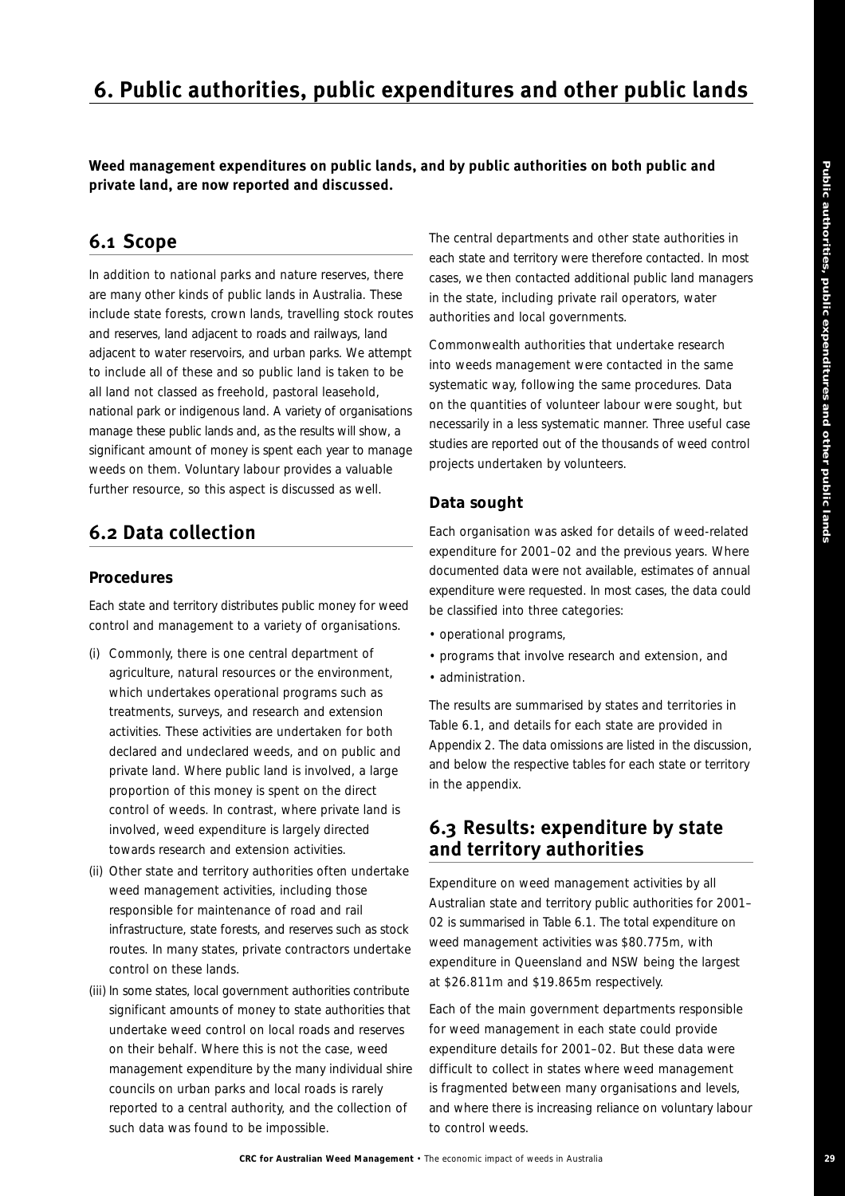# 6. Public authorities, public expenditures and other public lands

**Weed management expenditures on public lands, and by public authorities on both public and private land, are now reported and discussed.**

## 6.1 Scope

In addition to national parks and nature reserves, there are many other kinds of public lands in Australia. These include state forests, crown lands, travelling stock routes and reserves, land adjacent to roads and railways, land adjacent to water reservoirs, and urban parks. We attempt to include all of these and so public land is taken to be all land not classed as freehold, pastoral leasehold, national park or indigenous land. A variety of organisations manage these public lands and, as the results will show, a significant amount of money is spent each year to manage weeds on them. Voluntary labour provides a valuable further resource, so this aspect is discussed as well.

## 6.2 Data collection

### Procedures

Each state and territory distributes public money for weed control and management to a variety of organisations.

(i) Commonly, there is one central department of agriculture, natural resources or the environment, which undertakes operational programs such as treatments, surveys, and research and extension activities. These activities are undertaken for both declared and undeclared weeds, and on public and private land. Where public land is involved, a large proportion of this money is spent on the direct control of weeds. In contrast, where private land is involved, weed expenditure is largely directed towards research and extension activities.

(ii) Other state and territory authorities often undertake weed management activities, including those responsible for maintenance of road and rail infrastructure, state forests, and reserves such as stock routes. In many states, private contractors undertake control on these lands.

(iii) In some states, local government authorities contribute significant amounts of money to state authorities that undertake weed control on local roads and reserves on their behalf. Where this is not the case, weed management expenditure by the many individual shire councils on urban parks and local roads is rarely reported to a central authority, and the collection of such data was found to be impossible.

The central departments and other state authorities in each state and territory were therefore contacted. In most cases, we then contacted additional public land managers in the state, including private rail operators, water authorities and local governments.

Commonwealth authorities that undertake research into weeds management were contacted in the same systematic way, following the same procedures. Data on the quantities of volunteer labour were sought, but necessarily in a less systematic manner. Three useful case studies are reported out of the thousands of weed control projects undertaken by volunteers.

### Data sought

Each organisation was asked for details of weed-related expenditure for 2001–02 and the previous years. Where documented data were not available, estimates of annual expenditure were requested. In most cases, the data could be classified into three categories:

- operational programs,
- programs that involve research and extension, and
- administration.

The results are summarised by states and territories in Table 6.1, and details for each state are provided in Appendix 2. The data omissions are listed in the discussion, and below the respective tables for each state or territory in the appendix.

## 6.3 Results: expenditure by state and territory authorities

Expenditure on weed management activities by all Australian state and territory public authorities for 2001–02 is summarised in Table 6.1. The total expenditure on weed management activities was $80.775m, with expenditure in Queensland and NSW being the largest at $26.811m and $19.865m respectively.

Each of the main government departments responsible for weed management in each state could provide expenditure details for 2001–02. But these data were difficult to collect in states where weed management is fragmented between many organisations and levels, and where there is increasing reliance on voluntary labour to control weeds.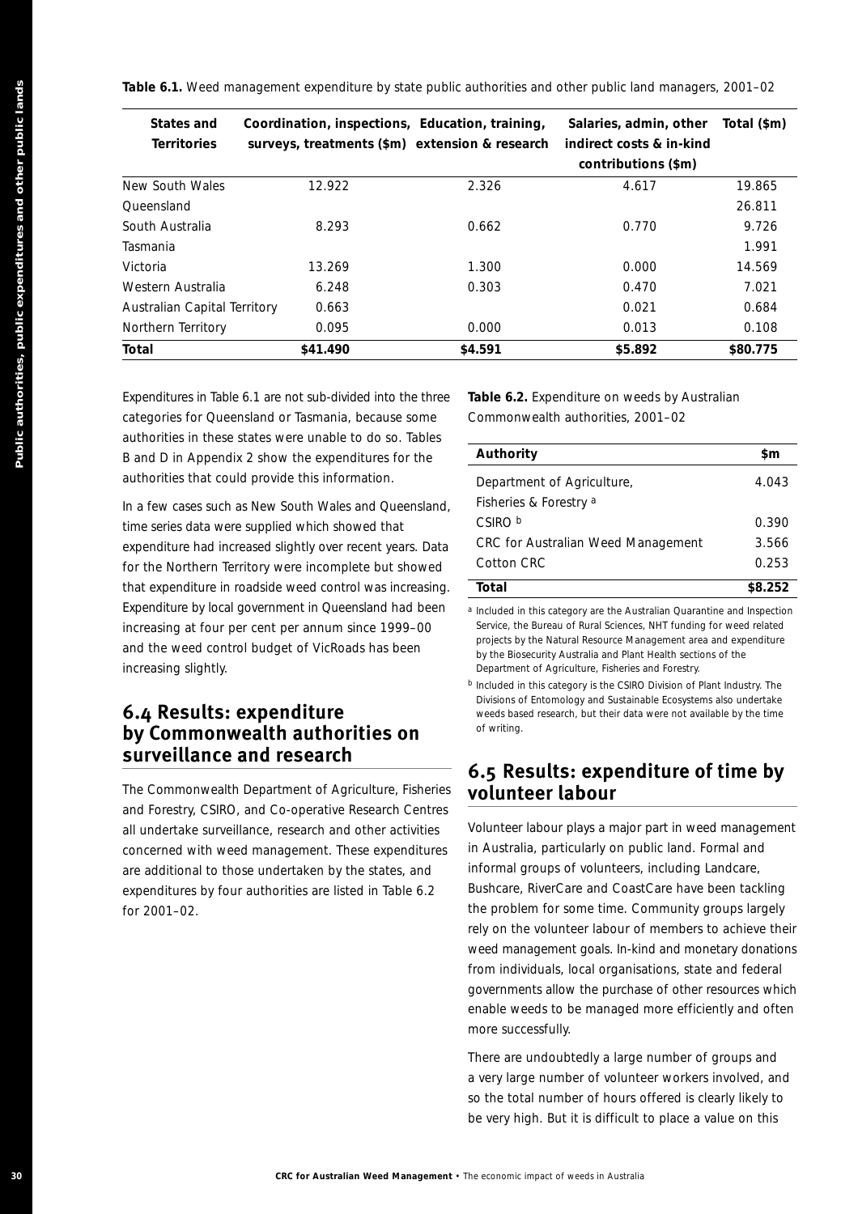**Table 6.1.** Weed management expenditure by state public authorities and other public land managers, 2001–02

| States and Territories | Coordination, inspections, surveys, treatments ($m) | Education, training, extension & research | Salaries, admin, other indirect costs & in-kind contributions ($m) | Total ($m) |
|---|---|---|---|---|
| New South Wales | 12.922 | 2.326 | 4.617 | 19.865 |
| Queensland | | | | 26.811 |
| South Australia | 8.293 | 0.662 | 0.770 | 9.726 |
| Tasmania | | | | 1.991 |
| Victoria | 13.269 | 1.300 | 0.000 | 14.569 |
| Western Australia | 6.248 | 0.303 | 0.470 | 7.021 |
| Australian Capital Territory | 0.663 | | 0.021 | 0.684 |
| Northern Territory | 0.095 | 0.000 | 0.013 | 0.108 |
| **Total** | **$41.490** | **$4.591** | **$5.892** | **$80.775** |

Expenditures in Table 6.1 are not sub-divided into the three categories for Queensland or Tasmania, because some authorities in these states were unable to do so. Tables B and D in Appendix 2 show the expenditures for the authorities that could provide this information.

In a few cases such as New South Wales and Queensland, time series data were supplied which showed that expenditure had increased slightly over recent years. Data for the Northern Territory were incomplete but showed that expenditure in roadside weed control was increasing. Expenditure by local government in Queensland had been increasing at four per cent per annum since 1999–00 and the weed control budget of VicRoads has been increasing slightly.

## 6.4 Results: expenditure by Commonwealth authorities on surveillance and research

The Commonwealth Department of Agriculture, Fisheries and Forestry, CSIRO, and Co-operative Research Centres all undertake surveillance, research and other activities concerned with weed management. These expenditures are additional to those undertaken by the states, and expenditures by four authorities are listed in Table 6.2 for 2001–02.

**Table 6.2.** Expenditure on weeds by Australian Commonwealth authorities, 2001–02

| Authority | $m |
|---|---|
| Department of Agriculture, Fisheries & Forestry [a] | 4.043 |
| CSIRO [b] | 0.390 |
| CRC for Australian Weed Management | 3.566 |
| Cotton CRC | 0.253 |
| **Total** | **$8.252** |

[a] Included in this category are the Australian Quarantine and Inspection Service, the Bureau of Rural Sciences, NHT funding for weed related projects by the Natural Resource Management area and expenditure by the Biosecurity Australia and Plant Health sections of the Department of Agriculture, Fisheries and Forestry.

[b] Included in this category is the CSIRO Division of Plant Industry. The Divisions of Entomology and Sustainable Ecosystems also undertake weeds based research, but their data were not available by the time of writing.

## 6.5 Results: expenditure of time by volunteer labour

Volunteer labour plays a major part in weed management in Australia, particularly on public land. Formal and informal groups of volunteers, including Landcare, Bushcare, RiverCare and CoastCare have been tackling the problem for some time. Community groups largely rely on the volunteer labour of members to achieve their weed management goals. In-kind and monetary donations from individuals, local organisations, state and federal governments allow the purchase of other resources which enable weeds to be managed more efficiently and often more successfully.

There are undoubtedly a large number of groups and a very large number of volunteer workers involved, and so the total number of hours offered is clearly likely to be very high. But it is difficult to place a value on this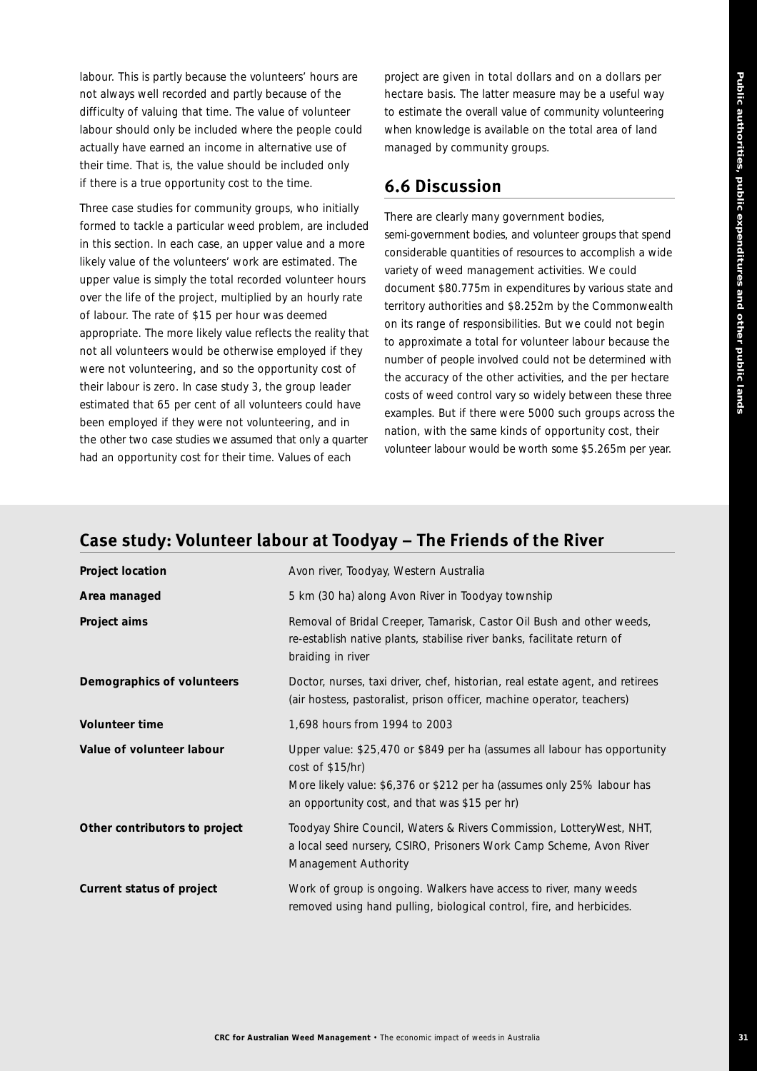labour. This is partly because the volunteers' hours are not always well recorded and partly because of the difficulty of valuing that time. The value of volunteer labour should only be included where the people could actually have earned an income in alternative use of their time. That is, the value should be included only if there is a true opportunity cost to the time.

Three case studies for community groups, who initially formed to tackle a particular weed problem, are included in this section. In each case, an upper value and a more likely value of the volunteers' work are estimated. The upper value is simply the total recorded volunteer hours over the life of the project, multiplied by an hourly rate of labour. The rate of $15 per hour was deemed appropriate. The more likely value reflects the reality that not all volunteers would be otherwise employed if they were not volunteering, and so the opportunity cost of their labour is zero. In case study 3, the group leader estimated that 65 per cent of all volunteers could have been employed if they were not volunteering, and in the other two case studies we assumed that only a quarter had an opportunity cost for their time. Values of each project are given in total dollars and on a dollars per hectare basis. The latter measure may be a useful way to estimate the overall value of community volunteering when knowledge is available on the total area of land managed by community groups.

## 6.6 Discussion

There are clearly many government bodies, semi-government bodies, and volunteer groups that spend considerable quantities of resources to accomplish a wide variety of weed management activities. We could document $80.775m in expenditures by various state and territory authorities and $8.252m by the Commonwealth on its range of responsibilities. But we could not begin to approximate a total for volunteer labour because the number of people involved could not be determined with the accuracy of the other activities, and the per hectare costs of weed control vary so widely between these three examples. But if there were 5000 such groups across the nation, with the same kinds of opportunity cost, their volunteer labour would be worth some $5.265m per year.

## Case study: Volunteer labour at Toodyay – The Friends of the River

| | |
|---|---|
| **Project location** | Avon river, Toodyay, Western Australia |
| **Area managed** | 5 km (30 ha) along Avon River in Toodyay township |
| **Project aims** | Removal of Bridal Creeper, Tamarisk, Castor Oil Bush and other weeds, re-establish native plants, stabilise river banks, facilitate return of braiding in river |
| **Demographics of volunteers** | Doctor, nurses, taxi driver, chef, historian, real estate agent, and retirees (air hostess, pastoralist, prison officer, machine operator, teachers) |
| **Volunteer time** | 1,698 hours from 1994 to 2003 |
| **Value of volunteer labour** | Upper value: $25,470 or $849 per ha (assumes all labour has opportunity cost of $15/hr)<br>More likely value: $6,376 or $212 per ha (assumes only 25% labour has an opportunity cost, and that was $15 per hr) |
| **Other contributors to project** | Toodyay Shire Council, Waters & Rivers Commission, LotteryWest, NHT, a local seed nursery, CSIRO, Prisoners Work Camp Scheme, Avon River Management Authority |
| **Current status of project** | Work of group is ongoing. Walkers have access to river, many weeds removed using hand pulling, biological control, fire, and herbicides. |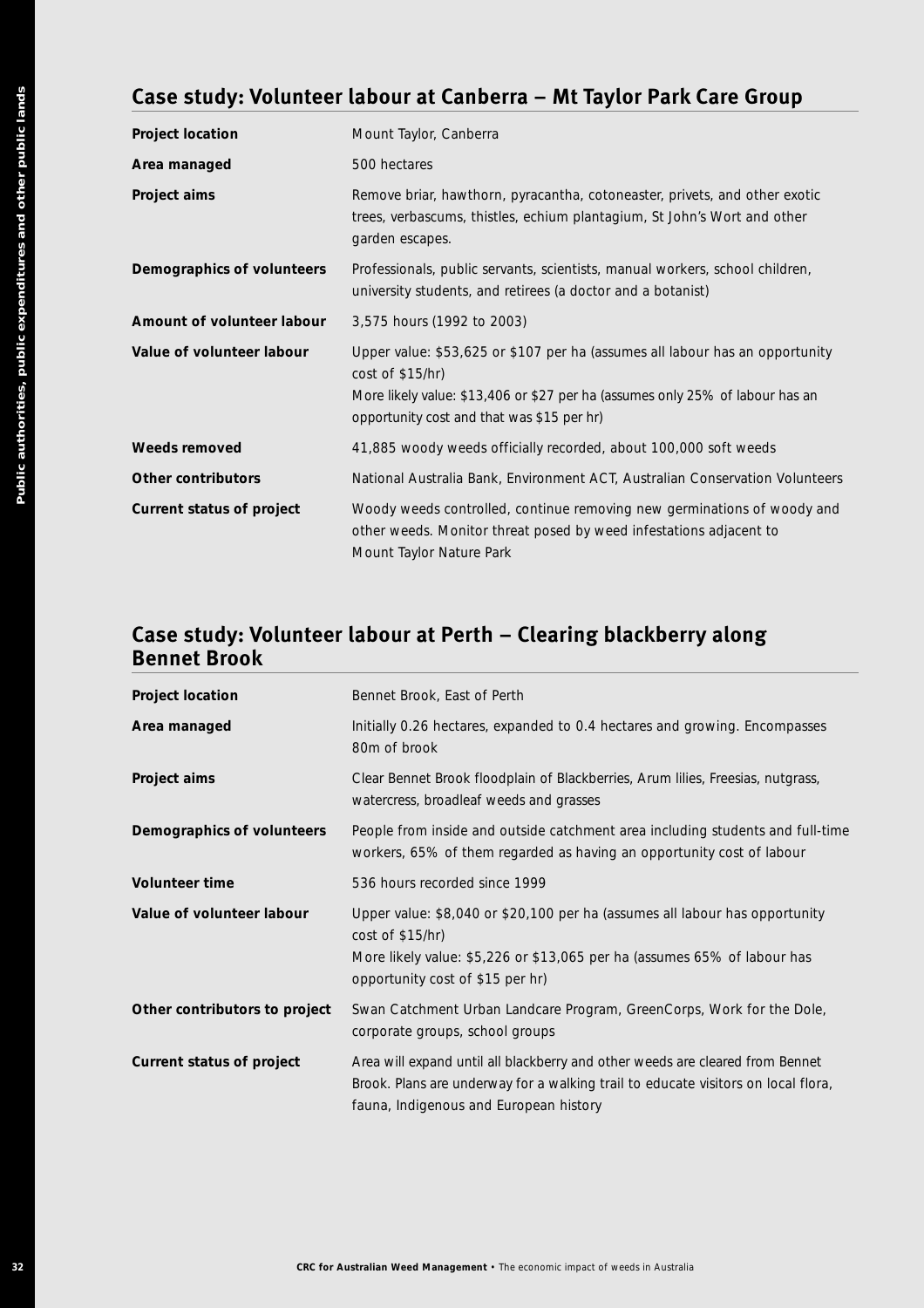## Case study: Volunteer labour at Canberra – Mt Taylor Park Care Group

| | |
|---|---|
| **Project location** | Mount Taylor, Canberra |
| **Area managed** | 500 hectares |
| **Project aims** | Remove briar, hawthorn, pyracantha, cotoneaster, privets, and other exotic trees, verbascums, thistles, echium plantagium, St John's Wort and other garden escapes. |
| **Demographics of volunteers** | Professionals, public servants, scientists, manual workers, school children, university students, and retirees (a doctor and a botanist) |
| **Amount of volunteer labour** | 3,575 hours (1992 to 2003) |
| **Value of volunteer labour** | Upper value: $53,625 or $107 per ha (assumes all labour has an opportunity cost of $15/hr)<br>More likely value: $13,406 or $27 per ha (assumes only 25% of labour has an opportunity cost and that was $15 per hr) |
| **Weeds removed** | 41,885 woody weeds officially recorded, about 100,000 soft weeds |
| **Other contributors** | National Australia Bank, Environment ACT, Australian Conservation Volunteers |
| **Current status of project** | Woody weeds controlled, continue removing new germinations of woody and other weeds. Monitor threat posed by weed infestations adjacent to Mount Taylor Nature Park |

## Case study: Volunteer labour at Perth – Clearing blackberry along Bennet Brook

| | |
|---|---|
| **Project location** | Bennet Brook, East of Perth |
| **Area managed** | Initially 0.26 hectares, expanded to 0.4 hectares and growing. Encompasses 80m of brook |
| **Project aims** | Clear Bennet Brook floodplain of Blackberries, Arum lilies, Freesias, nutgrass, watercress, broadleaf weeds and grasses |
| **Demographics of volunteers** | People from inside and outside catchment area including students and full-time workers, 65% of them regarded as having an opportunity cost of labour |
| **Volunteer time** | 536 hours recorded since 1999 |
| **Value of volunteer labour** | Upper value: $8,040 or $20,100 per ha (assumes all labour has opportunity cost of $15/hr)<br>More likely value: $5,226 or $13,065 per ha (assumes 65% of labour has opportunity cost of $15 per hr) |
| **Other contributors to project** | Swan Catchment Urban Landcare Program, GreenCorps, Work for the Dole, corporate groups, school groups |
| **Current status of project** | Area will expand until all blackberry and other weeds are cleared from Bennet Brook. Plans are underway for a walking trail to educate visitors on local flora, fauna, Indigenous and European history |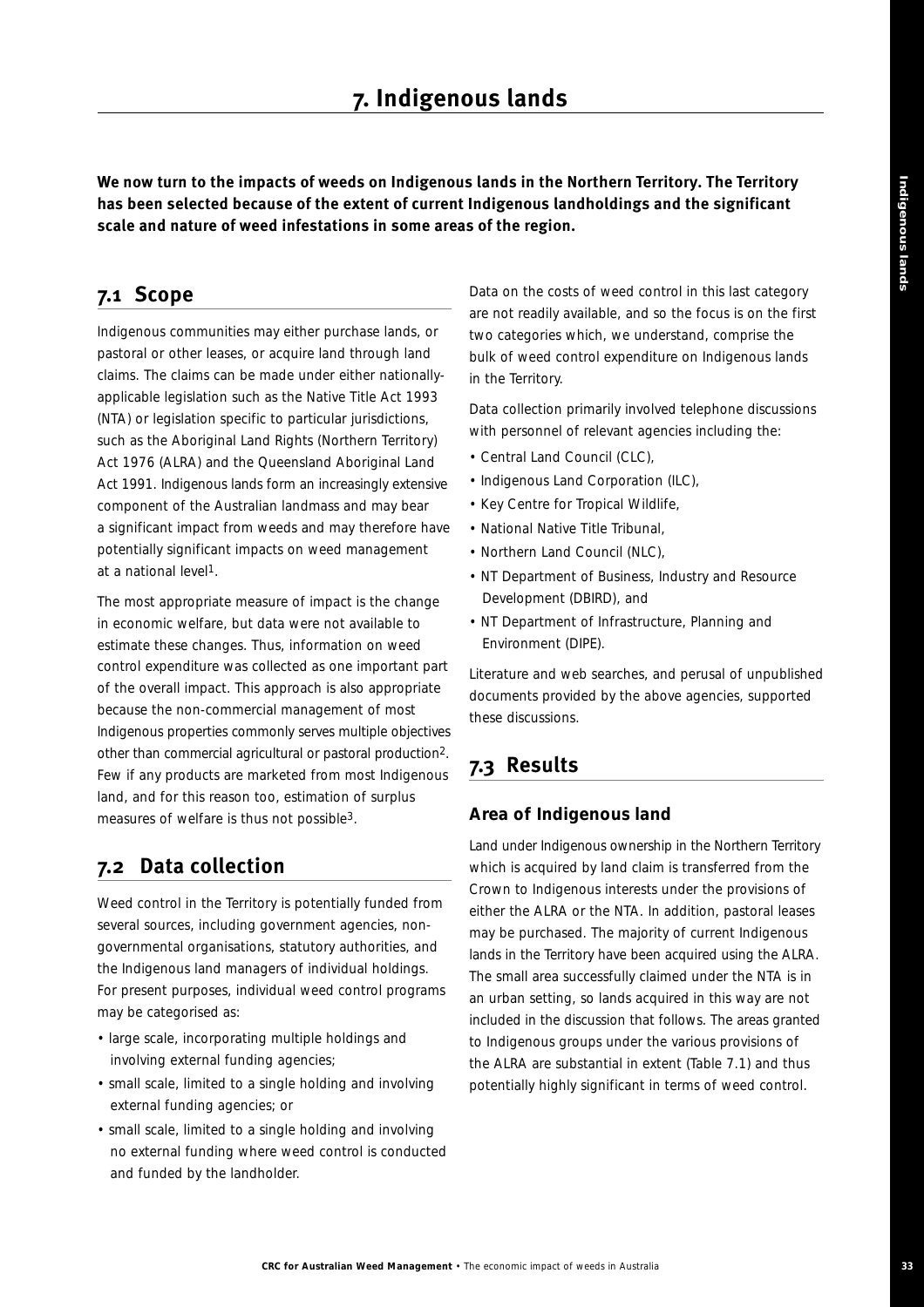# 7. Indigenous lands

**We now turn to the impacts of weeds on Indigenous lands in the Northern Territory. The Territory has been selected because of the extent of current Indigenous landholdings and the significant scale and nature of weed infestations in some areas of the region.**

## 7.1 Scope

Indigenous communities may either purchase lands, or pastoral or other leases, or acquire land through land claims. The claims can be made under either nationally-applicable legislation such as the Native Title Act 1993 (NTA) or legislation specific to particular jurisdictions, such as the Aboriginal Land Rights (Northern Territory) Act 1976 (ALRA) and the Queensland Aboriginal Land Act 1991. Indigenous lands form an increasingly extensive component of the Australian landmass and may bear a significant impact from weeds and may therefore have potentially significant impacts on weed management at a national level[1].

The most appropriate measure of impact is the change in economic welfare, but data were not available to estimate these changes. Thus, information on weed control expenditure was collected as one important part of the overall impact. This approach is also appropriate because the non-commercial management of most Indigenous properties commonly serves multiple objectives other than commercial agricultural or pastoral production[2]. Few if any products are marketed from most Indigenous land, and for this reason too, estimation of surplus measures of welfare is thus not possible[3].

## 7.2 Data collection

Weed control in the Territory is potentially funded from several sources, including government agencies, non-governmental organisations, statutory authorities, and the Indigenous land managers of individual holdings. For present purposes, individual weed control programs may be categorised as:

- large scale, incorporating multiple holdings and involving external funding agencies;
- small scale, limited to a single holding and involving external funding agencies; or
- small scale, limited to a single holding and involving no external funding where weed control is conducted and funded by the landholder.

Data on the costs of weed control in this last category are not readily available, and so the focus is on the first two categories which, we understand, comprise the bulk of weed control expenditure on Indigenous lands in the Territory.

Data collection primarily involved telephone discussions with personnel of relevant agencies including the:

- Central Land Council (CLC),
- Indigenous Land Corporation (ILC),
- Key Centre for Tropical Wildlife,
- National Native Title Tribunal,
- Northern Land Council (NLC),
- NT Department of Business, Industry and Resource Development (DBIRD), and
- NT Department of Infrastructure, Planning and Environment (DIPE).

Literature and web searches, and perusal of unpublished documents provided by the above agencies, supported these discussions.

## 7.3 Results

### Area of Indigenous land

Land under Indigenous ownership in the Northern Territory which is acquired by land claim is transferred from the Crown to Indigenous interests under the provisions of either the ALRA or the NTA. In addition, pastoral leases may be purchased. The majority of current Indigenous lands in the Territory have been acquired using the ALRA. The small area successfully claimed under the NTA is in an urban setting, so lands acquired in this way are not included in the discussion that follows. The areas granted to Indigenous groups under the various provisions of the ALRA are substantial in extent (Table 7.1) and thus potentially highly significant in terms of weed control.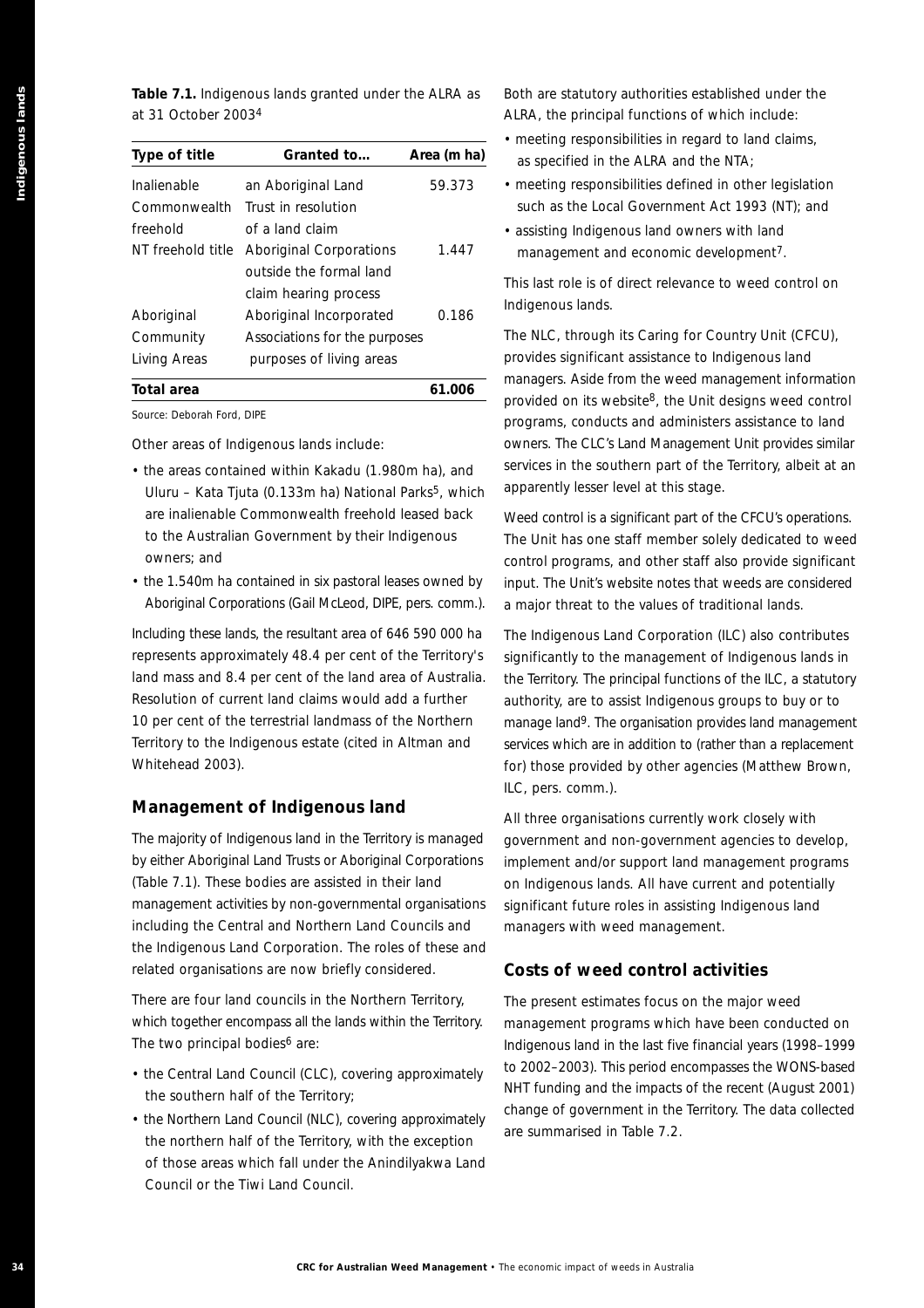**Table 7.1.** Indigenous lands granted under the ALRA as at 31 October 2003[4]

| Type of title | Granted to… | Area (m ha) |
|---|---|---|
| Inalienable Commonwealth freehold | an Aboriginal Land Trust in resolution of a land claim | 59.373 |
| NT freehold title | Aboriginal Corporations outside the formal land claim hearing process | 1.447 |
| Aboriginal Community Living Areas | Aboriginal Incorporated Associations for the purposes purposes of living areas | 0.186 |
| **Total area** | | **61.006** |

Source: Deborah Ford, DIPE

Other areas of Indigenous lands include:

- the areas contained within Kakadu (1.980m ha), and Uluru – Kata Tjuta (0.133m ha) National Parks[5], which are inalienable Commonwealth freehold leased back to the Australian Government by their Indigenous owners; and
- the 1.540m ha contained in six pastoral leases owned by Aboriginal Corporations (Gail McLeod, DIPE, pers. comm.).

Including these lands, the resultant area of 646 590 000 ha represents approximately 48.4 per cent of the Territory's land mass and 8.4 per cent of the land area of Australia. Resolution of current land claims would add a further 10 per cent of the terrestrial landmass of the Northern Territory to the Indigenous estate (cited in Altman and Whitehead 2003).

## Management of Indigenous land

The majority of Indigenous land in the Territory is managed by either Aboriginal Land Trusts or Aboriginal Corporations (Table 7.1). These bodies are assisted in their land management activities by non-governmental organisations including the Central and Northern Land Councils and the Indigenous Land Corporation. The roles of these and related organisations are now briefly considered.

There are four land councils in the Northern Territory, which together encompass all the lands within the Territory. The two principal bodies[6] are:

- the Central Land Council (CLC), covering approximately the southern half of the Territory;
- the Northern Land Council (NLC), covering approximately the northern half of the Territory, with the exception of those areas which fall under the Anindilyakwa Land Council or the Tiwi Land Council.

Both are statutory authorities established under the ALRA, the principal functions of which include:

- meeting responsibilities in regard to land claims, as specified in the ALRA and the NTA;
- meeting responsibilities defined in other legislation such as the Local Government Act 1993 (NT); and
- assisting Indigenous land owners with land management and economic development[7].

This last role is of direct relevance to weed control on Indigenous lands.

The NLC, through its Caring for Country Unit (CFCU), provides significant assistance to Indigenous land managers. Aside from the weed management information provided on its website[8], the Unit designs weed control programs, conducts and administers assistance to land owners. The CLC's Land Management Unit provides similar services in the southern part of the Territory, albeit at an apparently lesser level at this stage.

Weed control is a significant part of the CFCU's operations. The Unit has one staff member solely dedicated to weed control programs, and other staff also provide significant input. The Unit's website notes that weeds are considered a major threat to the values of traditional lands.

The Indigenous Land Corporation (ILC) also contributes significantly to the management of Indigenous lands in the Territory. The principal functions of the ILC, a statutory authority, are to assist Indigenous groups to buy or to manage land[9]. The organisation provides land management services which are in addition to (rather than a replacement for) those provided by other agencies (Matthew Brown, ILC, pers. comm.).

All three organisations currently work closely with government and non-government agencies to develop, implement and/or support land management programs on Indigenous lands. All have current and potentially significant future roles in assisting Indigenous land managers with weed management.

## Costs of weed control activities

The present estimates focus on the major weed management programs which have been conducted on Indigenous land in the last five financial years (1998–1999 to 2002–2003). This period encompasses the WONS-based NHT funding and the impacts of the recent (August 2001) change of government in the Territory. The data collected are summarised in Table 7.2.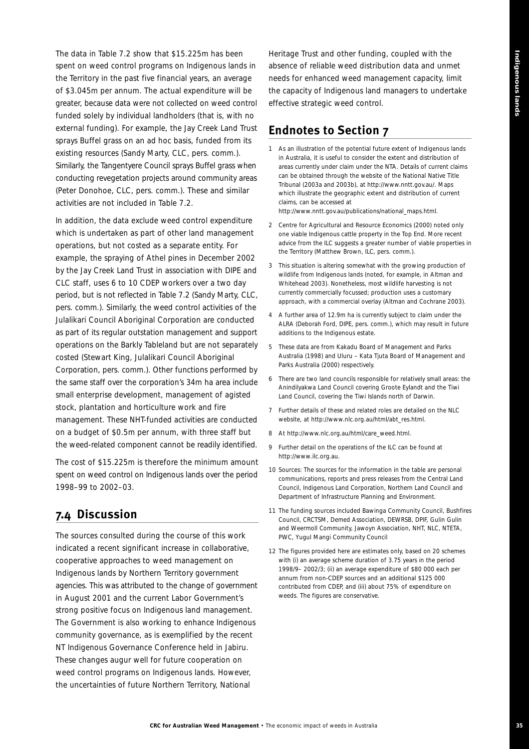The data in Table 7.2 show that $15.225m has been spent on weed control programs on Indigenous lands in the Territory in the past five financial years, an average of $3.045m per annum. The actual expenditure will be greater, because data were not collected on weed control funded solely by individual landholders (that is, with no external funding). For example, the Jay Creek Land Trust sprays Buffel grass on an ad hoc basis, funded from its existing resources (Sandy Marty, CLC, pers. comm.). Similarly, the Tangentyere Council sprays Buffel grass when conducting revegetation projects around community areas (Peter Donohoe, CLC, pers. comm.). These and similar activities are not included in Table 7.2.

In addition, the data exclude weed control expenditure which is undertaken as part of other land management operations, but not costed as a separate entity. For example, the spraying of Athel pines in December 2002 by the Jay Creek Land Trust in association with DIPE and CLC staff, uses 6 to 10 CDEP workers over a two day period, but is not reflected in Table 7.2 (Sandy Marty, CLC, pers. comm.). Similarly, the weed control activities of the Julalikari Council Aboriginal Corporation are conducted as part of its regular outstation management and support operations on the Barkly Tableland but are not separately costed (Stewart King, Julalikari Council Aboriginal Corporation, pers. comm.). Other functions performed by the same staff over the corporation's 34m ha area include small enterprise development, management of agisted stock, plantation and horticulture work and fire management. These NHT-funded activities are conducted on a budget of $0.5m per annum, with three staff but the weed-related component cannot be readily identified.

The cost of $15.225m is therefore the minimum amount spent on weed control on Indigenous lands over the period 1998–99 to 2002–03.

## 7.4 Discussion

The sources consulted during the course of this work indicated a recent significant increase in collaborative, cooperative approaches to weed management on Indigenous lands by Northern Territory government agencies. This was attributed to the change of government in August 2001 and the current Labor Government's strong positive focus on Indigenous land management. The Government is also working to enhance Indigenous community governance, as is exemplified by the recent NT Indigenous Governance Conference held in Jabiru. These changes augur well for future cooperation on weed control programs on Indigenous lands. However, the uncertainties of future Northern Territory, National Heritage Trust and other funding, coupled with the absence of reliable weed distribution data and unmet needs for enhanced weed management capacity, limit the capacity of Indigenous land managers to undertake effective strategic weed control.

## Endnotes to Section 7

1. As an illustration of the potential future extent of Indigenous lands in Australia, it is useful to consider the extent and distribution of areas currently under claim under the NTA. Details of current claims can be obtained through the website of the National Native Title Tribunal (2003a and 2003b), at http://www.nntt.gov.au/. Maps which illustrate the geographic extent and distribution of current claims, can be accessed at http://www.nntt.gov.au/publications/national_maps.html.
2. Centre for Agricultural and Resource Economics (2000) noted only one viable Indigenous cattle property in the Top End. More recent advice from the ILC suggests a greater number of viable properties in the Territory (Matthew Brown, ILC, pers. comm.).
3. This situation is altering somewhat with the growing production of wildlife from Indigenous lands (noted, for example, in Altman and Whitehead 2003). Nonetheless, most wildlife harvesting is not currently commercially focussed; production uses a customary approach, with a commercial overlay (Altman and Cochrane 2003).
4. A further area of 12.9m ha is currently subject to claim under the ALRA (Deborah Ford, DIPE, pers. comm.), which may result in future additions to the Indigenous estate.
5. These data are from Kakadu Board of Management and Parks Australia (1998) and Uluru – Kata Tjuta Board of Management and Parks Australia (2000) respectively.
6. There are two land councils responsible for relatively small areas: the Anindilyakwa Land Council covering Groote Eylandt and the Tiwi Land Council, covering the Tiwi Islands north of Darwin.
7. Further details of these and related roles are detailed on the NLC website, at http://www.nlc.org.au/html/abt_res.html.
8. At http://www.nlc.org.au/html/care_weed.html.
9. Further detail on the operations of the ILC can be found at http://www.ilc.org.au.
10. Sources: The sources for the information in the table are personal communications, reports and press releases from the Central Land Council, Indigenous Land Corporation, Northern Land Council and Department of Infrastructure Planning and Environment.
11. The funding sources included Bawinga Community Council, Bushfires Council, CRCTSM, Demed Association, DEWRSB, DPIF, Gulin Gulin and Weermoll Community, Jawoyn Association, NHT, NLC, NTETA, PWC, Yugul Mangi Community Council
12. The figures provided here are estimates only, based on 20 schemes with (i) an average scheme duration of 3.75 years in the period 1998/9– 2002/3; (ii) an average expenditure of $80 000 each per annum from non-CDEP sources and an additional $125 000 contributed from CDEP, and (iii) about 75% of expenditure on weeds. The figures are conservative.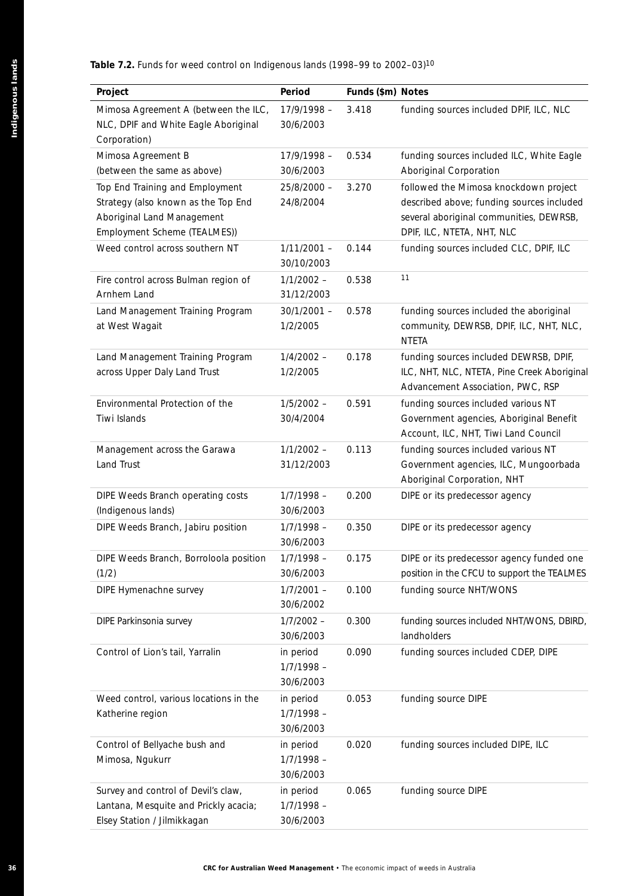**Table 7.2.** Funds for weed control on Indigenous lands (1998–99 to 2002–03)[10]

| Project | Period | Funds ($m) | Notes |
|---|---|---|---|
| Mimosa Agreement A (between the ILC, NLC, DPIF and White Eagle Aboriginal Corporation) | 17/9/1998 – 30/6/2003 | 3.418 | funding sources included DPIF, ILC, NLC |
| Mimosa Agreement B (between the same as above) | 17/9/1998 – 30/6/2003 | 0.534 | funding sources included ILC, White Eagle Aboriginal Corporation |
| Top End Training and Employment Strategy (also known as the Top End Aboriginal Land Management Employment Scheme (TEALMES)) | 25/8/2000 – 24/8/2004 | 3.270 | followed the Mimosa knockdown project described above; funding sources included several aboriginal communities, DEWRSB, DPIF, ILC, NTETA, NHT, NLC |
| Weed control across southern NT | 1/11/2001 – 30/10/2003 | 0.144 | funding sources included CLC, DPIF, ILC |
| Fire control across Bulman region of Arnhem Land | 1/1/2002 – 31/12/2003 | 0.538 | [11] |
| Land Management Training Program at West Wagait | 30/1/2001 – 1/2/2005 | 0.578 | funding sources included the aboriginal community, DEWRSB, DPIF, ILC, NHT, NLC, NTETA |
| Land Management Training Program across Upper Daly Land Trust | 1/4/2002 – 1/2/2005 | 0.178 | funding sources included DEWRSB, DPIF, ILC, NHT, NLC, NTETA, Pine Creek Aboriginal Advancement Association, PWC, RSP |
| Environmental Protection of the Tiwi Islands | 1/5/2002 – 30/4/2004 | 0.591 | funding sources included various NT Government agencies, Aboriginal Benefit Account, ILC, NHT, Tiwi Land Council |
| Management across the Garawa Land Trust | 1/1/2002 – 31/12/2003 | 0.113 | funding sources included various NT Government agencies, ILC, Mungoorbada Aboriginal Corporation, NHT |
| DIPE Weeds Branch operating costs (Indigenous lands) | 1/7/1998 – 30/6/2003 | 0.200 | DIPE or its predecessor agency |
| DIPE Weeds Branch, Jabiru position | 1/7/1998 – 30/6/2003 | 0.350 | DIPE or its predecessor agency |
| DIPE Weeds Branch, Borroloola position (1/2) | 1/7/1998 – 30/6/2003 | 0.175 | DIPE or its predecessor agency funded one position in the CFCU to support the TEALMES |
| DIPE Hymenachne survey | 1/7/2001 – 30/6/2002 | 0.100 | funding source NHT/WONS |
| DIPE Parkinsonia survey | 1/7/2002 – 30/6/2003 | 0.300 | funding sources included NHT/WONS, DBIRD, landholders |
| Control of Lion's tail, Yarralin | in period 1/7/1998 – 30/6/2003 | 0.090 | funding sources included CDEP, DIPE |
| Weed control, various locations in the Katherine region | in period 1/7/1998 – 30/6/2003 | 0.053 | funding source DIPE |
| Control of Bellyache bush and Mimosa, Ngukurr | in period 1/7/1998 – 30/6/2003 | 0.020 | funding sources included DIPE, ILC |
| Survey and control of Devil's claw, Lantana, Mesquite and Prickly acacia; Elsey Station / Jilmikkagan | in period 1/7/1998 – 30/6/2003 | 0.065 | funding source DIPE |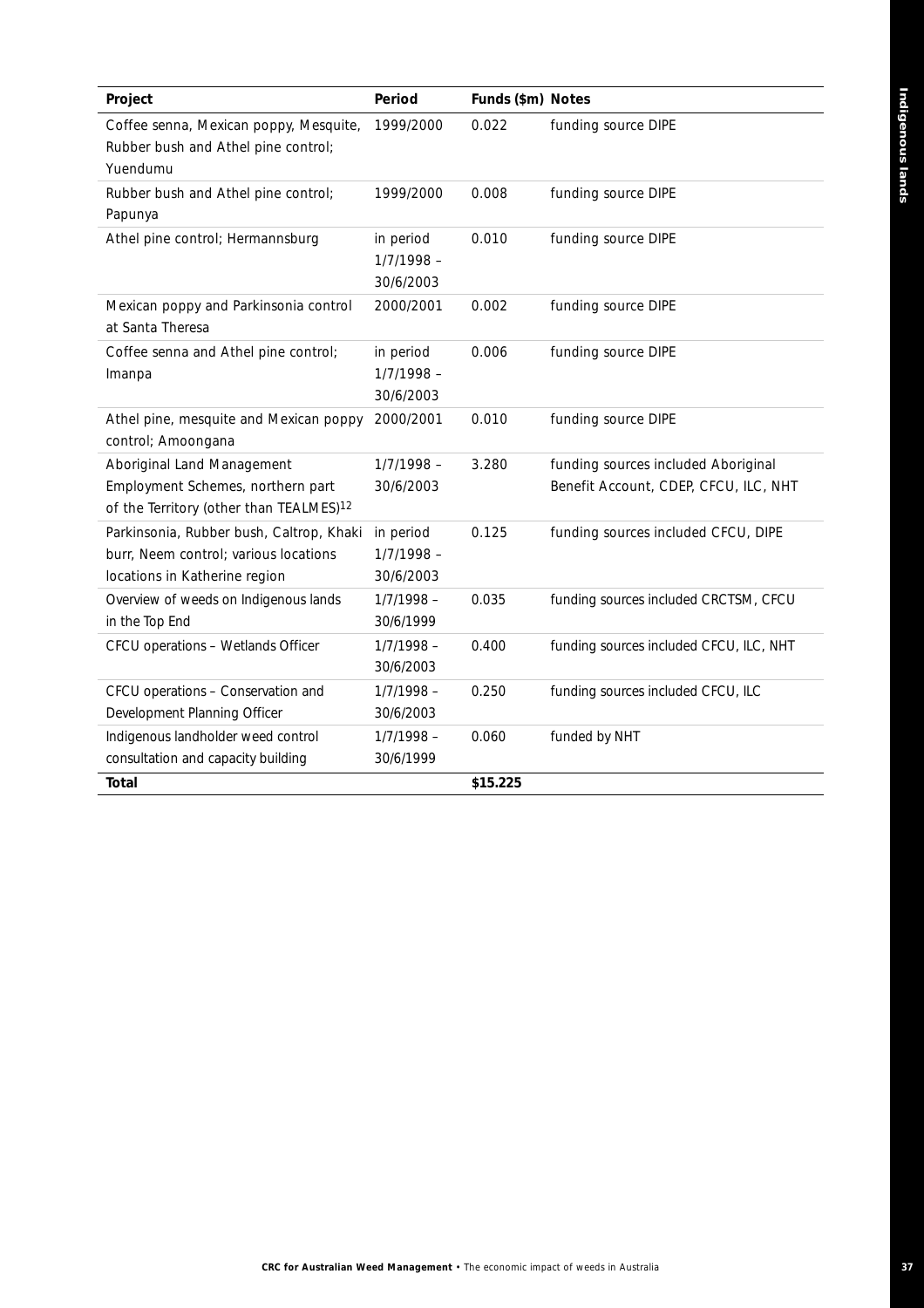| Project | Period | Funds ($m) | Notes |
|---|---|---|---|
| Coffee senna, Mexican poppy, Mesquite, Rubber bush and Athel pine control; Yuendumu | 1999/2000 | 0.022 | funding source DIPE |
| Rubber bush and Athel pine control; Papunya | 1999/2000 | 0.008 | funding source DIPE |
| Athel pine control; Hermannsburg | in period 1/7/1998 – 30/6/2003 | 0.010 | funding source DIPE |
| Mexican poppy and Parkinsonia control at Santa Theresa | 2000/2001 | 0.002 | funding source DIPE |
| Coffee senna and Athel pine control; Imanpa | in period 1/7/1998 – 30/6/2003 | 0.006 | funding source DIPE |
| Athel pine, mesquite and Mexican poppy control; Amoongana | 2000/2001 | 0.010 | funding source DIPE |
| Aboriginal Land Management Employment Schemes, northern part of the Territory (other than TEALMES)[12] | 1/7/1998 – 30/6/2003 | 3.280 | funding sources included Aboriginal Benefit Account, CDEP, CFCU, ILC, NHT |
| Parkinsonia, Rubber bush, Caltrop, Khaki burr, Neem control; various locations locations in Katherine region | in period 1/7/1998 – 30/6/2003 | 0.125 | funding sources included CFCU, DIPE |
| Overview of weeds on Indigenous lands in the Top End | 1/7/1998 – 30/6/1999 | 0.035 | funding sources included CRCTSM, CFCU |
| CFCU operations – Wetlands Officer | 1/7/1998 – 30/6/2003 | 0.400 | funding sources included CFCU, ILC, NHT |
| CFCU operations – Conservation and Development Planning Officer | 1/7/1998 – 30/6/2003 | 0.250 | funding sources included CFCU, ILC |
| Indigenous landholder weed control consultation and capacity building | 1/7/1998 – 30/6/1999 | 0.060 | funded by NHT |
| **Total** | | **$15.225** | |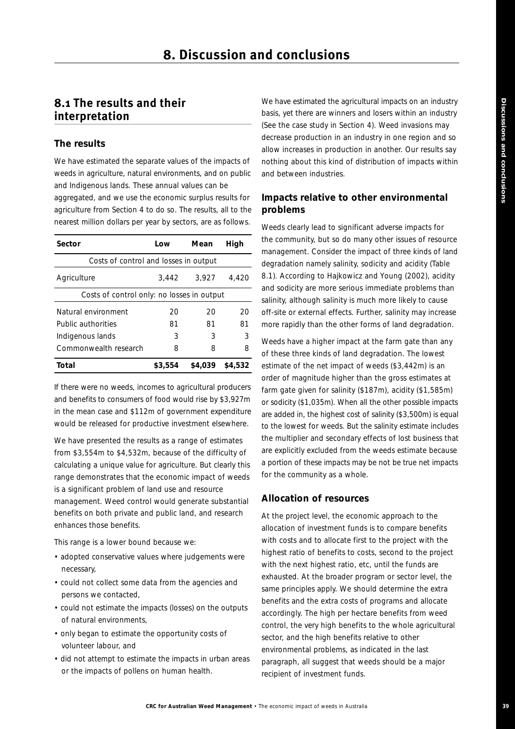# 8. Discussion and conclusions

## 8.1 The results and their interpretation

### The results

We have estimated the separate values of the impacts of weeds in agriculture, natural environments, and on public and Indigenous lands. These annual values can be aggregated, and we use the economic surplus results for agriculture from Section 4 to do so. The results, all to the nearest million dollars per year by sectors, are as follows.

| Sector | Low | Mean | High |
|---|---|---|---|
| Costs of control and losses in output | | | |
| Agriculture | 3,442 | 3,927 | 4,420 |
| Costs of control only: no losses in output | | | |
| Natural environment | 20 | 20 | 20 |
| Public authorities | 81 | 81 | 81 |
| Indigenous lands | 3 | 3 | 3 |
| Commonwealth research | 8 | 8 | 8 |
| **Total** | **$3,554** | **$4,039** | **$4,532** |

If there were no weeds, incomes to agricultural producers and benefits to consumers of food would rise by $3,927m in the mean case and $112m of government expenditure would be released for productive investment elsewhere.

We have presented the results as a range of estimates from $3,554m to $4,532m, because of the difficulty of calculating a unique value for agriculture. But clearly this range demonstrates that the economic impact of weeds is a significant problem of land use and resource management. Weed control would generate substantial benefits on both private and public land, and research enhances those benefits.

This range is a lower bound because we:

- adopted conservative values where judgements were necessary,
- could not collect some data from the agencies and persons we contacted,
- could not estimate the impacts (losses) on the outputs of natural environments,
- only began to estimate the opportunity costs of volunteer labour, and
- did not attempt to estimate the impacts in urban areas or the impacts of pollens on human health.

We have estimated the agricultural impacts on an industry basis, yet there are winners and losers within an industry (See the case study in Section 4). Weed invasions may decrease production in an industry in one region and so allow increases in production in another. Our results say nothing about this kind of distribution of impacts within and between industries.

### Impacts relative to other environmental problems

Weeds clearly lead to significant adverse impacts for the community, but so do many other issues of resource management. Consider the impact of three kinds of land degradation namely salinity, sodicity and acidity (Table 8.1). According to Hajkowicz and Young (2002), acidity and sodicity are more serious immediate problems than salinity, although salinity is much more likely to cause off-site or external effects. Further, salinity may increase more rapidly than the other forms of land degradation.

Weeds have a higher impact at the farm gate than any of these three kinds of land degradation. The lowest estimate of the net impact of weeds ($3,442m) is an order of magnitude higher than the gross estimates at farm gate given for salinity ($187m), acidity ($1,585m) or sodicity ($1,035m). When all the other possible impacts are added in, the highest cost of salinity ($3,500m) is equal to the lowest for weeds. But the salinity estimate includes the multiplier and secondary effects of lost business that are explicitly excluded from the weeds estimate because a portion of these impacts may be not be true net impacts for the community as a whole.

### Allocation of resources

At the project level, the economic approach to the allocation of investment funds is to compare benefits with costs and to allocate first to the project with the highest ratio of benefits to costs, second to the project with the next highest ratio, etc, until the funds are exhausted. At the broader program or sector level, the same principles apply. We should determine the extra benefits and the extra costs of programs and allocate accordingly. The high per hectare benefits from weed control, the very high benefits to the whole agricultural sector, and the high benefits relative to other environmental problems, as indicated in the last paragraph, all suggest that weeds should be a major recipient of investment funds.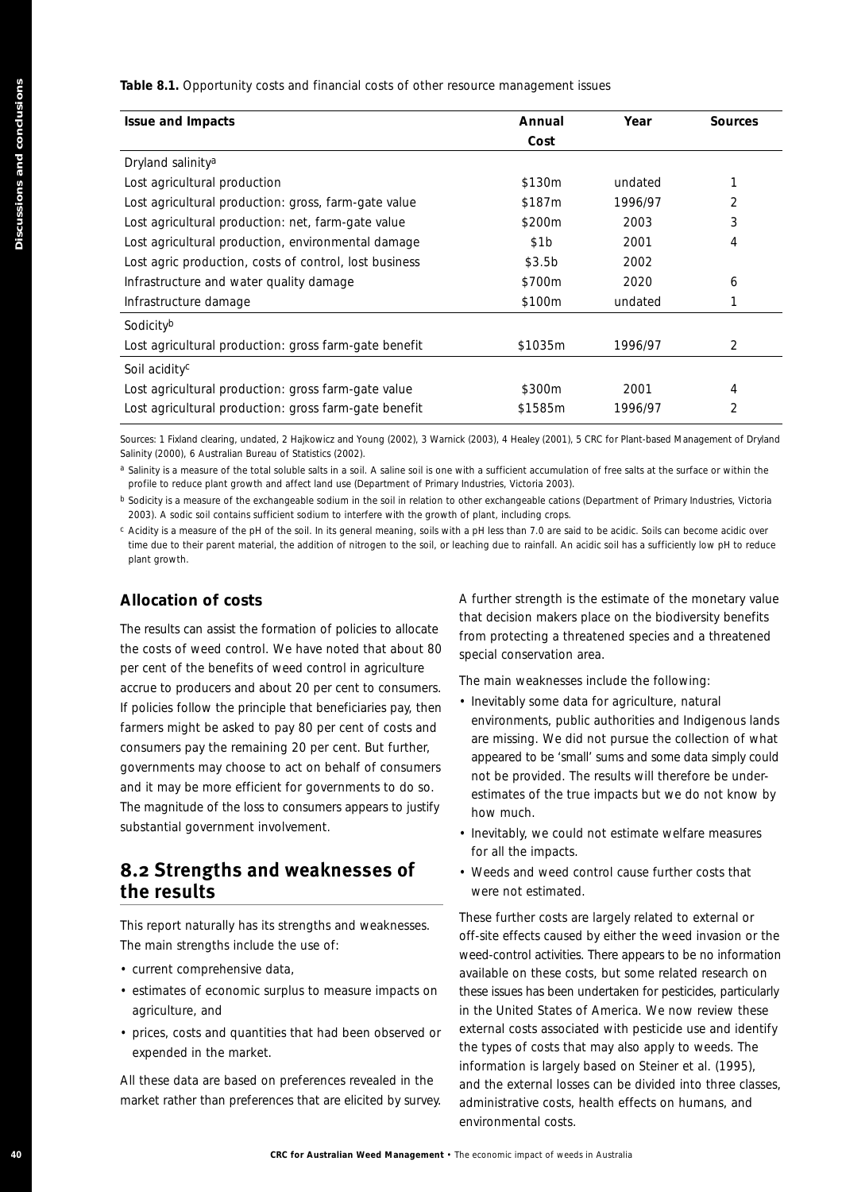**Table 8.1.** Opportunity costs and financial costs of other resource management issues

| Issue and Impacts | Annual Cost | Year | Sources |
|---|---|---|---|
| Dryland salinity[a] | | | |
| Lost agricultural production | \$130m | undated | 1 |
| Lost agricultural production: gross, farm-gate value | \$187m | 1996/97 | 2 |
| Lost agricultural production: net, farm-gate value | \$200m | 2003 | 3 |
| Lost agricultural production, environmental damage | \$1b | 2001 | 4 |
| Lost agric production, costs of control, lost business | \$3.5b | 2002 | |
| Infrastructure and water quality damage | \$700m | 2020 | 6 |
| Infrastructure damage | \$100m | undated | 1 |
| Sodicity[b] | | | |
| Lost agricultural production: gross farm-gate benefit | \$1035m | 1996/97 | 2 |
| Soil acidity[c] | | | |
| Lost agricultural production: gross farm-gate value | \$300m | 2001 | 4 |
| Lost agricultural production: gross farm-gate benefit | \$1585m | 1996/97 | 2 |

Sources: 1 Fixland clearing, undated, 2 Hajkowicz and Young (2002), 3 Warnick (2003), 4 Healey (2001), 5 CRC for Plant-based Management of Dryland Salinity (2000), 6 Australian Bureau of Statistics (2002).

[a] Salinity is a measure of the total soluble salts in a soil. A saline soil is one with a sufficient accumulation of free salts at the surface or within the profile to reduce plant growth and affect land use (Department of Primary Industries, Victoria 2003).

[b] Sodicity is a measure of the exchangeable sodium in the soil in relation to other exchangeable cations (Department of Primary Industries, Victoria 2003). A sodic soil contains sufficient sodium to interfere with the growth of plant, including crops.

[c] Acidity is a measure of the pH of the soil. In its general meaning, soils with a pH less than 7.0 are said to be acidic. Soils can become acidic over time due to their parent material, the addition of nitrogen to the soil, or leaching due to rainfall. An acidic soil has a sufficiently low pH to reduce plant growth.

### Allocation of costs

The results can assist the formation of policies to allocate the costs of weed control. We have noted that about 80 per cent of the benefits of weed control in agriculture accrue to producers and about 20 per cent to consumers. If policies follow the principle that beneficiaries pay, then farmers might be asked to pay 80 per cent of costs and consumers pay the remaining 20 per cent. But further, governments may choose to act on behalf of consumers and it may be more efficient for governments to do so. The magnitude of the loss to consumers appears to justify substantial government involvement.

## 8.2 Strengths and weaknesses of the results

This report naturally has its strengths and weaknesses. The main strengths include the use of:

- current comprehensive data,
- estimates of economic surplus to measure impacts on agriculture, and
- prices, costs and quantities that had been observed or expended in the market.

All these data are based on preferences revealed in the market rather than preferences that are elicited by survey.

A further strength is the estimate of the monetary value that decision makers place on the biodiversity benefits from protecting a threatened species and a threatened special conservation area.

The main weaknesses include the following:

- Inevitably some data for agriculture, natural environments, public authorities and Indigenous lands are missing. We did not pursue the collection of what appeared to be 'small' sums and some data simply could not be provided. The results will therefore be under-estimates of the true impacts but we do not know by how much.
- Inevitably, we could not estimate welfare measures for all the impacts.
- Weeds and weed control cause further costs that were not estimated.

These further costs are largely related to external or off-site effects caused by either the weed invasion or the weed-control activities. There appears to be no information available on these costs, but some related research on these issues has been undertaken for pesticides, particularly in the United States of America. We now review these external costs associated with pesticide use and identify the types of costs that may also apply to weeds. The information is largely based on Steiner et al. (1995), and the external losses can be divided into three classes, administrative costs, health effects on humans, and environmental costs.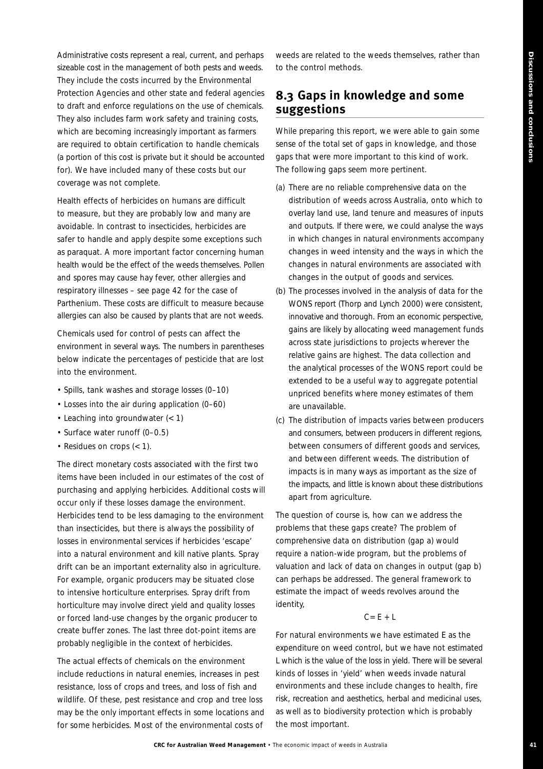Administrative costs represent a real, current, and perhaps sizeable cost in the management of both pests and weeds. They include the costs incurred by the Environmental Protection Agencies and other state and federal agencies to draft and enforce regulations on the use of chemicals. They also includes farm work safety and training costs, which are becoming increasingly important as farmers are required to obtain certification to handle chemicals (a portion of this cost is private but it should be accounted for). We have included many of these costs but our coverage was not complete.

Health effects of herbicides on humans are difficult to measure, but they are probably low and many are avoidable. In contrast to insecticides, herbicides are safer to handle and apply despite some exceptions such as paraquat. A more important factor concerning human health would be the effect of the weeds themselves. Pollen and spores may cause hay fever, other allergies and respiratory illnesses – see page 42 for the case of Parthenium. These costs are difficult to measure because allergies can also be caused by plants that are not weeds.

Chemicals used for control of pests can affect the environment in several ways. The numbers in parentheses below indicate the percentages of pesticide that are lost into the environment.

- Spills, tank washes and storage losses (0–10)
- Losses into the air during application (0–60)
- Leaching into groundwater (< 1)
- Surface water runoff (0–0.5)
- Residues on crops (< 1).

The direct monetary costs associated with the first two items have been included in our estimates of the cost of purchasing and applying herbicides. Additional costs will occur only if these losses damage the environment. Herbicides tend to be less damaging to the environment than insecticides, but there is always the possibility of losses in environmental services if herbicides 'escape' into a natural environment and kill native plants. Spray drift can be an important externality also in agriculture. For example, organic producers may be situated close to intensive horticulture enterprises. Spray drift from horticulture may involve direct yield and quality losses or forced land-use changes by the organic producer to create buffer zones. The last three dot-point items are probably negligible in the context of herbicides.

The actual effects of chemicals on the environment include reductions in natural enemies, increases in pest resistance, loss of crops and trees, and loss of fish and wildlife. Of these, pest resistance and crop and tree loss may be the only important effects in some locations and for some herbicides. Most of the environmental costs of weeds are related to the weeds themselves, rather than to the control methods.

## 8.3 Gaps in knowledge and some suggestions

While preparing this report, we were able to gain some sense of the total set of gaps in knowledge, and those gaps that were more important to this kind of work. The following gaps seem more pertinent.

(a) There are no reliable comprehensive data on the distribution of weeds across Australia, onto which to overlay land use, land tenure and measures of inputs and outputs. If there were, we could analyse the ways in which changes in natural environments accompany changes in weed intensity and the ways in which the changes in natural environments are associated with changes in the output of goods and services.

(b) The processes involved in the analysis of data for the WONS report (Thorp and Lynch 2000) were consistent, innovative and thorough. From an economic perspective, gains are likely by allocating weed management funds across state jurisdictions to projects wherever the relative gains are highest. The data collection and the analytical processes of the WONS report could be extended to be a useful way to aggregate potential unpriced benefits where money estimates of them are unavailable.

(c) The distribution of impacts varies between producers and consumers, between producers in different regions, between consumers of different goods and services, and between different weeds. The distribution of impacts is in many ways as important as the size of the impacts, and little is known about these distributions apart from agriculture.

The question of course is, how can we address the problems that these gaps create? The problem of comprehensive data on distribution (gap a) would require a nation-wide program, but the problems of valuation and lack of data on changes in output (gap b) can perhaps be addressed. The general framework to estimate the impact of weeds revolves around the identity,

$$C = E + L$$

For natural environments we have estimated E as the expenditure on weed control, but we have not estimated L which is the value of the loss in yield. There will be several kinds of losses in 'yield' when weeds invade natural environments and these include changes to health, fire risk, recreation and aesthetics, herbal and medicinal uses, as well as to biodiversity protection which is probably the most important.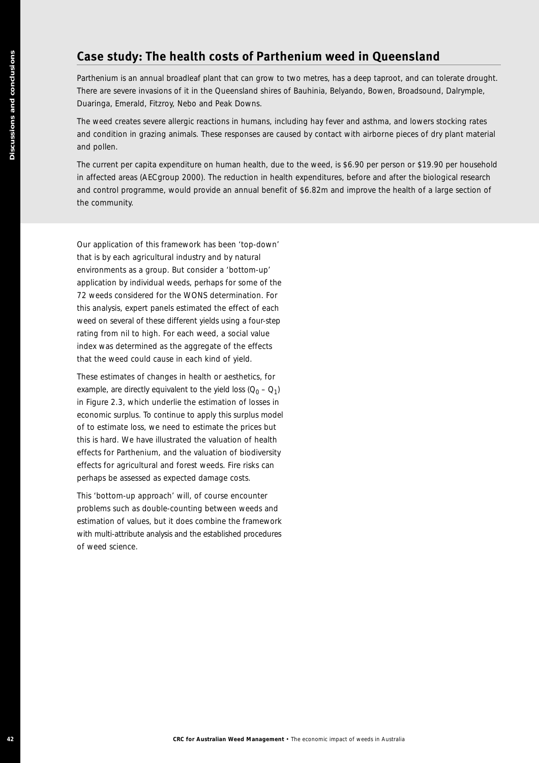## Case study: The health costs of Parthenium weed in Queensland

Parthenium is an annual broadleaf plant that can grow to two metres, has a deep taproot, and can tolerate drought. There are severe invasions of it in the Queensland shires of Bauhinia, Belyando, Bowen, Broadsound, Dalrymple, Duaringa, Emerald, Fitzroy, Nebo and Peak Downs.

The weed creates severe allergic reactions in humans, including hay fever and asthma, and lowers stocking rates and condition in grazing animals. These responses are caused by contact with airborne pieces of dry plant material and pollen.

The current per capita expenditure on human health, due to the weed, is $6.90 per person or $19.90 per household in affected areas (AECgroup 2000). The reduction in health expenditures, before and after the biological research and control programme, would provide an annual benefit of $6.82m and improve the health of a large section of the community.

Our application of this framework has been 'top-down' that is by each agricultural industry and by natural environments as a group. But consider a 'bottom-up' application by individual weeds, perhaps for some of the 72 weeds considered for the WONS determination. For this analysis, expert panels estimated the effect of each weed on several of these different yields using a four-step rating from nil to high. For each weed, a social value index was determined as the aggregate of the effects that the weed could cause in each kind of yield.

These estimates of changes in health or aesthetics, for example, are directly equivalent to the yield loss ($Q_0$ – $Q_1$) in Figure 2.3, which underlie the estimation of losses in economic surplus. To continue to apply this surplus model of to estimate loss, we need to estimate the prices but this is hard. We have illustrated the valuation of health effects for Parthenium, and the valuation of biodiversity effects for agricultural and forest weeds. Fire risks can perhaps be assessed as expected damage costs.

This 'bottom-up approach' will, of course encounter problems such as double-counting between weeds and estimation of values, but it does combine the framework with multi-attribute analysis and the established procedures of weed science.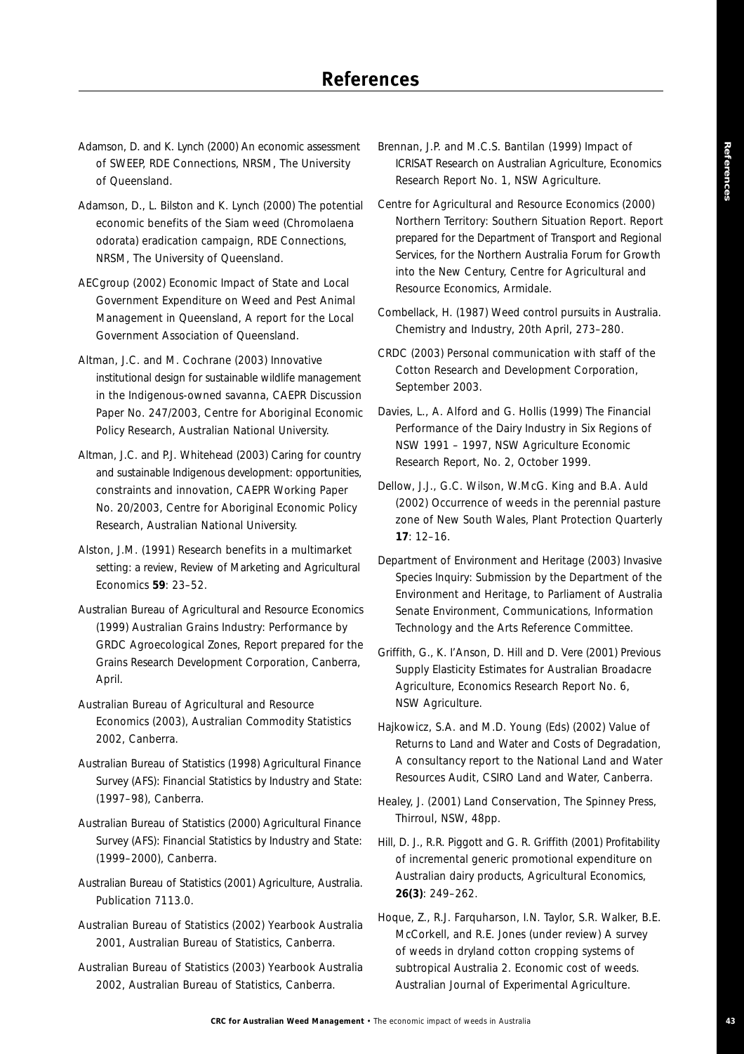# References

Adamson, D. and K. Lynch (2000) An economic assessment of SWEEP, RDE Connections, NRSM, The University of Queensland.

Adamson, D., L. Bilston and K. Lynch (2000) The potential economic benefits of the Siam weed (Chromolaena odorata) eradication campaign, RDE Connections, NRSM, The University of Queensland.

AECgroup (2002) Economic Impact of State and Local Government Expenditure on Weed and Pest Animal Management in Queensland, A report for the Local Government Association of Queensland.

Altman, J.C. and M. Cochrane (2003) Innovative institutional design for sustainable wildlife management in the Indigenous-owned savanna, CAEPR Discussion Paper No. 247/2003, Centre for Aboriginal Economic Policy Research, Australian National University.

Altman, J.C. and P.J. Whitehead (2003) Caring for country and sustainable Indigenous development: opportunities, constraints and innovation, CAEPR Working Paper No. 20/2003, Centre for Aboriginal Economic Policy Research, Australian National University.

Alston, J.M. (1991) Research benefits in a multimarket setting: a review, Review of Marketing and Agricultural Economics **59**: 23–52.

Australian Bureau of Agricultural and Resource Economics (1999) Australian Grains Industry: Performance by GRDC Agroecological Zones, Report prepared for the Grains Research Development Corporation, Canberra, April.

Australian Bureau of Agricultural and Resource Economics (2003), Australian Commodity Statistics 2002, Canberra.

Australian Bureau of Statistics (1998) Agricultural Finance Survey (AFS): Financial Statistics by Industry and State: (1997–98), Canberra.

Australian Bureau of Statistics (2000) Agricultural Finance Survey (AFS): Financial Statistics by Industry and State: (1999–2000), Canberra.

Australian Bureau of Statistics (2001) Agriculture, Australia. Publication 7113.0.

Australian Bureau of Statistics (2002) Yearbook Australia 2001, Australian Bureau of Statistics, Canberra.

Australian Bureau of Statistics (2003) Yearbook Australia 2002, Australian Bureau of Statistics, Canberra.

Brennan, J.P. and M.C.S. Bantilan (1999) Impact of ICRISAT Research on Australian Agriculture, Economics Research Report No. 1, NSW Agriculture.

Centre for Agricultural and Resource Economics (2000) Northern Territory: Southern Situation Report. Report prepared for the Department of Transport and Regional Services, for the Northern Australia Forum for Growth into the New Century, Centre for Agricultural and Resource Economics, Armidale.

Combellack, H. (1987) Weed control pursuits in Australia. Chemistry and Industry, 20th April, 273–280.

CRDC (2003) Personal communication with staff of the Cotton Research and Development Corporation, September 2003.

Davies, L., A. Alford and G. Hollis (1999) The Financial Performance of the Dairy Industry in Six Regions of NSW 1991 – 1997, NSW Agriculture Economic Research Report, No. 2, October 1999.

Dellow, J.J., G.C. Wilson, W.McG. King and B.A. Auld (2002) Occurrence of weeds in the perennial pasture zone of New South Wales, Plant Protection Quarterly **17**: 12–16.

Department of Environment and Heritage (2003) Invasive Species Inquiry: Submission by the Department of the Environment and Heritage, to Parliament of Australia Senate Environment, Communications, Information Technology and the Arts Reference Committee.

Griffith, G., K. I'Anson, D. Hill and D. Vere (2001) Previous Supply Elasticity Estimates for Australian Broadacre Agriculture, Economics Research Report No. 6, NSW Agriculture.

Hajkowicz, S.A. and M.D. Young (Eds) (2002) Value of Returns to Land and Water and Costs of Degradation, A consultancy report to the National Land and Water Resources Audit, CSIRO Land and Water, Canberra.

Healey, J. (2001) Land Conservation, The Spinney Press, Thirroul, NSW, 48pp.

Hill, D. J., R.R. Piggott and G. R. Griffith (2001) Profitability of incremental generic promotional expenditure on Australian dairy products, Agricultural Economics, **26(3)**: 249–262.

Hoque, Z., R.J. Farquharson, I.N. Taylor, S.R. Walker, B.E. McCorkell, and R.E. Jones (under review) A survey of weeds in dryland cotton cropping systems of subtropical Australia 2. Economic cost of weeds. Australian Journal of Experimental Agriculture.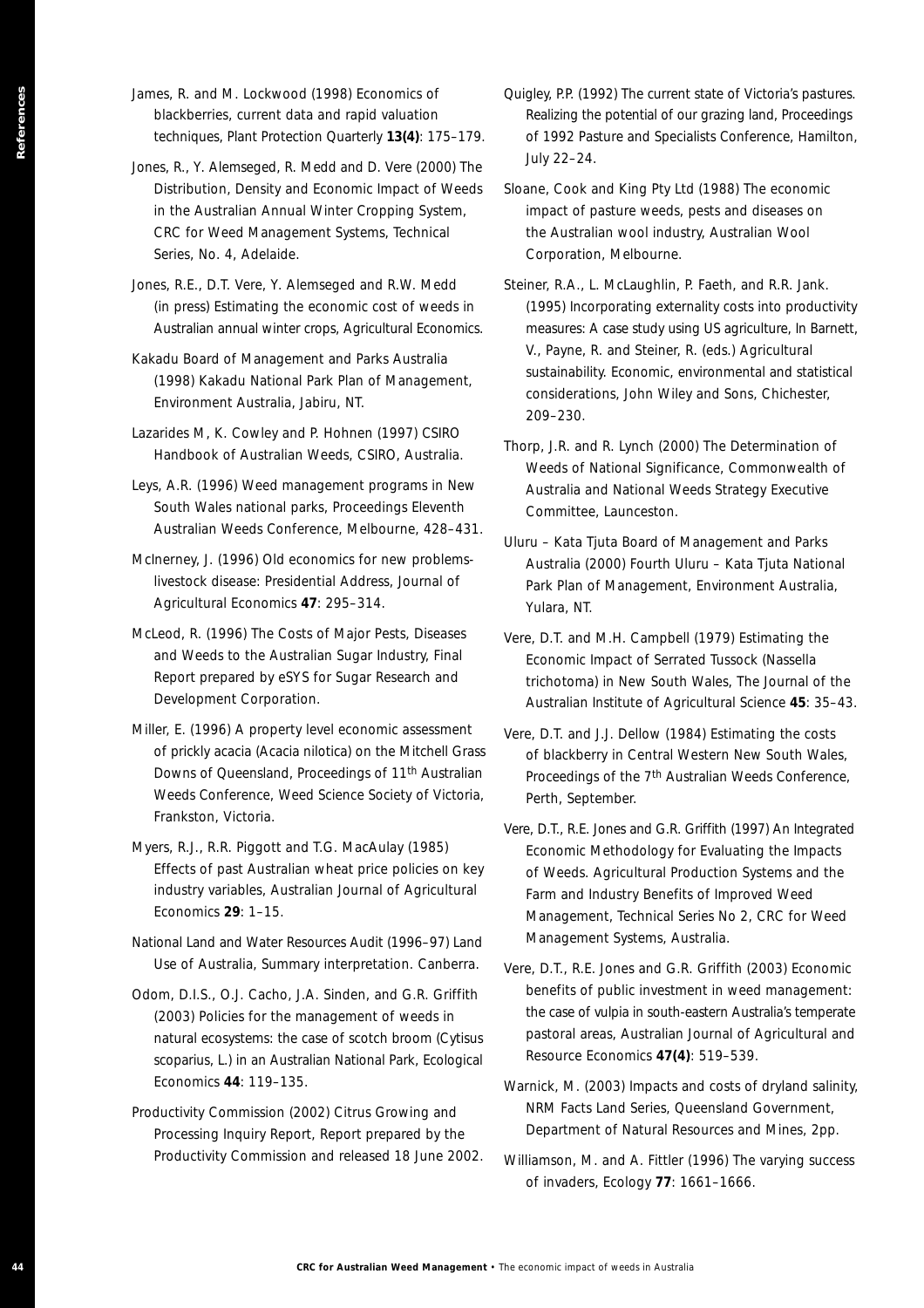James, R. and M. Lockwood (1998) Economics of blackberries, current data and rapid valuation techniques, Plant Protection Quarterly **13(4)**: 175–179.

Jones, R., Y. Alemseged, R. Medd and D. Vere (2000) The Distribution, Density and Economic Impact of Weeds in the Australian Annual Winter Cropping System, CRC for Weed Management Systems, Technical Series, No. 4, Adelaide.

Jones, R.E., D.T. Vere, Y. Alemseged and R.W. Medd (in press) Estimating the economic cost of weeds in Australian annual winter crops, Agricultural Economics.

Kakadu Board of Management and Parks Australia (1998) Kakadu National Park Plan of Management, Environment Australia, Jabiru, NT.

Lazarides M, K. Cowley and P. Hohnen (1997) CSIRO Handbook of Australian Weeds, CSIRO, Australia.

Leys, A.R. (1996) Weed management programs in New South Wales national parks, Proceedings Eleventh Australian Weeds Conference, Melbourne, 428–431.

McInerney, J. (1996) Old economics for new problems-livestock disease: Presidential Address, Journal of Agricultural Economics **47**: 295–314.

McLeod, R. (1996) The Costs of Major Pests, Diseases and Weeds to the Australian Sugar Industry, Final Report prepared by eSYS for Sugar Research and Development Corporation.

Miller, E. (1996) A property level economic assessment of prickly acacia (Acacia nilotica) on the Mitchell Grass Downs of Queensland, Proceedings of 11th Australian Weeds Conference, Weed Science Society of Victoria, Frankston, Victoria.

Myers, R.J., R.R. Piggott and T.G. MacAulay (1985) Effects of past Australian wheat price policies on key industry variables, Australian Journal of Agricultural Economics **29**: 1–15.

National Land and Water Resources Audit (1996–97) Land Use of Australia, Summary interpretation. Canberra.

Odom, D.I.S., O.J. Cacho, J.A. Sinden, and G.R. Griffith (2003) Policies for the management of weeds in natural ecosystems: the case of scotch broom (Cytisus scoparius, L.) in an Australian National Park, Ecological Economics **44**: 119–135.

Productivity Commission (2002) Citrus Growing and Processing Inquiry Report, Report prepared by the Productivity Commission and released 18 June 2002.

Quigley, P.P. (1992) The current state of Victoria's pastures. Realizing the potential of our grazing land, Proceedings of 1992 Pasture and Specialists Conference, Hamilton, July 22–24.

Sloane, Cook and King Pty Ltd (1988) The economic impact of pasture weeds, pests and diseases on the Australian wool industry, Australian Wool Corporation, Melbourne.

Steiner, R.A., L. McLaughlin, P. Faeth, and R.R. Jank. (1995) Incorporating externality costs into productivity measures: A case study using US agriculture, In Barnett, V., Payne, R. and Steiner, R. (eds.) Agricultural sustainability. Economic, environmental and statistical considerations, John Wiley and Sons, Chichester, 209–230.

Thorp, J.R. and R. Lynch (2000) The Determination of Weeds of National Significance, Commonwealth of Australia and National Weeds Strategy Executive Committee, Launceston.

Uluru – Kata Tjuta Board of Management and Parks Australia (2000) Fourth Uluru – Kata Tjuta National Park Plan of Management, Environment Australia, Yulara, NT.

Vere, D.T. and M.H. Campbell (1979) Estimating the Economic Impact of Serrated Tussock (Nassella trichotoma) in New South Wales, The Journal of the Australian Institute of Agricultural Science **45**: 35–43.

Vere, D.T. and J.J. Dellow (1984) Estimating the costs of blackberry in Central Western New South Wales, Proceedings of the 7th Australian Weeds Conference, Perth, September.

Vere, D.T., R.E. Jones and G.R. Griffith (1997) An Integrated Economic Methodology for Evaluating the Impacts of Weeds. Agricultural Production Systems and the Farm and Industry Benefits of Improved Weed Management, Technical Series No 2, CRC for Weed Management Systems, Australia.

Vere, D.T., R.E. Jones and G.R. Griffith (2003) Economic benefits of public investment in weed management: the case of vulpia in south-eastern Australia's temperate pastoral areas, Australian Journal of Agricultural and Resource Economics **47(4)**: 519–539.

Warnick, M. (2003) Impacts and costs of dryland salinity, NRM Facts Land Series, Queensland Government, Department of Natural Resources and Mines, 2pp.

Williamson, M. and A. Fittler (1996) The varying success of invaders, Ecology **77**: 1661–1666.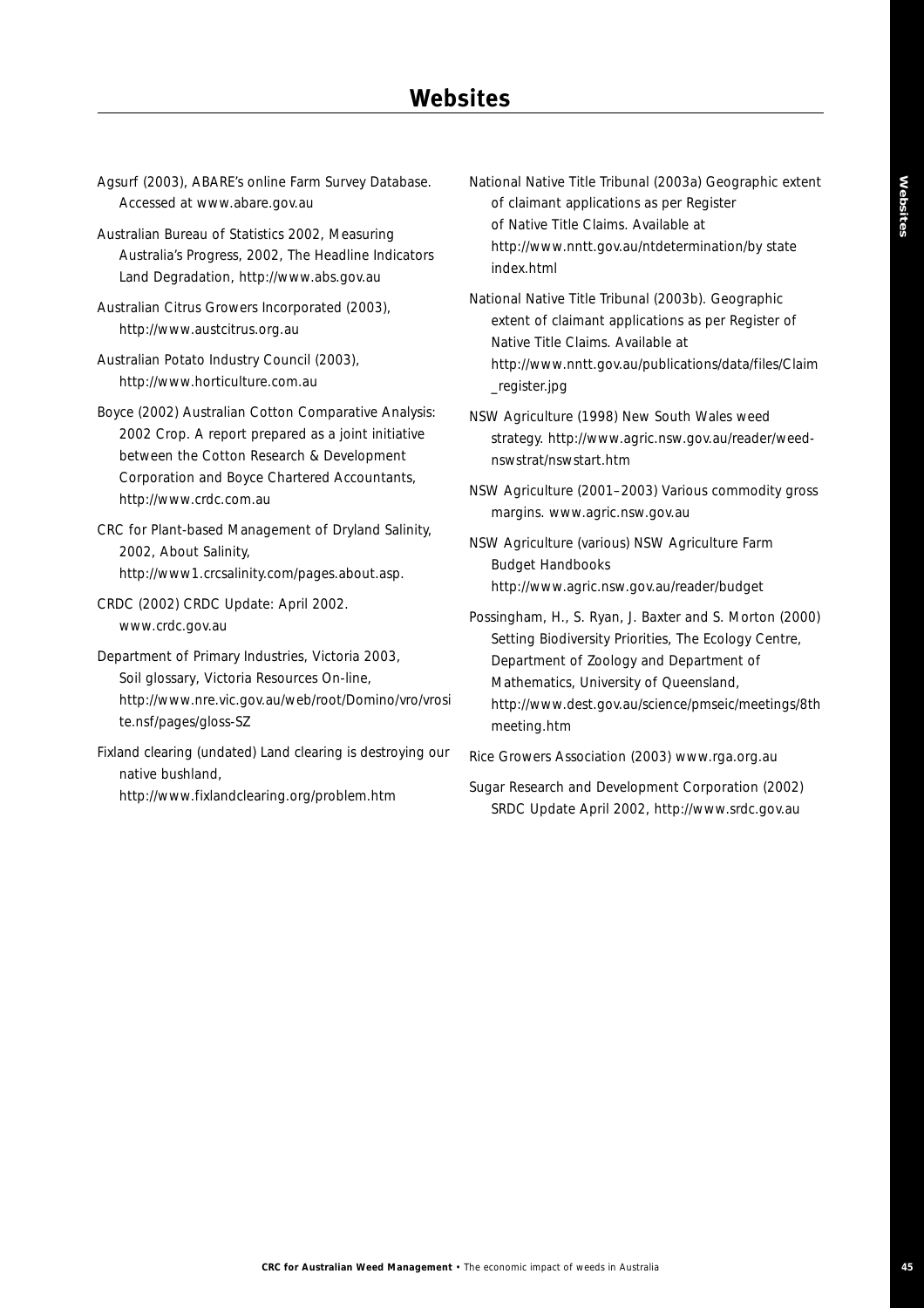# Websites

Agsurf (2003), ABARE's online Farm Survey Database. Accessed at www.abare.gov.au

Australian Bureau of Statistics 2002, Measuring Australia's Progress, 2002, The Headline Indicators Land Degradation, http://www.abs.gov.au

Australian Citrus Growers Incorporated (2003), http://www.austcitrus.org.au

Australian Potato Industry Council (2003), http://www.horticulture.com.au

Boyce (2002) Australian Cotton Comparative Analysis: 2002 Crop. A report prepared as a joint initiative between the Cotton Research & Development Corporation and Boyce Chartered Accountants, http://www.crdc.com.au

CRC for Plant-based Management of Dryland Salinity, 2002, About Salinity, http://www1.crcsalinity.com/pages.about.asp.

CRDC (2002) CRDC Update: April 2002. www.crdc.gov.au

Department of Primary Industries, Victoria 2003, Soil glossary, Victoria Resources On-line, http://www.nre.vic.gov.au/web/root/Domino/vro/vrosite.nsf/pages/gloss-SZ

Fixland clearing (undated) Land clearing is destroying our native bushland, http://www.fixlandclearing.org/problem.htm

National Native Title Tribunal (2003a) Geographic extent of claimant applications as per Register of Native Title Claims. Available at http://www.nntt.gov.au/ntdetermination/by state index.html

National Native Title Tribunal (2003b). Geographic extent of claimant applications as per Register of Native Title Claims. Available at http://www.nntt.gov.au/publications/data/files/Claim_register.jpg

NSW Agriculture (1998) New South Wales weed strategy. http://www.agric.nsw.gov.au/reader/weed-nswstrat/nswstart.htm

NSW Agriculture (2001–2003) Various commodity gross margins. www.agric.nsw.gov.au

NSW Agriculture (various) NSW Agriculture Farm Budget Handbooks http://www.agric.nsw.gov.au/reader/budget

Possingham, H., S. Ryan, J. Baxter and S. Morton (2000) Setting Biodiversity Priorities, The Ecology Centre, Department of Zoology and Department of Mathematics, University of Queensland, http://www.dest.gov.au/science/pmseic/meetings/8thmeeting.htm

Rice Growers Association (2003) www.rga.org.au

Sugar Research and Development Corporation (2002) SRDC Update April 2002, http://www.srdc.gov.au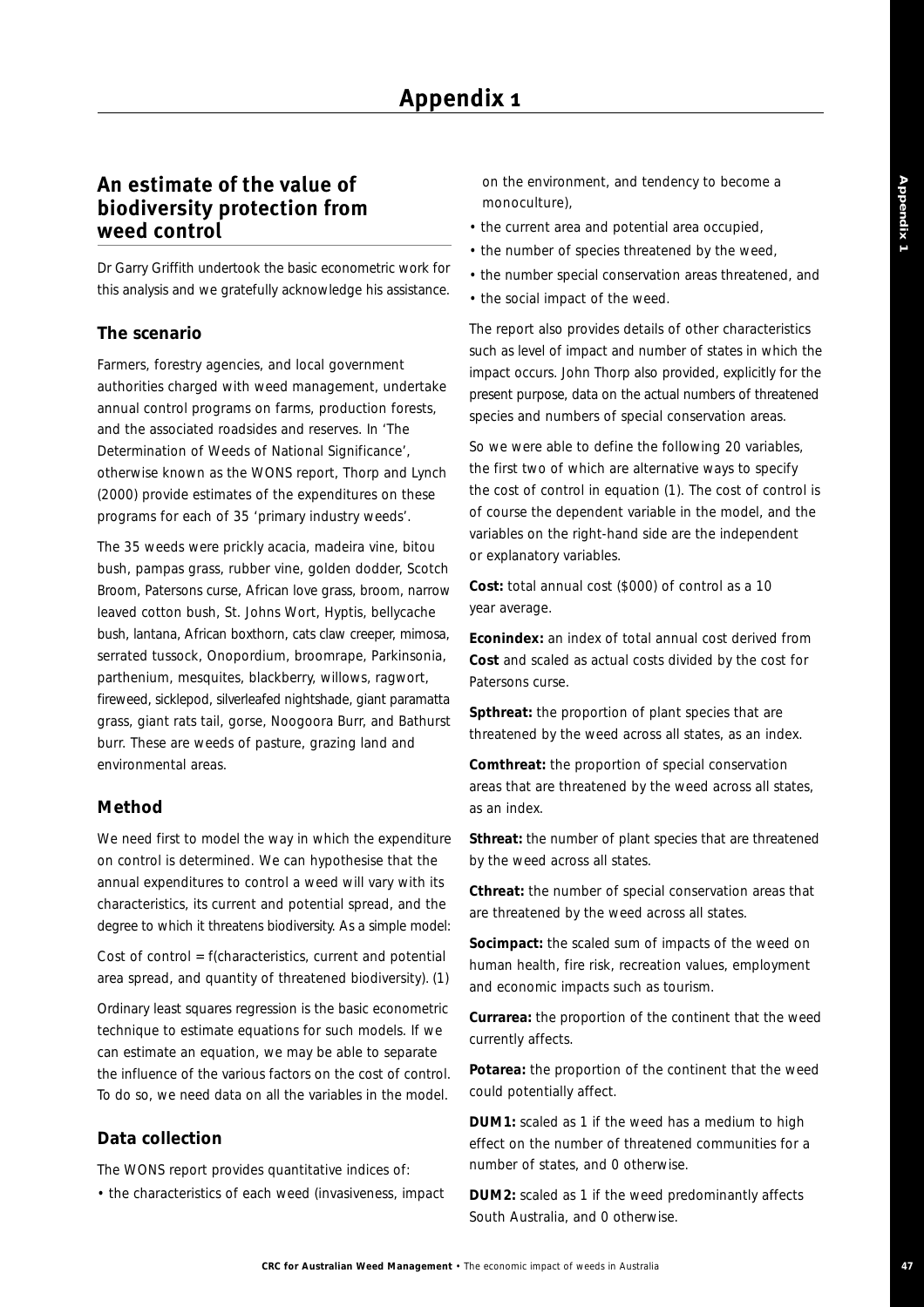# Appendix 1

## An estimate of the value of biodiversity protection from weed control

Dr Garry Griffith undertook the basic econometric work for this analysis and we gratefully acknowledge his assistance.

### The scenario

Farmers, forestry agencies, and local government authorities charged with weed management, undertake annual control programs on farms, production forests, and the associated roadsides and reserves. In 'The Determination of Weeds of National Significance', otherwise known as the WONS report, Thorp and Lynch (2000) provide estimates of the expenditures on these programs for each of 35 'primary industry weeds'.

The 35 weeds were prickly acacia, madeira vine, bitou bush, pampas grass, rubber vine, golden dodder, Scotch Broom, Patersons curse, African love grass, broom, narrow leaved cotton bush, St. Johns Wort, Hyptis, bellycache bush, lantana, African boxthorn, cats claw creeper, mimosa, serrated tussock, Onopordium, broomrape, Parkinsonia, parthenium, mesquites, blackberry, willows, ragwort, fireweed, sicklepod, silverleafed nightshade, giant paramatta grass, giant rats tail, gorse, Noogoora Burr, and Bathurst burr. These are weeds of pasture, grazing land and environmental areas.

### Method

We need first to model the way in which the expenditure on control is determined. We can hypothesise that the annual expenditures to control a weed will vary with its characteristics, its current and potential spread, and the degree to which it threatens biodiversity. As a simple model:

Cost of control = f(characteristics, current and potential area spread, and quantity of threatened biodiversity). (1)

Ordinary least squares regression is the basic econometric technique to estimate equations for such models. If we can estimate an equation, we may be able to separate the influence of the various factors on the cost of control. To do so, we need data on all the variables in the model.

### Data collection

The WONS report provides quantitative indices of:

- the characteristics of each weed (invasiveness, impact on the environment, and tendency to become a monoculture),
- the current area and potential area occupied,
- the number of species threatened by the weed,
- the number special conservation areas threatened, and
- the social impact of the weed.

The report also provides details of other characteristics such as level of impact and number of states in which the impact occurs. John Thorp also provided, explicitly for the present purpose, data on the actual numbers of threatened species and numbers of special conservation areas.

So we were able to define the following 20 variables, the first two of which are alternative ways to specify the cost of control in equation (1). The cost of control is of course the dependent variable in the model, and the variables on the right-hand side are the independent or explanatory variables.

**Cost:** total annual cost ($000) of control as a 10 year average.

**Econindex:** an index of total annual cost derived from **Cost** and scaled as actual costs divided by the cost for Patersons curse.

**Spthreat:** the proportion of plant species that are threatened by the weed across all states, as an index.

**Comthreat:** the proportion of special conservation areas that are threatened by the weed across all states, as an index.

**Sthreat:** the number of plant species that are threatened by the weed across all states.

**Cthreat:** the number of special conservation areas that are threatened by the weed across all states.

**Socimpact:** the scaled sum of impacts of the weed on human health, fire risk, recreation values, employment and economic impacts such as tourism.

**Currarea:** the proportion of the continent that the weed currently affects.

**Potarea:** the proportion of the continent that the weed could potentially affect.

**DUM1:** scaled as 1 if the weed has a medium to high effect on the number of threatened communities for a number of states, and 0 otherwise.

**DUM2:** scaled as 1 if the weed predominantly affects South Australia, and 0 otherwise.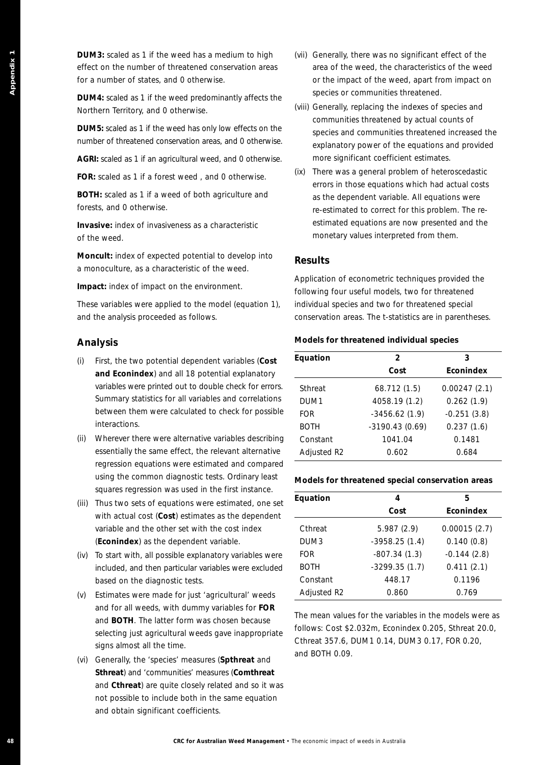**DUM3:** scaled as 1 if the weed has a medium to high effect on the number of threatened conservation areas for a number of states, and 0 otherwise.

**DUM4:** scaled as 1 if the weed predominantly affects the Northern Territory, and 0 otherwise.

**DUM5:** scaled as 1 if the weed has only low effects on the number of threatened conservation areas, and 0 otherwise.

**AGRI:** scaled as 1 if an agricultural weed, and 0 otherwise.

**FOR:** scaled as 1 if a forest weed , and 0 otherwise.

**BOTH:** scaled as 1 if a weed of both agriculture and forests, and 0 otherwise.

**Invasive:** index of invasiveness as a characteristic of the weed.

**Moncult:** index of expected potential to develop into a monoculture, as a characteristic of the weed.

**Impact:** index of impact on the environment.

These variables were applied to the model (equation 1), and the analysis proceeded as follows.

## Analysis

(i) First, the two potential dependent variables (**Cost and Econindex**) and all 18 potential explanatory variables were printed out to double check for errors. Summary statistics for all variables and correlations between them were calculated to check for possible interactions.

(ii) Wherever there were alternative variables describing essentially the same effect, the relevant alternative regression equations were estimated and compared using the common diagnostic tests. Ordinary least squares regression was used in the first instance.

(iii) Thus two sets of equations were estimated, one set with actual cost (**Cost**) estimates as the dependent variable and the other set with the cost index (**Econindex**) as the dependent variable.

(iv) To start with, all possible explanatory variables were included, and then particular variables were excluded based on the diagnostic tests.

(v) Estimates were made for just 'agricultural' weeds and for all weeds, with dummy variables for **FOR** and **BOTH**. The latter form was chosen because selecting just agricultural weeds gave inappropriate signs almost all the time.

(vi) Generally, the 'species' measures (**Spthreat** and **Sthreat**) and 'communities' measures (**Comthreat** and **Cthreat**) are quite closely related and so it was not possible to include both in the same equation and obtain significant coefficients.

(vii) Generally, there was no significant effect of the area of the weed, the characteristics of the weed or the impact of the weed, apart from impact on species or communities threatened.

(viii) Generally, replacing the indexes of species and communities threatened by actual counts of species and communities threatened increased the explanatory power of the equations and provided more significant coefficient estimates.

(ix) There was a general problem of heteroscedastic errors in those equations which had actual costs as the dependent variable. All equations were re-estimated to correct for this problem. The re-estimated equations are now presented and the monetary values interpreted from them.

## Results

Application of econometric techniques provided the following four useful models, two for threatened individual species and two for threatened special conservation areas. The t-statistics are in parentheses.

**Models for threatened individual species**

| Equation | 2<br>Cost | 3<br>Econindex |
|---|---|---|
| Sthreat | 68.712 (1.5) | 0.00247 (2.1) |
| DUM1 | 4058.19 (1.2) | 0.262 (1.9) |
| FOR | -3456.62 (1.9) | -0.251 (3.8) |
| BOTH | -3190.43 (0.69) | 0.237 (1.6) |
| Constant | 1041.04 | 0.1481 |
| Adjusted R2 | 0.602 | 0.684 |

**Models for threatened special conservation areas**

| Equation | 4<br>Cost | 5<br>Econindex |
|---|---|---|
| Cthreat | 5.987 (2.9) | 0.00015 (2.7) |
| DUM3 | -3958.25 (1.4) | 0.140 (0.8) |
| FOR | -807.34 (1.3) | -0.144 (2.8) |
| BOTH | -3299.35 (1.7) | 0.411 (2.1) |
| Constant | 448.17 | 0.1196 |
| Adjusted R2 | 0.860 | 0.769 |

The mean values for the variables in the models were as follows: Cost $2.032m, Econindex 0.205, Sthreat 20.0, Cthreat 357.6, DUM1 0.14, DUM3 0.17, FOR 0.20, and BOTH 0.09.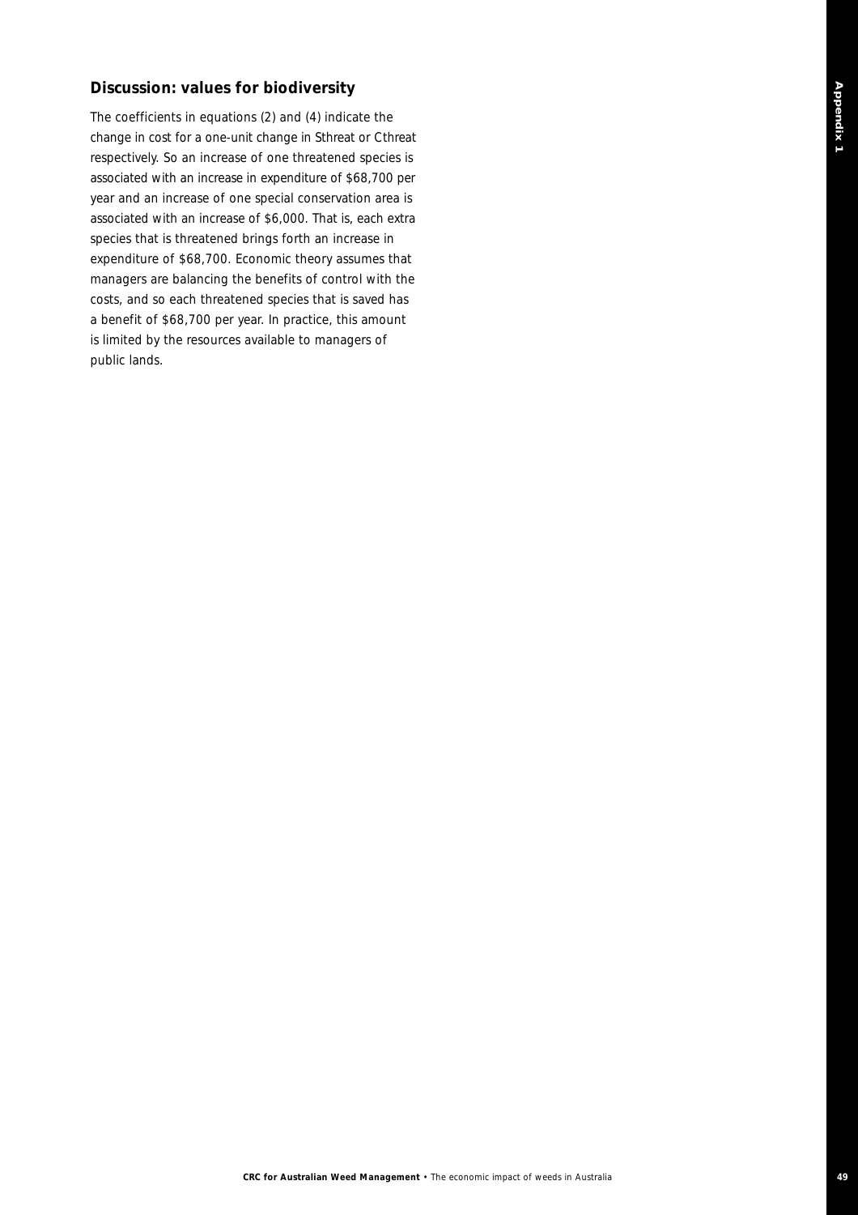## Discussion: values for biodiversity

The coefficients in equations (2) and (4) indicate the change in cost for a one-unit change in Sthreat or Cthreat respectively. So an increase of one threatened species is associated with an increase in expenditure of $68,700 per year and an increase of one special conservation area is associated with an increase of $6,000. That is, each extra species that is threatened brings forth an increase in expenditure of $68,700. Economic theory assumes that managers are balancing the benefits of control with the costs, and so each threatened species that is saved has a benefit of $68,700 per year. In practice, this amount is limited by the resources available to managers of public lands.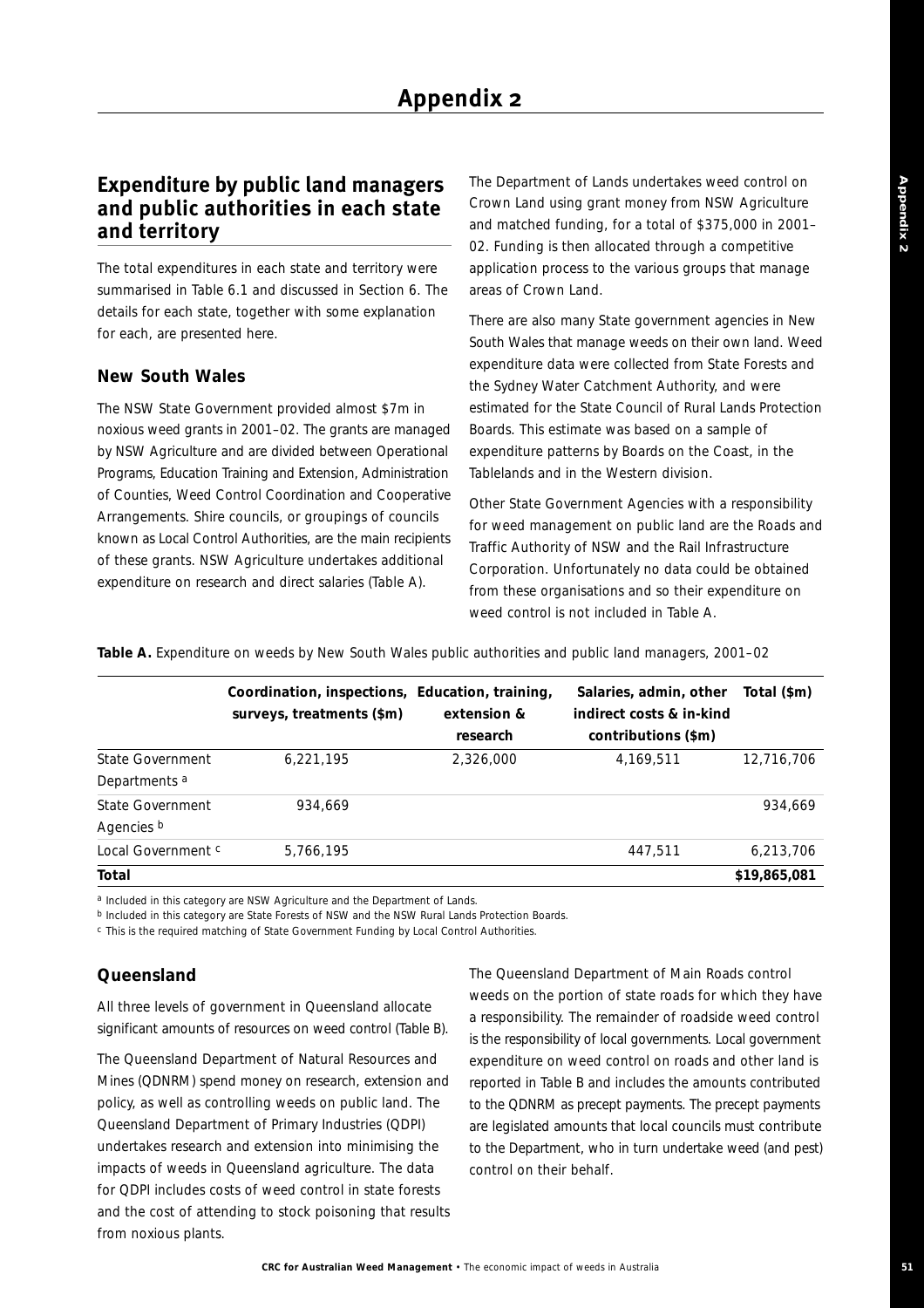# Appendix 2

## Expenditure by public land managers and public authorities in each state and territory

The total expenditures in each state and territory were summarised in Table 6.1 and discussed in Section 6. The details for each state, together with some explanation for each, are presented here.

### New South Wales

The NSW State Government provided almost $7m in noxious weed grants in 2001–02. The grants are managed by NSW Agriculture and are divided between Operational Programs, Education Training and Extension, Administration of Counties, Weed Control Coordination and Cooperative Arrangements. Shire councils, or groupings of councils known as Local Control Authorities, are the main recipients of these grants. NSW Agriculture undertakes additional expenditure on research and direct salaries (Table A).

The Department of Lands undertakes weed control on Crown Land using grant money from NSW Agriculture and matched funding, for a total of $375,000 in 2001–02. Funding is then allocated through a competitive application process to the various groups that manage areas of Crown Land.

There are also many State government agencies in New South Wales that manage weeds on their own land. Weed expenditure data were collected from State Forests and the Sydney Water Catchment Authority, and were estimated for the State Council of Rural Lands Protection Boards. This estimate was based on a sample of expenditure patterns by Boards on the Coast, in the Tablelands and in the Western division.

Other State Government Agencies with a responsibility for weed management on public land are the Roads and Traffic Authority of NSW and the Rail Infrastructure Corporation. Unfortunately no data could be obtained from these organisations and so their expenditure on weed control is not included in Table A.

**Table A.** Expenditure on weeds by New South Wales public authorities and public land managers, 2001–02

| | Coordination, inspections, surveys, treatments ($m) | Education, training, extension & research | Salaries, admin, other indirect costs & in-kind contributions ($m) | Total ($m) |
|---|---|---|---|---|
| State Government Departments [a] | 6,221,195 | 2,326,000 | 4,169,511 | 12,716,706 |
| State Government Agencies [b] | 934,669 | | | 934,669 |
| Local Government [c] | 5,766,195 | | 447,511 | 6,213,706 |
| **Total** | | | | **$19,865,081** |

[a] Included in this category are NSW Agriculture and the Department of Lands.
[b] Included in this category are State Forests of NSW and the NSW Rural Lands Protection Boards.
[c] This is the required matching of State Government Funding by Local Control Authorities.

### Queensland

All three levels of government in Queensland allocate significant amounts of resources on weed control (Table B).

The Queensland Department of Natural Resources and Mines (QDNRM) spend money on research, extension and policy, as well as controlling weeds on public land. The Queensland Department of Primary Industries (QDPI) undertakes research and extension into minimising the impacts of weeds in Queensland agriculture. The data for QDPI includes costs of weed control in state forests and the cost of attending to stock poisoning that results from noxious plants.

The Queensland Department of Main Roads control weeds on the portion of state roads for which they have a responsibility. The remainder of roadside weed control is the responsibility of local governments. Local government expenditure on weed control on roads and other land is reported in Table B and includes the amounts contributed to the QDNRM as precept payments. The precept payments are legislated amounts that local councils must contribute to the Department, who in turn undertake weed (and pest) control on their behalf.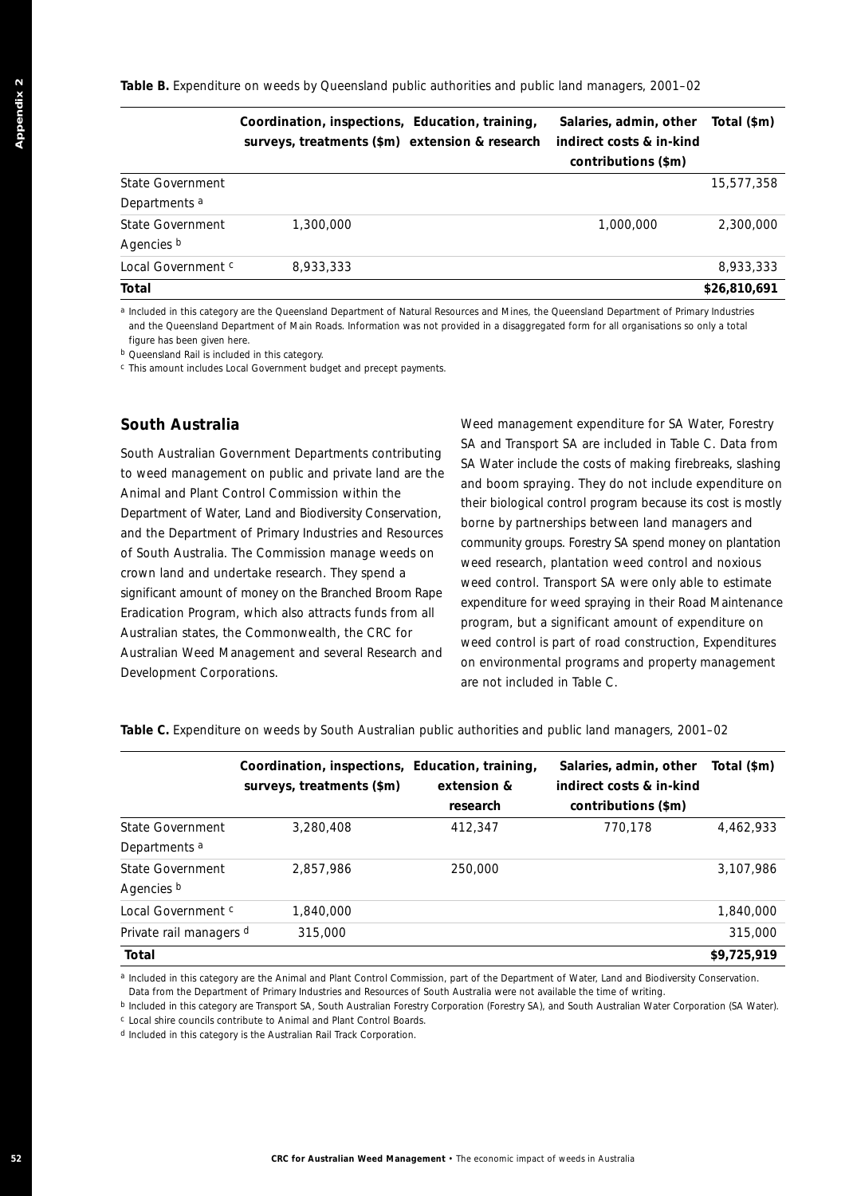**Table B.** Expenditure on weeds by Queensland public authorities and public land managers, 2001–02

| | Coordination, inspections, surveys, treatments ($m) | Education, training, extension & research | Salaries, admin, other indirect costs & in-kind contributions ($m) | Total ($m) |
|---|---|---|---|---|
| State Government Departments [a] | | | | 15,577,358 |
| State Government Agencies [b] | 1,300,000 | | 1,000,000 | 2,300,000 |
| Local Government [c] | 8,933,333 | | | 8,933,333 |
| **Total** | | | | **$26,810,691** |

[a] Included in this category are the Queensland Department of Natural Resources and Mines, the Queensland Department of Primary Industries and the Queensland Department of Main Roads. Information was not provided in a disaggregated form for all organisations so only a total figure has been given here.

[b] Queensland Rail is included in this category.

[c] This amount includes Local Government budget and precept payments.

## South Australia

South Australian Government Departments contributing to weed management on public and private land are the Animal and Plant Control Commission within the Department of Water, Land and Biodiversity Conservation, and the Department of Primary Industries and Resources of South Australia. The Commission manage weeds on crown land and undertake research. They spend a significant amount of money on the Branched Broom Rape Eradication Program, which also attracts funds from all Australian states, the Commonwealth, the CRC for Australian Weed Management and several Research and Development Corporations.

Weed management expenditure for SA Water, Forestry SA and Transport SA are included in Table C. Data from SA Water include the costs of making firebreaks, slashing and boom spraying. They do not include expenditure on their biological control program because its cost is mostly borne by partnerships between land managers and community groups. Forestry SA spend money on plantation weed research, plantation weed control and noxious weed control. Transport SA were only able to estimate expenditure for weed spraying in their Road Maintenance program, but a significant amount of expenditure on weed control is part of road construction, Expenditures on environmental programs and property management are not included in Table C.

**Table C.** Expenditure on weeds by South Australian public authorities and public land managers, 2001–02

| | Coordination, inspections, surveys, treatments ($m) | Education, training, extension & research | Salaries, admin, other indirect costs & in-kind contributions ($m) | Total ($m) |
|---|---|---|---|---|
| State Government Departments [a] | 3,280,408 | 412,347 | 770,178 | 4,462,933 |
| State Government Agencies [b] | 2,857,986 | 250,000 | | 3,107,986 |
| Local Government [c] | 1,840,000 | | | 1,840,000 |
| Private rail managers [d] | 315,000 | | | 315,000 |
| **Total** | | | | **$9,725,919** |

[a] Included in this category are the Animal and Plant Control Commission, part of the Department of Water, Land and Biodiversity Conservation. Data from the Department of Primary Industries and Resources of South Australia were not available the time of writing.

[b] Included in this category are Transport SA, South Australian Forestry Corporation (Forestry SA), and South Australian Water Corporation (SA Water).

[c] Local shire councils contribute to Animal and Plant Control Boards.

[d] Included in this category is the Australian Rail Track Corporation.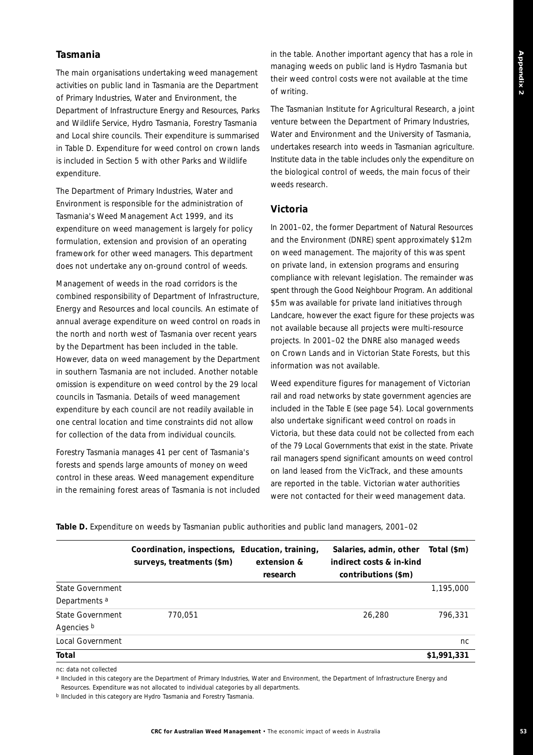## Tasmania

The main organisations undertaking weed management activities on public land in Tasmania are the Department of Primary Industries, Water and Environment, the Department of Infrastructure Energy and Resources, Parks and Wildlife Service, Hydro Tasmania, Forestry Tasmania and Local shire councils. Their expenditure is summarised in Table D. Expenditure for weed control on crown lands is included in Section 5 with other Parks and Wildlife expenditure.

The Department of Primary Industries, Water and Environment is responsible for the administration of Tasmania's Weed Management Act 1999, and its expenditure on weed management is largely for policy formulation, extension and provision of an operating framework for other weed managers. This department does not undertake any on-ground control of weeds.

Management of weeds in the road corridors is the combined responsibility of Department of Infrastructure, Energy and Resources and local councils. An estimate of annual average expenditure on weed control on roads in the north and north west of Tasmania over recent years by the Department has been included in the table. However, data on weed management by the Department in southern Tasmania are not included. Another notable omission is expenditure on weed control by the 29 local councils in Tasmania. Details of weed management expenditure by each council are not readily available in one central location and time constraints did not allow for collection of the data from individual councils.

Forestry Tasmania manages 41 per cent of Tasmania's forests and spends large amounts of money on weed control in these areas. Weed management expenditure in the remaining forest areas of Tasmania is not included in the table. Another important agency that has a role in managing weeds on public land is Hydro Tasmania but their weed control costs were not available at the time of writing.

The Tasmanian Institute for Agricultural Research, a joint venture between the Department of Primary Industries, Water and Environment and the University of Tasmania, undertakes research into weeds in Tasmanian agriculture. Institute data in the table includes only the expenditure on the biological control of weeds, the main focus of their weeds research.

## Victoria

In 2001–02, the former Department of Natural Resources and the Environment (DNRE) spent approximately $12m on weed management. The majority of this was spent on private land, in extension programs and ensuring compliance with relevant legislation. The remainder was spent through the Good Neighbour Program. An additional $5m was available for private land initiatives through Landcare, however the exact figure for these projects was not available because all projects were multi-resource projects. In 2001–02 the DNRE also managed weeds on Crown Lands and in Victorian State Forests, but this information was not available.

Weed expenditure figures for management of Victorian rail and road networks by state government agencies are included in the Table E (see page 54). Local governments also undertake significant weed control on roads in Victoria, but these data could not be collected from each of the 79 Local Governments that exist in the state. Private rail managers spend significant amounts on weed control on land leased from the VicTrack, and these amounts are reported in the table. Victorian water authorities were not contacted for their weed management data.

**Table D.** Expenditure on weeds by Tasmanian public authorities and public land managers, 2001–02

| | Coordination, inspections, surveys, treatments ($m) | Education, training, extension & research | Salaries, admin, other indirect costs & in-kind contributions ($m) | Total ($m) |
|---|---|---|---|---|
| State Government Departments [a] | | | | 1,195,000 |
| State Government Agencies [b] | 770,051 | | 26,280 | 796,331 |
| Local Government | | | | nc |
| **Total** | | | | **$1,991,331** |

nc: data not collected

[a] IIncluded in this category are the Department of Primary Industries, Water and Environment, the Department of Infrastructure Energy and Resources. Expenditure was not allocated to individual categories by all departments.

[b] IIncluded in this category are Hydro Tasmania and Forestry Tasmania.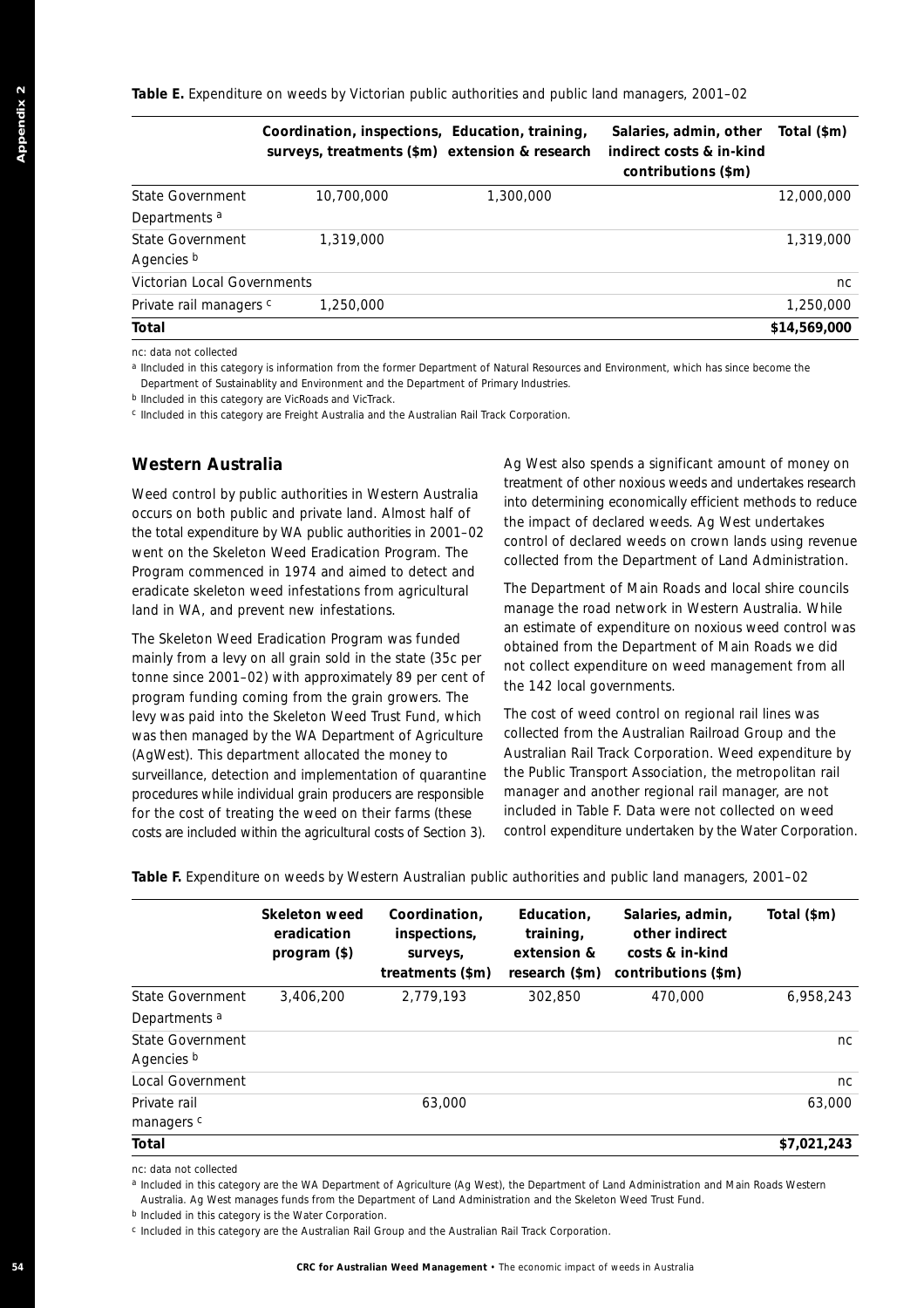**Table E.** Expenditure on weeds by Victorian public authorities and public land managers, 2001–02

| | Coordination, inspections, surveys, treatments ($m) | Education, training, extension & research | Salaries, admin, other indirect costs & in-kind contributions ($m) | Total ($m) |
|---|---|---|---|---|
| State Government Departments [a] | 10,700,000 | 1,300,000 | | 12,000,000 |
| State Government Agencies [b] | 1,319,000 | | | 1,319,000 |
| Victorian Local Governments | | | | nc |
| Private rail managers [c] | 1,250,000 | | | 1,250,000 |
| **Total** | | | | **$14,569,000** |

nc: data not collected

[a] IIncluded in this category is information from the former Department of Natural Resources and Environment, which has since become the Department of Sustainablity and Environment and the Department of Primary Industries.

[b] IIncluded in this category are VicRoads and VicTrack.

[c] IIncluded in this category are Freight Australia and the Australian Rail Track Corporation.

## Western Australia

Weed control by public authorities in Western Australia occurs on both public and private land. Almost half of the total expenditure by WA public authorities in 2001–02 went on the Skeleton Weed Eradication Program. The Program commenced in 1974 and aimed to detect and eradicate skeleton weed infestations from agricultural land in WA, and prevent new infestations.

The Skeleton Weed Eradication Program was funded mainly from a levy on all grain sold in the state (35c per tonne since 2001–02) with approximately 89 per cent of program funding coming from the grain growers. The levy was paid into the Skeleton Weed Trust Fund, which was then managed by the WA Department of Agriculture (AgWest). This department allocated the money to surveillance, detection and implementation of quarantine procedures while individual grain producers are responsible for the cost of treating the weed on their farms (these costs are included within the agricultural costs of Section 3).

Ag West also spends a significant amount of money on treatment of other noxious weeds and undertakes research into determining economically efficient methods to reduce the impact of declared weeds. Ag West undertakes control of declared weeds on crown lands using revenue collected from the Department of Land Administration.

The Department of Main Roads and local shire councils manage the road network in Western Australia. While an estimate of expenditure on noxious weed control was obtained from the Department of Main Roads we did not collect expenditure on weed management from all the 142 local governments.

The cost of weed control on regional rail lines was collected from the Australian Railroad Group and the Australian Rail Track Corporation. Weed expenditure by the Public Transport Association, the metropolitan rail manager and another regional rail manager, are not included in Table F. Data were not collected on weed control expenditure undertaken by the Water Corporation.

**Table F.** Expenditure on weeds by Western Australian public authorities and public land managers, 2001–02

| | Skeleton weed eradication program ($) | Coordination, inspections, surveys, treatments ($m) | Education, training, extension & research ($m) | Salaries, admin, other indirect costs & in-kind contributions ($m) | Total ($m) |
|---|---|---|---|---|---|
| State Government Departments [a] | 3,406,200 | 2,779,193 | 302,850 | 470,000 | 6,958,243 |
| State Government Agencies [b] | | | | | nc |
| Local Government | | | | | nc |
| Private rail managers [c] | | 63,000 | | | 63,000 |
| **Total** | | | | | **$7,021,243** |

nc: data not collected

[a] Included in this category are the WA Department of Agriculture (Ag West), the Department of Land Administration and Main Roads Western Australia. Ag West manages funds from the Department of Land Administration and the Skeleton Weed Trust Fund.

[b] Included in this category is the Water Corporation.

[c] Included in this category are the Australian Rail Group and the Australian Rail Track Corporation.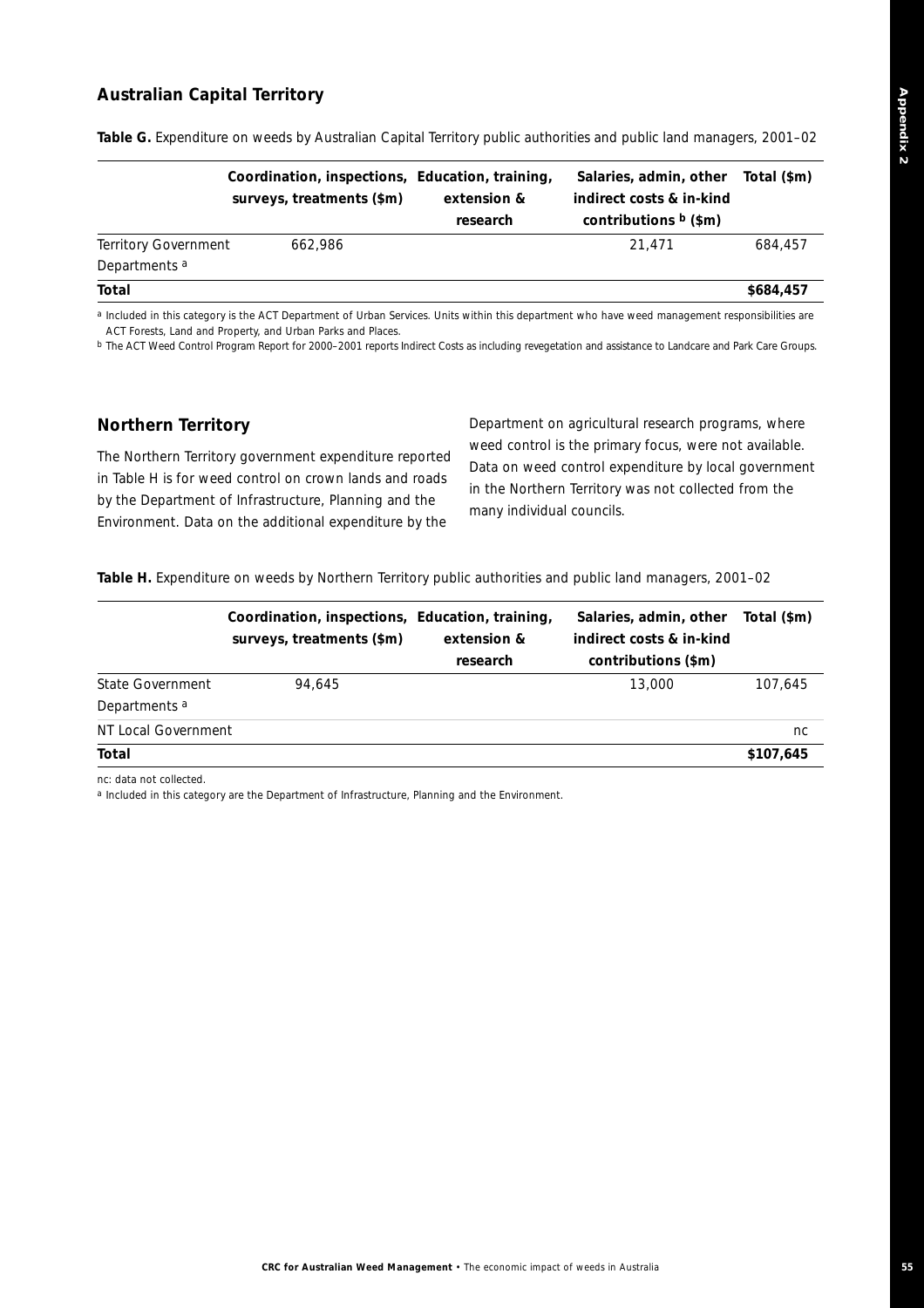## Australian Capital Territory

**Table G.** Expenditure on weeds by Australian Capital Territory public authorities and public land managers, 2001–02

| | Coordination, inspections, surveys, treatments ($m) | Education, training, extension & research | Salaries, admin, other indirect costs & in-kind contributions [b] ($m) | Total ($m) |
|---|---|---|---|---|
| Territory Government Departments [a] | 662,986 | | 21,471 | 684,457 |
| **Total** | | | | **$684,457** |

[a] Included in this category is the ACT Department of Urban Services. Units within this department who have weed management responsibilities are ACT Forests, Land and Property, and Urban Parks and Places.

[b] The ACT Weed Control Program Report for 2000–2001 reports Indirect Costs as including revegetation and assistance to Landcare and Park Care Groups.

## Northern Territory

The Northern Territory government expenditure reported in Table H is for weed control on crown lands and roads by the Department of Infrastructure, Planning and the Environment. Data on the additional expenditure by the Department on agricultural research programs, where weed control is the primary focus, were not available. Data on weed control expenditure by local government in the Northern Territory was not collected from the many individual councils.

**Table H.** Expenditure on weeds by Northern Territory public authorities and public land managers, 2001–02

| | Coordination, inspections, surveys, treatments ($m) | Education, training, extension & research | Salaries, admin, other indirect costs & in-kind contributions ($m) | Total ($m) |
|---|---|---|---|---|
| State Government Departments [a] | 94,645 | | 13,000 | 107,645 |
| NT Local Government | | | | nc |
| **Total** | | | | **$107,645** |

nc: data not collected.

[a] Included in this category are the Department of Infrastructure, Planning and the Environment.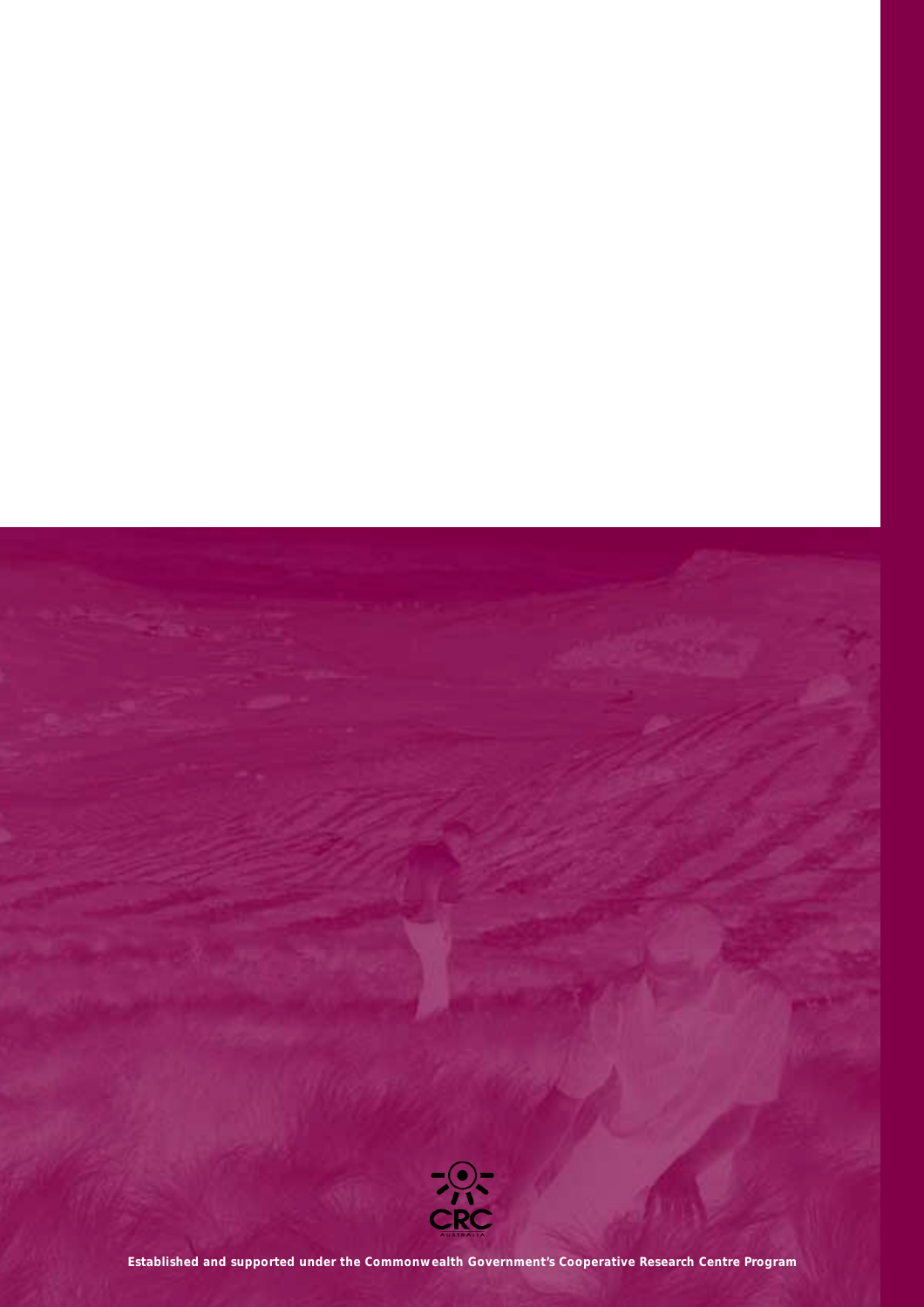CRC AUSTRALIA

**Established and supported under the Commonwealth Government's Cooperative Research Centre Program**